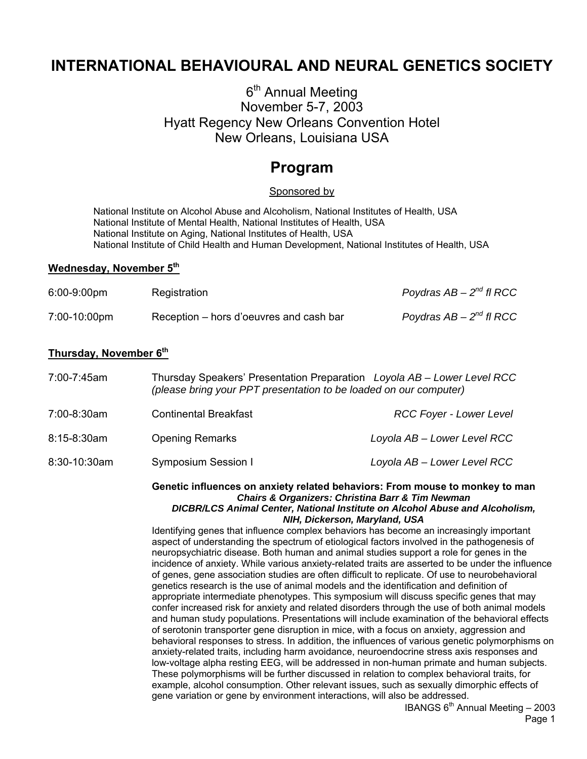# INTERNATIONAL BEHAVIOURAL AND NEURAL GENETICS SOCIETY

6th Annual Meeting
November 5-7, 2003
Hyatt Regency New Orleans Convention Hotel
New Orleans, Louisiana USA

## Program

Sponsored by

National Institute on Alcohol Abuse and Alcoholism, National Institutes of Health, USA
National Institute of Mental Health, National Institutes of Health, USA
National Institute on Aging, National Institutes of Health, USA
National Institute of Child Health and Human Development, National Institutes of Health, USA

### Wednesday, November 5th

| | | |
|---|---|---|
| 6:00-9:00pm | Registration | *Poydras AB – 2nd fl RCC* |
| 7:00-10:00pm | Reception – hors d'oeuvres and cash bar | *Poydras AB – 2nd fl RCC* |

### Thursday, November 6th

| | | |
|---|---|---|
| 7:00-7:45am | Thursday Speakers' Presentation Preparation *(please bring your PPT presentation to be loaded on our computer)* | *Loyola AB – Lower Level RCC* |
| 7:00-8:30am | Continental Breakfast | *RCC Foyer - Lower Level* |
| 8:15-8:30am | Opening Remarks | *Loyola AB – Lower Level RCC* |
| 8:30-10:30am | Symposium Session I | *Loyola AB – Lower Level RCC* |

**Genetic influences on anxiety related behaviors: From mouse to monkey to man**
***Chairs & Organizers: Christina Barr & Tim Newman***
***DICBR/LCS Animal Center, National Institute on Alcohol Abuse and Alcoholism, NIH, Dickerson, Maryland, USA***

Identifying genes that influence complex behaviors has become an increasingly important aspect of understanding the spectrum of etiological factors involved in the pathogenesis of neuropsychiatric disease. Both human and animal studies support a role for genes in the incidence of anxiety. While various anxiety-related traits are asserted to be under the influence of genes, gene association studies are often difficult to replicate. Of use to neurobehavioral genetics research is the use of animal models and the identification and definition of appropriate intermediate phenotypes. This symposium will discuss specific genes that may confer increased risk for anxiety and related disorders through the use of both animal models and human study populations. Presentations will include examination of the behavioral effects of serotonin transporter gene disruption in mice, with a focus on anxiety, aggression and behavioral responses to stress. In addition, the influences of various genetic polymorphisms on anxiety-related traits, including harm avoidance, neuroendocrine stress axis responses and low-voltage alpha resting EEG, will be addressed in non-human primate and human subjects. These polymorphisms will be further discussed in relation to complex behavioral traits, for example, alcohol consumption. Other relevant issues, such as sexually dimorphic effects of gene variation or gene by environment interactions, will also be addressed.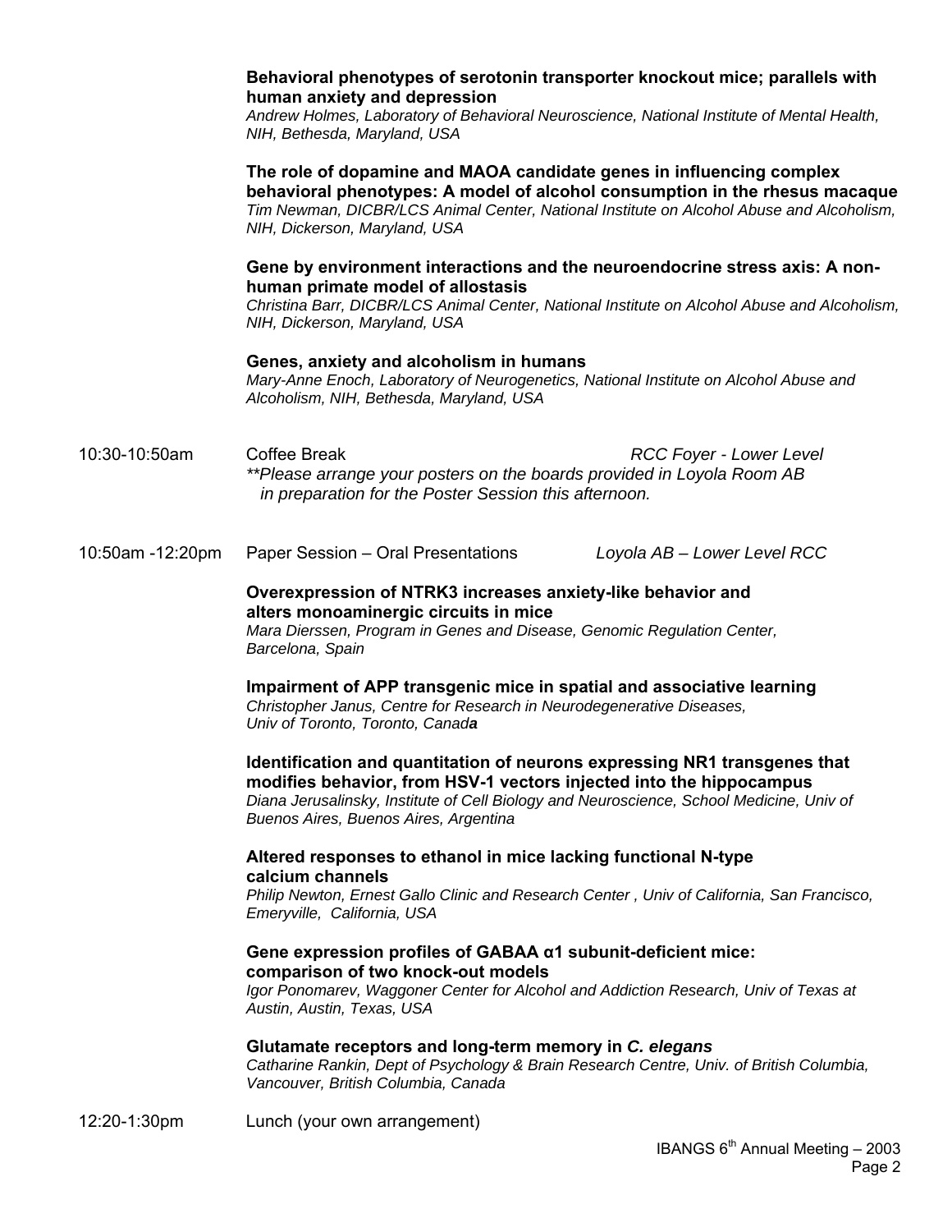**Behavioral phenotypes of serotonin transporter knockout mice; parallels with human anxiety and depression**
*Andrew Holmes, Laboratory of Behavioral Neuroscience, National Institute of Mental Health, NIH, Bethesda, Maryland, USA*

**The role of dopamine and MAOA candidate genes in influencing complex behavioral phenotypes: A model of alcohol consumption in the rhesus macaque**
*Tim Newman, DICBR/LCS Animal Center, National Institute on Alcohol Abuse and Alcoholism, NIH, Dickerson, Maryland, USA*

**Gene by environment interactions and the neuroendocrine stress axis: A non-human primate model of allostasis**
*Christina Barr, DICBR/LCS Animal Center, National Institute on Alcohol Abuse and Alcoholism, NIH, Dickerson, Maryland, USA*

**Genes, anxiety and alcoholism in humans**
*Mary-Anne Enoch, Laboratory of Neurogenetics, National Institute on Alcohol Abuse and Alcoholism, NIH, Bethesda, Maryland, USA*

10:30-10:50am Coffee Break *RCC Foyer - Lower Level*

*\*\*Please arrange your posters on the boards provided in Loyola Room AB in preparation for the Poster Session this afternoon.*

10:50am -12:20pm Paper Session – Oral Presentations *Loyola AB – Lower Level RCC*

**Overexpression of NTRK3 increases anxiety-like behavior and alters monoaminergic circuits in mice**
*Mara Dierssen, Program in Genes and Disease, Genomic Regulation Center, Barcelona, Spain*

**Impairment of APP transgenic mice in spatial and associative learning**
*Christopher Janus, Centre for Research in Neurodegenerative Diseases, Univ of Toronto, Toronto, Canada*

**Identification and quantitation of neurons expressing NR1 transgenes that modifies behavior, from HSV-1 vectors injected into the hippocampus**
*Diana Jerusalinsky, Institute of Cell Biology and Neuroscience, School Medicine, Univ of Buenos Aires, Buenos Aires, Argentina*

**Altered responses to ethanol in mice lacking functional N-type calcium channels**
*Philip Newton, Ernest Gallo Clinic and Research Center , Univ of California, San Francisco, Emeryville, California, USA*

**Gene expression profiles of GABAA α1 subunit-deficient mice: comparison of two knock-out models**
*Igor Ponomarev, Waggoner Center for Alcohol and Addiction Research, Univ of Texas at Austin, Austin, Texas, USA*

**Glutamate receptors and long-term memory in *C. elegans***
*Catharine Rankin, Dept of Psychology & Brain Research Centre, Univ. of British Columbia, Vancouver, British Columbia, Canada*

12:20-1:30pm Lunch (your own arrangement)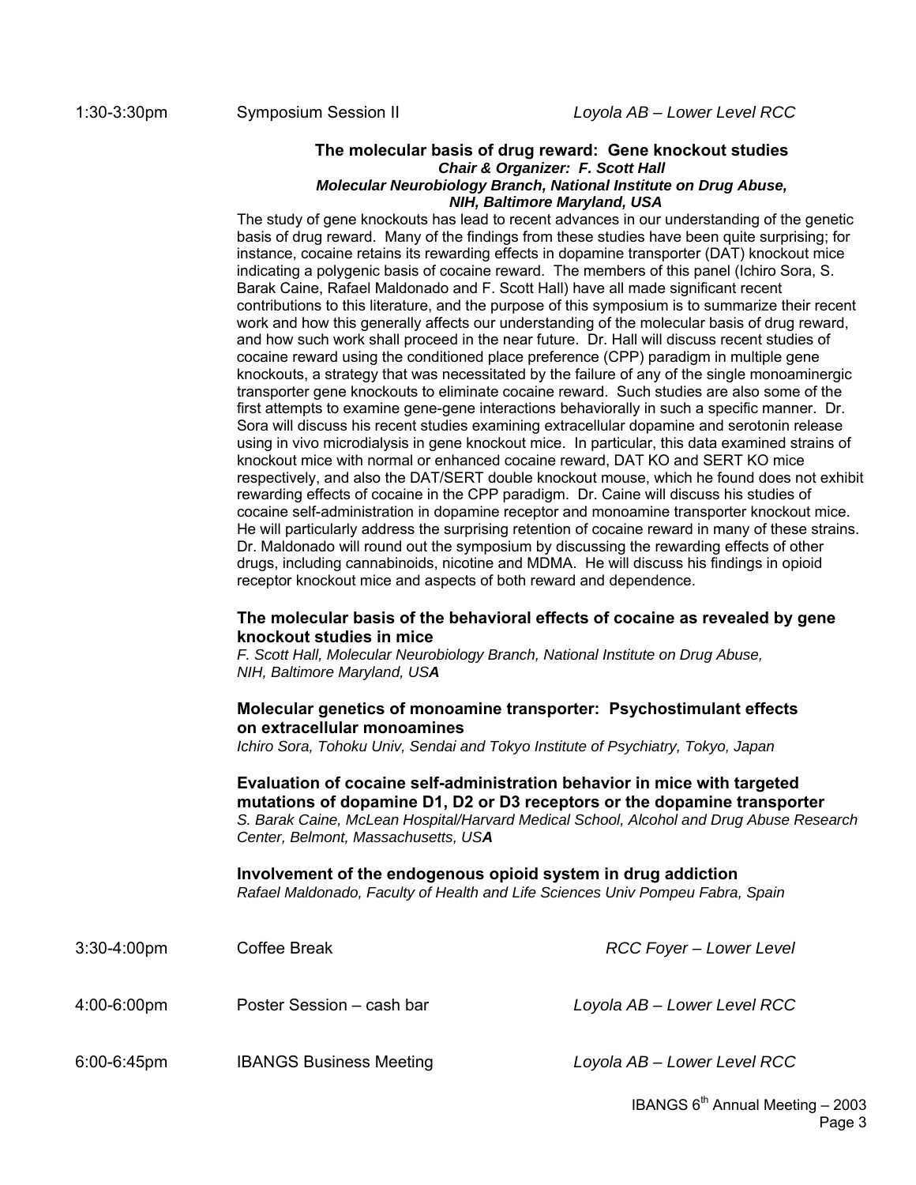1:30-3:30pm Symposium Session II *Loyola AB – Lower Level RCC*

### The molecular basis of drug reward: Gene knockout studies

***Chair & Organizer: F. Scott Hall***
***Molecular Neurobiology Branch, National Institute on Drug Abuse, NIH, Baltimore Maryland, USA***

The study of gene knockouts has lead to recent advances in our understanding of the genetic basis of drug reward. Many of the findings from these studies have been quite surprising; for instance, cocaine retains its rewarding effects in dopamine transporter (DAT) knockout mice indicating a polygenic basis of cocaine reward. The members of this panel (Ichiro Sora, S. Barak Caine, Rafael Maldonado and F. Scott Hall) have all made significant recent contributions to this literature, and the purpose of this symposium is to summarize their recent work and how this generally affects our understanding of the molecular basis of drug reward, and how such work shall proceed in the near future. Dr. Hall will discuss recent studies of cocaine reward using the conditioned place preference (CPP) paradigm in multiple gene knockouts, a strategy that was necessitated by the failure of any of the single monoaminergic transporter gene knockouts to eliminate cocaine reward. Such studies are also some of the first attempts to examine gene-gene interactions behaviorally in such a specific manner. Dr. Sora will discuss his recent studies examining extracellular dopamine and serotonin release using in vivo microdialysis in gene knockout mice. In particular, this data examined strains of knockout mice with normal or enhanced cocaine reward, DAT KO and SERT KO mice respectively, and also the DAT/SERT double knockout mouse, which he found does not exhibit rewarding effects of cocaine in the CPP paradigm. Dr. Caine will discuss his studies of cocaine self-administration in dopamine receptor and monoamine transporter knockout mice. He will particularly address the surprising retention of cocaine reward in many of these strains. Dr. Maldonado will round out the symposium by discussing the rewarding effects of other drugs, including cannabinoids, nicotine and MDMA. He will discuss his findings in opioid receptor knockout mice and aspects of both reward and dependence.

**The molecular basis of the behavioral effects of cocaine as revealed by gene knockout studies in mice**
*F. Scott Hall, Molecular Neurobiology Branch, National Institute on Drug Abuse, NIH, Baltimore Maryland, USA*

**Molecular genetics of monoamine transporter: Psychostimulant effects on extracellular monoamines**
*Ichiro Sora, Tohoku Univ, Sendai and Tokyo Institute of Psychiatry, Tokyo, Japan*

**Evaluation of cocaine self-administration behavior in mice with targeted mutations of dopamine D1, D2 or D3 receptors or the dopamine transporter**
*S. Barak Caine, McLean Hospital/Harvard Medical School, Alcohol and Drug Abuse Research Center, Belmont, Massachusetts, USA*

**Involvement of the endogenous opioid system in drug addiction**
*Rafael Maldonado, Faculty of Health and Life Sciences Univ Pompeu Fabra, Spain*

3:30-4:00pm Coffee Break *RCC Foyer – Lower Level*

4:00-6:00pm Poster Session – cash bar *Loyola AB – Lower Level RCC*

6:00-6:45pm IBANGS Business Meeting *Loyola AB – Lower Level RCC*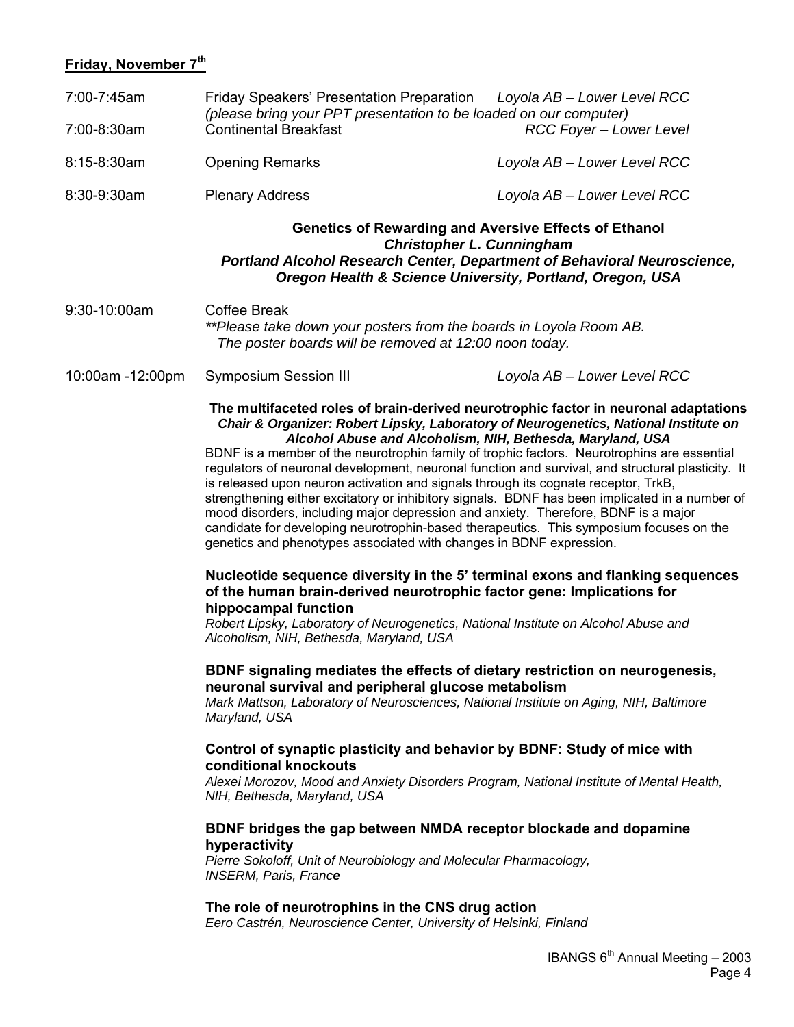## Friday, November 7th

| | | |
|---|---|---|
| 7:00-7:45am | Friday Speakers' Presentation Preparation *(please bring your PPT presentation to be loaded on our computer)* | *Loyola AB – Lower Level RCC* |
| 7:00-8:30am | Continental Breakfast | *RCC Foyer – Lower Level* |
| 8:15-8:30am | Opening Remarks | *Loyola AB – Lower Level RCC* |
| 8:30-9:30am | Plenary Address | *Loyola AB – Lower Level RCC* |

**Genetics of Rewarding and Aversive Effects of Ethanol**
***Christopher L. Cunningham***
***Portland Alcohol Research Center, Department of Behavioral Neuroscience, Oregon Health & Science University, Portland, Oregon, USA***

9:30-10:00am Coffee Break
*\*\*Please take down your posters from the boards in Loyola Room AB. The poster boards will be removed at 12:00 noon today.*

10:00am -12:00pm Symposium Session III *Loyola AB – Lower Level RCC*

**The multifaceted roles of brain-derived neurotrophic factor in neuronal adaptations**
***Chair & Organizer: Robert Lipsky, Laboratory of Neurogenetics, National Institute on Alcohol Abuse and Alcoholism, NIH, Bethesda, Maryland, USA***

BDNF is a member of the neurotrophin family of trophic factors. Neurotrophins are essential regulators of neuronal development, neuronal function and survival, and structural plasticity. It is released upon neuron activation and signals through its cognate receptor, TrkB, strengthening either excitatory or inhibitory signals. BDNF has been implicated in a number of mood disorders, including major depression and anxiety. Therefore, BDNF is a major candidate for developing neurotrophin-based therapeutics. This symposium focuses on the genetics and phenotypes associated with changes in BDNF expression.

**Nucleotide sequence diversity in the 5' terminal exons and flanking sequences of the human brain-derived neurotrophic factor gene: Implications for hippocampal function**
*Robert Lipsky, Laboratory of Neurogenetics, National Institute on Alcohol Abuse and Alcoholism, NIH, Bethesda, Maryland, USA*

**BDNF signaling mediates the effects of dietary restriction on neurogenesis, neuronal survival and peripheral glucose metabolism**
*Mark Mattson, Laboratory of Neurosciences, National Institute on Aging, NIH, Baltimore Maryland, USA*

**Control of synaptic plasticity and behavior by BDNF: Study of mice with conditional knockouts**
*Alexei Morozov, Mood and Anxiety Disorders Program, National Institute of Mental Health, NIH, Bethesda, Maryland, USA*

**BDNF bridges the gap between NMDA receptor blockade and dopamine hyperactivity**
*Pierre Sokoloff, Unit of Neurobiology and Molecular Pharmacology, INSERM, Paris, France*

**The role of neurotrophins in the CNS drug action**
*Eero Castrén, Neuroscience Center, University of Helsinki, Finland*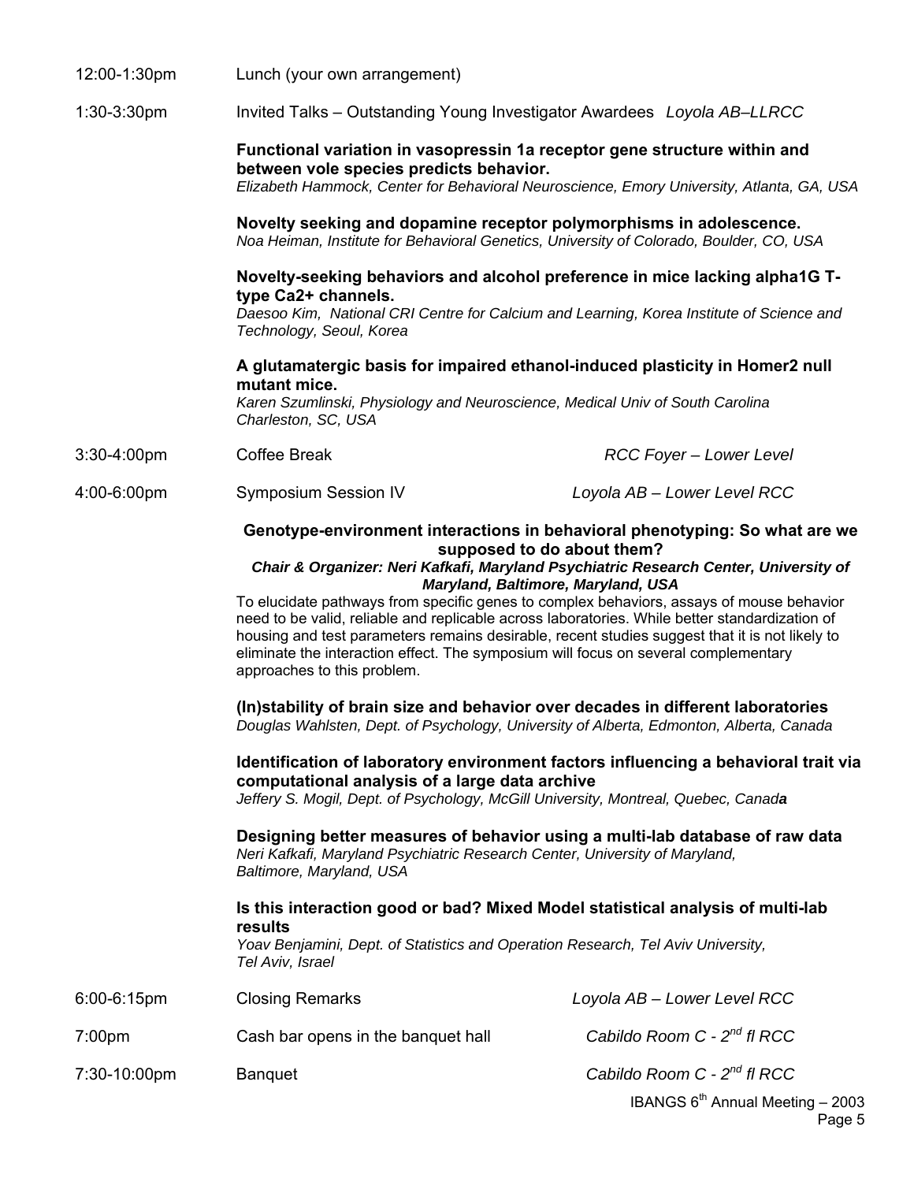**12:00-1:30pm** Lunch (your own arrangement)

**1:30-3:30pm** Invited Talks – Outstanding Young Investigator Awardees *Loyola AB–LLRCC*

**Functional variation in vasopressin 1a receptor gene structure within and between vole species predicts behavior.**
*Elizabeth Hammock, Center for Behavioral Neuroscience, Emory University, Atlanta, GA, USA*

**Novelty seeking and dopamine receptor polymorphisms in adolescence.**
*Noa Heiman, Institute for Behavioral Genetics, University of Colorado, Boulder, CO, USA*

**Novelty-seeking behaviors and alcohol preference in mice lacking alpha1G T-type Ca2+ channels.**
*Daesoo Kim, National CRI Centre for Calcium and Learning, Korea Institute of Science and Technology, Seoul, Korea*

**A glutamatergic basis for impaired ethanol-induced plasticity in Homer2 null mutant mice.**
*Karen Szumlinski, Physiology and Neuroscience, Medical Univ of South Carolina Charleston, SC, USA*

**3:30-4:00pm** Coffee Break *RCC Foyer – Lower Level*

**4:00-6:00pm** Symposium Session IV *Loyola AB – Lower Level RCC*

**Genotype-environment interactions in behavioral phenotyping: So what are we supposed to do about them?**
***Chair & Organizer: Neri Kafkafi, Maryland Psychiatric Research Center, University of Maryland, Baltimore, Maryland, USA***

To elucidate pathways from specific genes to complex behaviors, assays of mouse behavior need to be valid, reliable and replicable across laboratories. While better standardization of housing and test parameters remains desirable, recent studies suggest that it is not likely to eliminate the interaction effect. The symposium will focus on several complementary approaches to this problem.

**(In)stability of brain size and behavior over decades in different laboratories**
*Douglas Wahlsten, Dept. of Psychology, University of Alberta, Edmonton, Alberta, Canada*

**Identification of laboratory environment factors influencing a behavioral trait via computational analysis of a large data archive**
*Jeffery S. Mogil, Dept. of Psychology, McGill University, Montreal, Quebec, Canada*

**Designing better measures of behavior using a multi-lab database of raw data**
*Neri Kafkafi, Maryland Psychiatric Research Center, University of Maryland, Baltimore, Maryland, USA*

**Is this interaction good or bad? Mixed Model statistical analysis of multi-lab results**
*Yoav Benjamini, Dept. of Statistics and Operation Research, Tel Aviv University, Tel Aviv, Israel*

**6:00-6:15pm** Closing Remarks *Loyola AB – Lower Level RCC*

**7:00pm** Cash bar opens in the banquet hall *Cabildo Room C - 2nd fl RCC*

**7:30-10:00pm** Banquet *Cabildo Room C - 2nd fl RCC*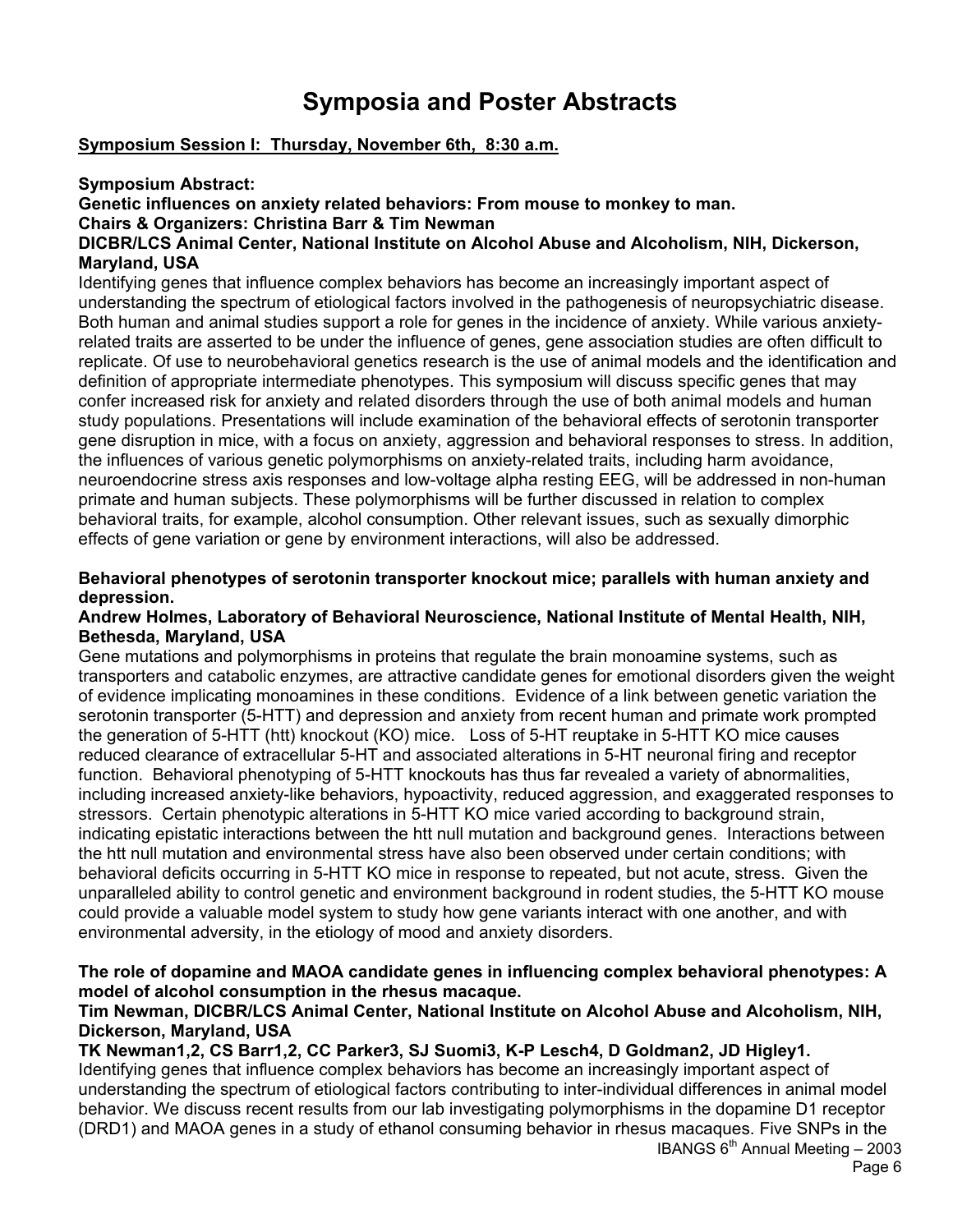# Symposia and Poster Abstracts

**Symposium Session I: Thursday, November 6th, 8:30 a.m.**

**Symposium Abstract:**
**Genetic influences on anxiety related behaviors: From mouse to monkey to man.**
**Chairs & Organizers: Christina Barr & Tim Newman**
**DICBR/LCS Animal Center, National Institute on Alcohol Abuse and Alcoholism, NIH, Dickerson, Maryland, USA**

Identifying genes that influence complex behaviors has become an increasingly important aspect of understanding the spectrum of etiological factors involved in the pathogenesis of neuropsychiatric disease. Both human and animal studies support a role for genes in the incidence of anxiety. While various anxiety-related traits are asserted to be under the influence of genes, gene association studies are often difficult to replicate. Of use to neurobehavioral genetics research is the use of animal models and the identification and definition of appropriate intermediate phenotypes. This symposium will discuss specific genes that may confer increased risk for anxiety and related disorders through the use of both animal models and human study populations. Presentations will include examination of the behavioral effects of serotonin transporter gene disruption in mice, with a focus on anxiety, aggression and behavioral responses to stress. In addition, the influences of various genetic polymorphisms on anxiety-related traits, including harm avoidance, neuroendocrine stress axis responses and low-voltage alpha resting EEG, will be addressed in non-human primate and human subjects. These polymorphisms will be further discussed in relation to complex behavioral traits, for example, alcohol consumption. Other relevant issues, such as sexually dimorphic effects of gene variation or gene by environment interactions, will also be addressed.

**Behavioral phenotypes of serotonin transporter knockout mice; parallels with human anxiety and depression.**
**Andrew Holmes, Laboratory of Behavioral Neuroscience, National Institute of Mental Health, NIH, Bethesda, Maryland, USA**

Gene mutations and polymorphisms in proteins that regulate the brain monoamine systems, such as transporters and catabolic enzymes, are attractive candidate genes for emotional disorders given the weight of evidence implicating monoamines in these conditions. Evidence of a link between genetic variation the serotonin transporter (5-HTT) and depression and anxiety from recent human and primate work prompted the generation of 5-HTT (htt) knockout (KO) mice. Loss of 5-HT reuptake in 5-HTT KO mice causes reduced clearance of extracellular 5-HT and associated alterations in 5-HT neuronal firing and receptor function. Behavioral phenotyping of 5-HTT knockouts has thus far revealed a variety of abnormalities, including increased anxiety-like behaviors, hypoactivity, reduced aggression, and exaggerated responses to stressors. Certain phenotypic alterations in 5-HTT KO mice varied according to background strain, indicating epistatic interactions between the htt null mutation and background genes. Interactions between the htt null mutation and environmental stress have also been observed under certain conditions; with behavioral deficits occurring in 5-HTT KO mice in response to repeated, but not acute, stress. Given the unparalleled ability to control genetic and environment background in rodent studies, the 5-HTT KO mouse could provide a valuable model system to study how gene variants interact with one another, and with environmental adversity, in the etiology of mood and anxiety disorders.

**The role of dopamine and MAOA candidate genes in influencing complex behavioral phenotypes: A model of alcohol consumption in the rhesus macaque.**
**Tim Newman, DICBR/LCS Animal Center, National Institute on Alcohol Abuse and Alcoholism, NIH, Dickerson, Maryland, USA**
**TK Newman[1,2], CS Barr[1,2], CC Parker[3], SJ Suomi[3], K-P Lesch[4], D Goldman[2], JD Higley[1].**

Identifying genes that influence complex behaviors has become an increasingly important aspect of understanding the spectrum of etiological factors contributing to inter-individual differences in animal model behavior. We discuss recent results from our lab investigating polymorphisms in the dopamine D1 receptor (DRD1) and MAOA genes in a study of ethanol consuming behavior in rhesus macaques. Five SNPs in the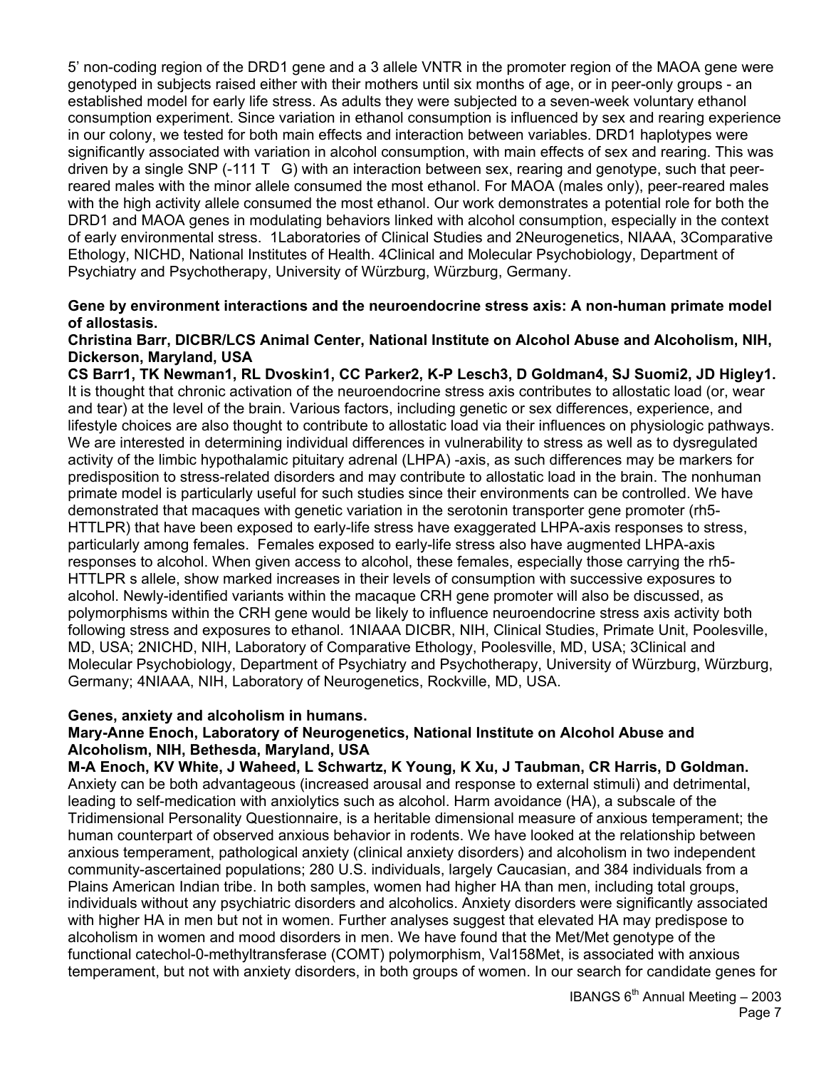5' non-coding region of the DRD1 gene and a 3 allele VNTR in the promoter region of the MAOA gene were genotyped in subjects raised either with their mothers until six months of age, or in peer-only groups - an established model for early life stress. As adults they were subjected to a seven-week voluntary ethanol consumption experiment. Since variation in ethanol consumption is influenced by sex and rearing experience in our colony, we tested for both main effects and interaction between variables. DRD1 haplotypes were significantly associated with variation in alcohol consumption, with main effects of sex and rearing. This was driven by a single SNP (-111 T G) with an interaction between sex, rearing and genotype, such that peer-reared males with the minor allele consumed the most ethanol. For MAOA (males only), peer-reared males with the high activity allele consumed the most ethanol. Our work demonstrates a potential role for both the DRD1 and MAOA genes in modulating behaviors linked with alcohol consumption, especially in the context of early environmental stress. 1Laboratories of Clinical Studies and 2Neurogenetics, NIAAA, 3Comparative Ethology, NICHD, National Institutes of Health. 4Clinical and Molecular Psychobiology, Department of Psychiatry and Psychotherapy, University of Würzburg, Würzburg, Germany.

**Gene by environment interactions and the neuroendocrine stress axis: A non-human primate model of allostasis.**

**Christina Barr, DICBR/LCS Animal Center, National Institute on Alcohol Abuse and Alcoholism, NIH, Dickerson, Maryland, USA**

**CS Barr1, TK Newman1, RL Dvoskin1, CC Parker2, K-P Lesch3, D Goldman4, SJ Suomi2, JD Higley1.** It is thought that chronic activation of the neuroendocrine stress axis contributes to allostatic load (or, wear and tear) at the level of the brain. Various factors, including genetic or sex differences, experience, and lifestyle choices are also thought to contribute to allostatic load via their influences on physiologic pathways. We are interested in determining individual differences in vulnerability to stress as well as to dysregulated activity of the limbic hypothalamic pituitary adrenal (LHPA) -axis, as such differences may be markers for predisposition to stress-related disorders and may contribute to allostatic load in the brain. The nonhuman primate model is particularly useful for such studies since their environments can be controlled. We have demonstrated that macaques with genetic variation in the serotonin transporter gene promoter (rh5-HTTLPR) that have been exposed to early-life stress have exaggerated LHPA-axis responses to stress, particularly among females. Females exposed to early-life stress also have augmented LHPA-axis responses to alcohol. When given access to alcohol, these females, especially those carrying the rh5-HTTLPR s allele, show marked increases in their levels of consumption with successive exposures to alcohol. Newly-identified variants within the macaque CRH gene promoter will also be discussed, as polymorphisms within the CRH gene would be likely to influence neuroendocrine stress axis activity both following stress and exposures to ethanol. 1NIAAA DICBR, NIH, Clinical Studies, Primate Unit, Poolesville, MD, USA; 2NICHD, NIH, Laboratory of Comparative Ethology, Poolesville, MD, USA; 3Clinical and Molecular Psychobiology, Department of Psychiatry and Psychotherapy, University of Würzburg, Würzburg, Germany; 4NIAAA, NIH, Laboratory of Neurogenetics, Rockville, MD, USA.

**Genes, anxiety and alcoholism in humans.**

**Mary-Anne Enoch, Laboratory of Neurogenetics, National Institute on Alcohol Abuse and Alcoholism, NIH, Bethesda, Maryland, USA**

**M-A Enoch, KV White, J Waheed, L Schwartz, K Young, K Xu, J Taubman, CR Harris, D Goldman.** Anxiety can be both advantageous (increased arousal and response to external stimuli) and detrimental, leading to self-medication with anxiolytics such as alcohol. Harm avoidance (HA), a subscale of the Tridimensional Personality Questionnaire, is a heritable dimensional measure of anxious temperament; the human counterpart of observed anxious behavior in rodents. We have looked at the relationship between anxious temperament, pathological anxiety (clinical anxiety disorders) and alcoholism in two independent community-ascertained populations; 280 U.S. individuals, largely Caucasian, and 384 individuals from a Plains American Indian tribe. In both samples, women had higher HA than men, including total groups, individuals without any psychiatric disorders and alcoholics. Anxiety disorders were significantly associated with higher HA in men but not in women. Further analyses suggest that elevated HA may predispose to alcoholism in women and mood disorders in men. We have found that the Met/Met genotype of the functional catechol-0-methyltransferase (COMT) polymorphism, Val158Met, is associated with anxious temperament, but not with anxiety disorders, in both groups of women. In our search for candidate genes for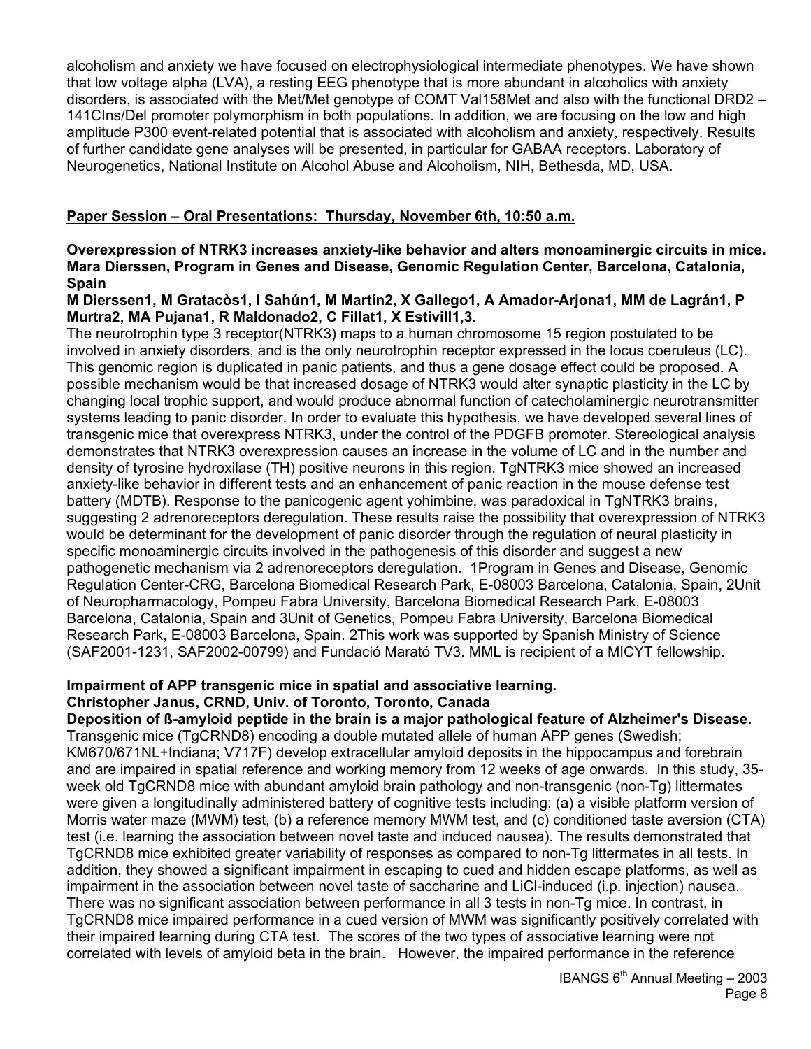alcoholism and anxiety we have focused on electrophysiological intermediate phenotypes. We have shown that low voltage alpha (LVA), a resting EEG phenotype that is more abundant in alcoholics with anxiety disorders, is associated with the Met/Met genotype of COMT Val158Met and also with the functional DRD2 –141CIns/Del promoter polymorphism in both populations. In addition, we are focusing on the low and high amplitude P300 event-related potential that is associated with alcoholism and anxiety, respectively. Results of further candidate gene analyses will be presented, in particular for GABAA receptors. Laboratory of Neurogenetics, National Institute on Alcohol Abuse and Alcoholism, NIH, Bethesda, MD, USA.

## Paper Session – Oral Presentations: Thursday, November 6th, 10:50 a.m.

**Overexpression of NTRK3 increases anxiety-like behavior and alters monoaminergic circuits in mice. Mara Dierssen, Program in Genes and Disease, Genomic Regulation Center, Barcelona, Catalonia, Spain**

**M Dierssen1, M Gratacòs1, I Sahún1, M Martín2, X Gallego1, A Amador-Arjona1, MM de Lagrán1, P Murtra2, MA Pujana1, R Maldonado2, C Fillat1, X Estivill1,3.**

The neurotrophin type 3 receptor(NTRK3) maps to a human chromosome 15 region postulated to be involved in anxiety disorders, and is the only neurotrophin receptor expressed in the locus coeruleus (LC). This genomic region is duplicated in panic patients, and thus a gene dosage effect could be proposed. A possible mechanism would be that increased dosage of NTRK3 would alter synaptic plasticity in the LC by changing local trophic support, and would produce abnormal function of catecholaminergic neurotransmitter systems leading to panic disorder. In order to evaluate this hypothesis, we have developed several lines of transgenic mice that overexpress NTRK3, under the control of the PDGFB promoter. Stereological analysis demonstrates that NTRK3 overexpression causes an increase in the volume of LC and in the number and density of tyrosine hydroxilase (TH) positive neurons in this region. TgNTRK3 mice showed an increased anxiety-like behavior in different tests and an enhancement of panic reaction in the mouse defense test battery (MDTB). Response to the panicogenic agent yohimbine, was paradoxical in TgNTRK3 brains, suggesting 2 adrenoreceptors deregulation. These results raise the possibility that overexpression of NTRK3 would be determinant for the development of panic disorder through the regulation of neural plasticity in specific monoaminergic circuits involved in the pathogenesis of this disorder and suggest a new pathogenetic mechanism via 2 adrenoreceptors deregulation. 1Program in Genes and Disease, Genomic Regulation Center-CRG, Barcelona Biomedical Research Park, E-08003 Barcelona, Catalonia, Spain, 2Unit of Neuropharmacology, Pompeu Fabra University, Barcelona Biomedical Research Park, E-08003 Barcelona, Catalonia, Spain and 3Unit of Genetics, Pompeu Fabra University, Barcelona Biomedical Research Park, E-08003 Barcelona, Spain. 2This work was supported by Spanish Ministry of Science (SAF2001-1231, SAF2002-00799) and Fundació Marató TV3. MML is recipient of a MICYT fellowship.

**Impairment of APP transgenic mice in spatial and associative learning.**
**Christopher Janus, CRND, Univ. of Toronto, Toronto, Canada**
**Deposition of ß-amyloid peptide in the brain is a major pathological feature of Alzheimer's Disease.**
Transgenic mice (TgCRND8) encoding a double mutated allele of human APP genes (Swedish; KM670/671NL+Indiana; V717F) develop extracellular amyloid deposits in the hippocampus and forebrain and are impaired in spatial reference and working memory from 12 weeks of age onwards. In this study, 35-week old TgCRND8 mice with abundant amyloid brain pathology and non-transgenic (non-Tg) littermates were given a longitudinally administered battery of cognitive tests including: (a) a visible platform version of Morris water maze (MWM) test, (b) a reference memory MWM test, and (c) conditioned taste aversion (CTA) test (i.e. learning the association between novel taste and induced nausea). The results demonstrated that TgCRND8 mice exhibited greater variability of responses as compared to non-Tg littermates in all tests. In addition, they showed a significant impairment in escaping to cued and hidden escape platforms, as well as impairment in the association between novel taste of saccharine and LiCl-induced (i.p. injection) nausea. There was no significant association between performance in all 3 tests in non-Tg mice. In contrast, in TgCRND8 mice impaired performance in a cued version of MWM was significantly positively correlated with their impaired learning during CTA test. The scores of the two types of associative learning were not correlated with levels of amyloid beta in the brain. However, the impaired performance in the reference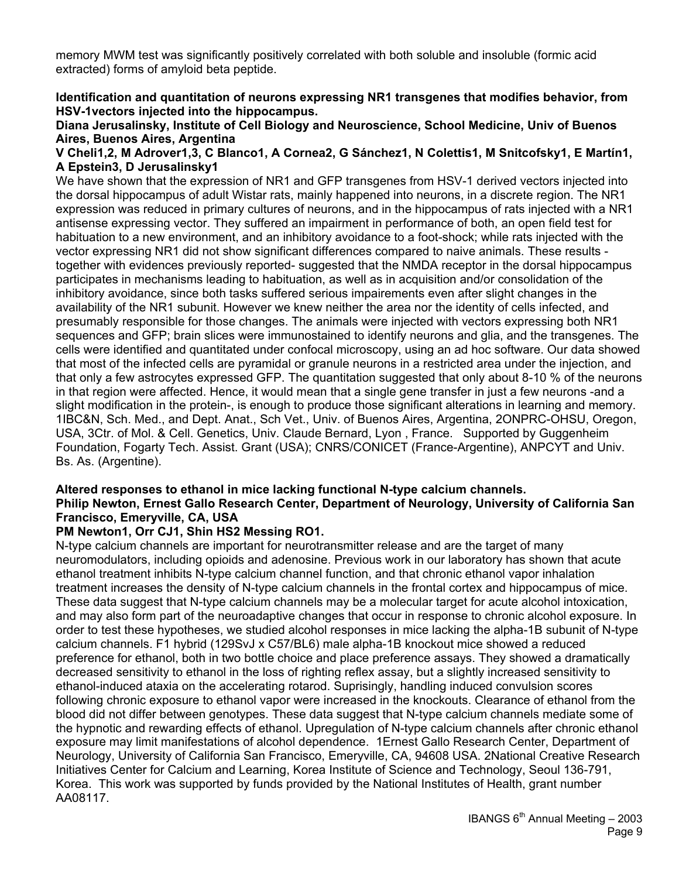memory MWM test was significantly positively correlated with both soluble and insoluble (formic acid extracted) forms of amyloid beta peptide.

**Identification and quantitation of neurons expressing NR1 transgenes that modifies behavior, from HSV-1vectors injected into the hippocampus.**
**Diana Jerusalinsky, Institute of Cell Biology and Neuroscience, School Medicine, Univ of Buenos Aires, Buenos Aires, Argentina**
**V Cheli1,2, M Adrover1,3, C Blanco1, A Cornea2, G Sánchez1, N Colettis1, M Snitcofsky1, E Martín1, A Epstein3, D Jerusalinsky1**

We have shown that the expression of NR1 and GFP transgenes from HSV-1 derived vectors injected into the dorsal hippocampus of adult Wistar rats, mainly happened into neurons, in a discrete region. The NR1 expression was reduced in primary cultures of neurons, and in the hippocampus of rats injected with a NR1 antisense expressing vector. They suffered an impairment in performance of both, an open field test for habituation to a new environment, and an inhibitory avoidance to a foot-shock; while rats injected with the vector expressing NR1 did not show significant differences compared to naive animals. These results - together with evidences previously reported- suggested that the NMDA receptor in the dorsal hippocampus participates in mechanisms leading to habituation, as well as in acquisition and/or consolidation of the inhibitory avoidance, since both tasks suffered serious impairements even after slight changes in the availability of the NR1 subunit. However we knew neither the area nor the identity of cells infected, and presumably responsible for those changes. The animals were injected with vectors expressing both NR1 sequences and GFP; brain slices were immunostained to identify neurons and glia, and the transgenes. The cells were identified and quantitated under confocal microscopy, using an ad hoc software. Our data showed that most of the infected cells are pyramidal or granule neurons in a restricted area under the injection, and that only a few astrocytes expressed GFP. The quantitation suggested that only about 8-10 % of the neurons in that region were affected. Hence, it would mean that a single gene transfer in just a few neurons -and a slight modification in the protein-, is enough to produce those significant alterations in learning and memory. 1IBC&N, Sch. Med., and Dept. Anat., Sch Vet., Univ. of Buenos Aires, Argentina, 2ONPRC-OHSU, Oregon, USA, 3Ctr. of Mol. & Cell. Genetics, Univ. Claude Bernard, Lyon , France. Supported by Guggenheim Foundation, Fogarty Tech. Assist. Grant (USA); CNRS/CONICET (France-Argentine), ANPCYT and Univ. Bs. As. (Argentine).

**Altered responses to ethanol in mice lacking functional N-type calcium channels.**
**Philip Newton, Ernest Gallo Research Center, Department of Neurology, University of California San Francisco, Emeryville, CA, USA**
**PM Newton1, Orr CJ1, Shin HS2 Messing RO1.**

N-type calcium channels are important for neurotransmitter release and are the target of many neuromodulators, including opioids and adenosine. Previous work in our laboratory has shown that acute ethanol treatment inhibits N-type calcium channel function, and that chronic ethanol vapor inhalation treatment increases the density of N-type calcium channels in the frontal cortex and hippocampus of mice. These data suggest that N-type calcium channels may be a molecular target for acute alcohol intoxication, and may also form part of the neuroadaptive changes that occur in response to chronic alcohol exposure. In order to test these hypotheses, we studied alcohol responses in mice lacking the alpha-1B subunit of N-type calcium channels. F1 hybrid (129SvJ x C57/BL6) male alpha-1B knockout mice showed a reduced preference for ethanol, both in two bottle choice and place preference assays. They showed a dramatically decreased sensitivity to ethanol in the loss of righting reflex assay, but a slightly increased sensitivity to ethanol-induced ataxia on the accelerating rotarod. Suprisingly, handling induced convulsion scores following chronic exposure to ethanol vapor were increased in the knockouts. Clearance of ethanol from the blood did not differ between genotypes. These data suggest that N-type calcium channels mediate some of the hypnotic and rewarding effects of ethanol. Upregulation of N-type calcium channels after chronic ethanol exposure may limit manifestations of alcohol dependence. 1Ernest Gallo Research Center, Department of Neurology, University of California San Francisco, Emeryville, CA, 94608 USA. 2National Creative Research Initiatives Center for Calcium and Learning, Korea Institute of Science and Technology, Seoul 136-791, Korea. This work was supported by funds provided by the National Institutes of Health, grant number AA08117.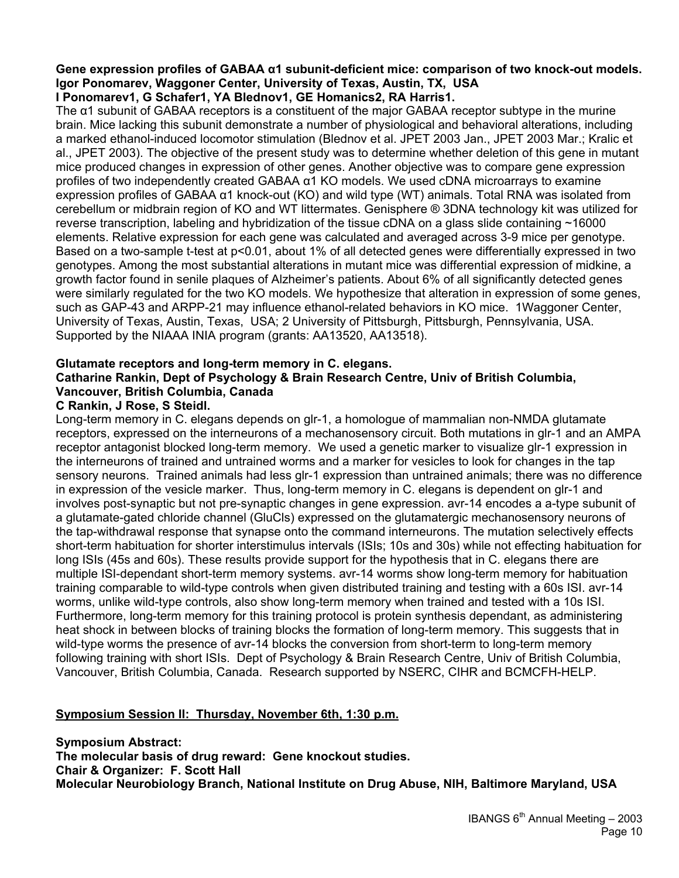**Gene expression profiles of GABAA α1 subunit-deficient mice: comparison of two knock-out models.**
**Igor Ponomarev, Waggoner Center, University of Texas, Austin, TX, USA**
**I Ponomarev1, G Schafer1, YA Blednov1, GE Homanics2, RA Harris1.**

The α1 subunit of GABAA receptors is a constituent of the major GABAA receptor subtype in the murine brain. Mice lacking this subunit demonstrate a number of physiological and behavioral alterations, including a marked ethanol-induced locomotor stimulation (Blednov et al. JPET 2003 Jan., JPET 2003 Mar.; Kralic et al., JPET 2003). The objective of the present study was to determine whether deletion of this gene in mutant mice produced changes in expression of other genes. Another objective was to compare gene expression profiles of two independently created GABAA α1 KO models. We used cDNA microarrays to examine expression profiles of GABAA α1 knock-out (KO) and wild type (WT) animals. Total RNA was isolated from cerebellum or midbrain region of KO and WT littermates. Genisphere ® 3DNA technology kit was utilized for reverse transcription, labeling and hybridization of the tissue cDNA on a glass slide containing ~16000 elements. Relative expression for each gene was calculated and averaged across 3-9 mice per genotype. Based on a two-sample t-test at $p<0.01$, about 1% of all detected genes were differentially expressed in two genotypes. Among the most substantial alterations in mutant mice was differential expression of midkine, a growth factor found in senile plaques of Alzheimer's patients. About 6% of all significantly detected genes were similarly regulated for the two KO models. We hypothesize that alteration in expression of some genes, such as GAP-43 and ARPP-21 may influence ethanol-related behaviors in KO mice. 1Waggoner Center, University of Texas, Austin, Texas, USA; 2 University of Pittsburgh, Pittsburgh, Pennsylvania, USA. Supported by the NIAAA INIA program (grants: AA13520, AA13518).

**Glutamate receptors and long-term memory in C. elegans.**
**Catharine Rankin, Dept of Psychology & Brain Research Centre, Univ of British Columbia, Vancouver, British Columbia, Canada**
**C Rankin, J Rose, S Steidl.**

Long-term memory in C. elegans depends on glr-1, a homologue of mammalian non-NMDA glutamate receptors, expressed on the interneurons of a mechanosensory circuit. Both mutations in glr-1 and an AMPA receptor antagonist blocked long-term memory. We used a genetic marker to visualize glr-1 expression in the interneurons of trained and untrained worms and a marker for vesicles to look for changes in the tap sensory neurons. Trained animals had less glr-1 expression than untrained animals; there was no difference in expression of the vesicle marker. Thus, long-term memory in C. elegans is dependent on glr-1 and involves post-synaptic but not pre-synaptic changes in gene expression. avr-14 encodes a a-type subunit of a glutamate-gated chloride channel (GluCls) expressed on the glutamatergic mechanosensory neurons of the tap-withdrawal response that synapse onto the command interneurons. The mutation selectively effects short-term habituation for shorter interstimulus intervals (ISIs; 10s and 30s) while not effecting habituation for long ISIs (45s and 60s). These results provide support for the hypothesis that in C. elegans there are multiple ISI-dependant short-term memory systems. avr-14 worms show long-term memory for habituation training comparable to wild-type controls when given distributed training and testing with a 60s ISI. avr-14 worms, unlike wild-type controls, also show long-term memory when trained and tested with a 10s ISI. Furthermore, long-term memory for this training protocol is protein synthesis dependant, as administering heat shock in between blocks of training blocks the formation of long-term memory. This suggests that in wild-type worms the presence of avr-14 blocks the conversion from short-term to long-term memory following training with short ISIs. Dept of Psychology & Brain Research Centre, Univ of British Columbia, Vancouver, British Columbia, Canada. Research supported by NSERC, CIHR and BCMCFH-HELP.

## Symposium Session II: Thursday, November 6th, 1:30 p.m.

**Symposium Abstract:**
**The molecular basis of drug reward: Gene knockout studies.**
**Chair & Organizer: F. Scott Hall**
**Molecular Neurobiology Branch, National Institute on Drug Abuse, NIH, Baltimore Maryland, USA**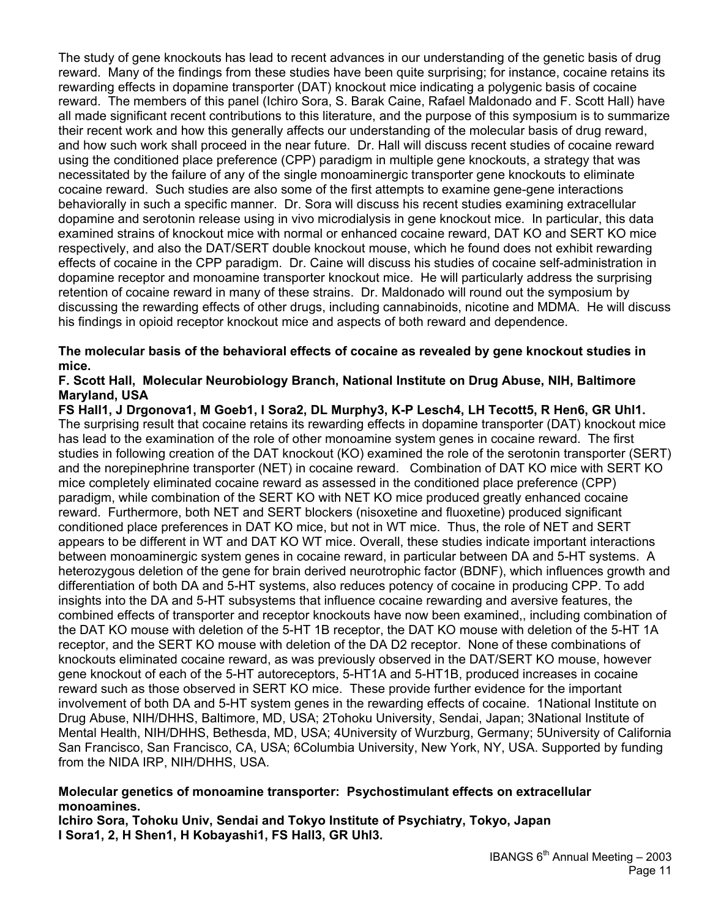The study of gene knockouts has lead to recent advances in our understanding of the genetic basis of drug reward. Many of the findings from these studies have been quite surprising; for instance, cocaine retains its rewarding effects in dopamine transporter (DAT) knockout mice indicating a polygenic basis of cocaine reward. The members of this panel (Ichiro Sora, S. Barak Caine, Rafael Maldonado and F. Scott Hall) have all made significant recent contributions to this literature, and the purpose of this symposium is to summarize their recent work and how this generally affects our understanding of the molecular basis of drug reward, and how such work shall proceed in the near future. Dr. Hall will discuss recent studies of cocaine reward using the conditioned place preference (CPP) paradigm in multiple gene knockouts, a strategy that was necessitated by the failure of any of the single monoaminergic transporter gene knockouts to eliminate cocaine reward. Such studies are also some of the first attempts to examine gene-gene interactions behaviorally in such a specific manner. Dr. Sora will discuss his recent studies examining extracellular dopamine and serotonin release using in vivo microdialysis in gene knockout mice. In particular, this data examined strains of knockout mice with normal or enhanced cocaine reward, DAT KO and SERT KO mice respectively, and also the DAT/SERT double knockout mouse, which he found does not exhibit rewarding effects of cocaine in the CPP paradigm. Dr. Caine will discuss his studies of cocaine self-administration in dopamine receptor and monoamine transporter knockout mice. He will particularly address the surprising retention of cocaine reward in many of these strains. Dr. Maldonado will round out the symposium by discussing the rewarding effects of other drugs, including cannabinoids, nicotine and MDMA. He will discuss his findings in opioid receptor knockout mice and aspects of both reward and dependence.

**The molecular basis of the behavioral effects of cocaine as revealed by gene knockout studies in mice.**

**F. Scott Hall, Molecular Neurobiology Branch, National Institute on Drug Abuse, NIH, Baltimore Maryland, USA**

**FS Hall1, J Drgonova1, M Goeb1, I Sora2, DL Murphy3, K-P Lesch4, LH Tecott5, R Hen6, GR Uhl1.**
The surprising result that cocaine retains its rewarding effects in dopamine transporter (DAT) knockout mice has lead to the examination of the role of other monoamine system genes in cocaine reward. The first studies in following creation of the DAT knockout (KO) examined the role of the serotonin transporter (SERT) and the norepinephrine transporter (NET) in cocaine reward. Combination of DAT KO mice with SERT KO mice completely eliminated cocaine reward as assessed in the conditioned place preference (CPP) paradigm, while combination of the SERT KO with NET KO mice produced greatly enhanced cocaine reward. Furthermore, both NET and SERT blockers (nisoxetine and fluoxetine) produced significant conditioned place preferences in DAT KO mice, but not in WT mice. Thus, the role of NET and SERT appears to be different in WT and DAT KO WT mice. Overall, these studies indicate important interactions between monoaminergic system genes in cocaine reward, in particular between DA and 5-HT systems. A heterozygous deletion of the gene for brain derived neurotrophic factor (BDNF), which influences growth and differentiation of both DA and 5-HT systems, also reduces potency of cocaine in producing CPP. To add insights into the DA and 5-HT subsystems that influence cocaine rewarding and aversive features, the combined effects of transporter and receptor knockouts have now been examined,, including combination of the DAT KO mouse with deletion of the 5-HT 1B receptor, the DAT KO mouse with deletion of the 5-HT 1A receptor, and the SERT KO mouse with deletion of the DA D2 receptor. None of these combinations of knockouts eliminated cocaine reward, as was previously observed in the DAT/SERT KO mouse, however gene knockout of each of the 5-HT autoreceptors, 5-HT1A and 5-HT1B, produced increases in cocaine reward such as those observed in SERT KO mice. These provide further evidence for the important involvement of both DA and 5-HT system genes in the rewarding effects of cocaine. 1National Institute on Drug Abuse, NIH/DHHS, Baltimore, MD, USA; 2Tohoku University, Sendai, Japan; 3National Institute of Mental Health, NIH/DHHS, Bethesda, MD, USA; 4University of Wurzburg, Germany; 5University of California San Francisco, San Francisco, CA, USA; 6Columbia University, New York, NY, USA. Supported by funding from the NIDA IRP, NIH/DHHS, USA.

**Molecular genetics of monoamine transporter: Psychostimulant effects on extracellular monoamines.**

**Ichiro Sora, Tohoku Univ, Sendai and Tokyo Institute of Psychiatry, Tokyo, Japan**

**I Sora1, 2, H Shen1, H Kobayashi1, FS Hall3, GR Uhl3.**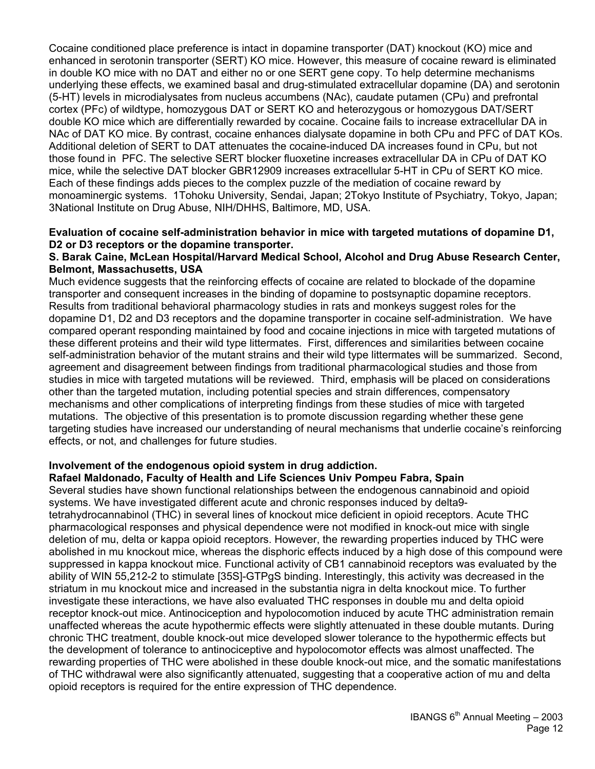Cocaine conditioned place preference is intact in dopamine transporter (DAT) knockout (KO) mice and enhanced in serotonin transporter (SERT) KO mice. However, this measure of cocaine reward is eliminated in double KO mice with no DAT and either no or one SERT gene copy. To help determine mechanisms underlying these effects, we examined basal and drug-stimulated extracellular dopamine (DA) and serotonin (5-HT) levels in microdialysates from nucleus accumbens (NAc), caudate putamen (CPu) and prefrontal cortex (PFc) of wildtype, homozygous DAT or SERT KO and heterozygous or homozygous DAT/SERT double KO mice which are differentially rewarded by cocaine. Cocaine fails to increase extracellular DA in NAc of DAT KO mice. By contrast, cocaine enhances dialysate dopamine in both CPu and PFC of DAT KOs. Additional deletion of SERT to DAT attenuates the cocaine-induced DA increases found in CPu, but not those found in PFC. The selective SERT blocker fluoxetine increases extracellular DA in CPu of DAT KO mice, while the selective DAT blocker GBR12909 increases extracellular 5-HT in CPu of SERT KO mice. Each of these findings adds pieces to the complex puzzle of the mediation of cocaine reward by monoaminergic systems. [1]Tohoku University, Sendai, Japan; [2]Tokyo Institute of Psychiatry, Tokyo, Japan; [3]National Institute on Drug Abuse, NIH/DHHS, Baltimore, MD, USA.

**Evaluation of cocaine self-administration behavior in mice with targeted mutations of dopamine D1, D2 or D3 receptors or the dopamine transporter.**
**S. Barak Caine, McLean Hospital/Harvard Medical School, Alcohol and Drug Abuse Research Center, Belmont, Massachusetts, USA**

Much evidence suggests that the reinforcing effects of cocaine are related to blockade of the dopamine transporter and consequent increases in the binding of dopamine to postsynaptic dopamine receptors. Results from traditional behavioral pharmacology studies in rats and monkeys suggest roles for the dopamine D1, D2 and D3 receptors and the dopamine transporter in cocaine self-administration. We have compared operant responding maintained by food and cocaine injections in mice with targeted mutations of these different proteins and their wild type littermates. First, differences and similarities between cocaine self-administration behavior of the mutant strains and their wild type littermates will be summarized. Second, agreement and disagreement between findings from traditional pharmacological studies and those from studies in mice with targeted mutations will be reviewed. Third, emphasis will be placed on considerations other than the targeted mutation, including potential species and strain differences, compensatory mechanisms and other complications of interpreting findings from these studies of mice with targeted mutations. The objective of this presentation is to promote discussion regarding whether these gene targeting studies have increased our understanding of neural mechanisms that underlie cocaine's reinforcing effects, or not, and challenges for future studies.

**Involvement of the endogenous opioid system in drug addiction.**
**Rafael Maldonado, Faculty of Health and Life Sciences Univ Pompeu Fabra, Spain**

Several studies have shown functional relationships between the endogenous cannabinoid and opioid systems. We have investigated different acute and chronic responses induced by delta9-tetrahydrocannabinol (THC) in several lines of knockout mice deficient in opioid receptors. Acute THC pharmacological responses and physical dependence were not modified in knock-out mice with single deletion of mu, delta or kappa opioid receptors. However, the rewarding properties induced by THC were abolished in mu knockout mice, whereas the disphoric effects induced by a high dose of this compound were suppressed in kappa knockout mice. Functional activity of CB1 cannabinoid receptors was evaluated by the ability of WIN 55,212-2 to stimulate [35S]-GTPgS binding. Interestingly, this activity was decreased in the striatum in mu knockout mice and increased in the substantia nigra in delta knockout mice. To further investigate these interactions, we have also evaluated THC responses in double mu and delta opioid receptor knock-out mice. Antinociception and hypolocomotion induced by acute THC administration remain unaffected whereas the acute hypothermic effects were slightly attenuated in these double mutants. During chronic THC treatment, double knock-out mice developed slower tolerance to the hypothermic effects but the development of tolerance to antinociceptive and hypolocomotor effects was almost unaffected. The rewarding properties of THC were abolished in these double knock-out mice, and the somatic manifestations of THC withdrawal were also significantly attenuated, suggesting that a cooperative action of mu and delta opioid receptors is required for the entire expression of THC dependence.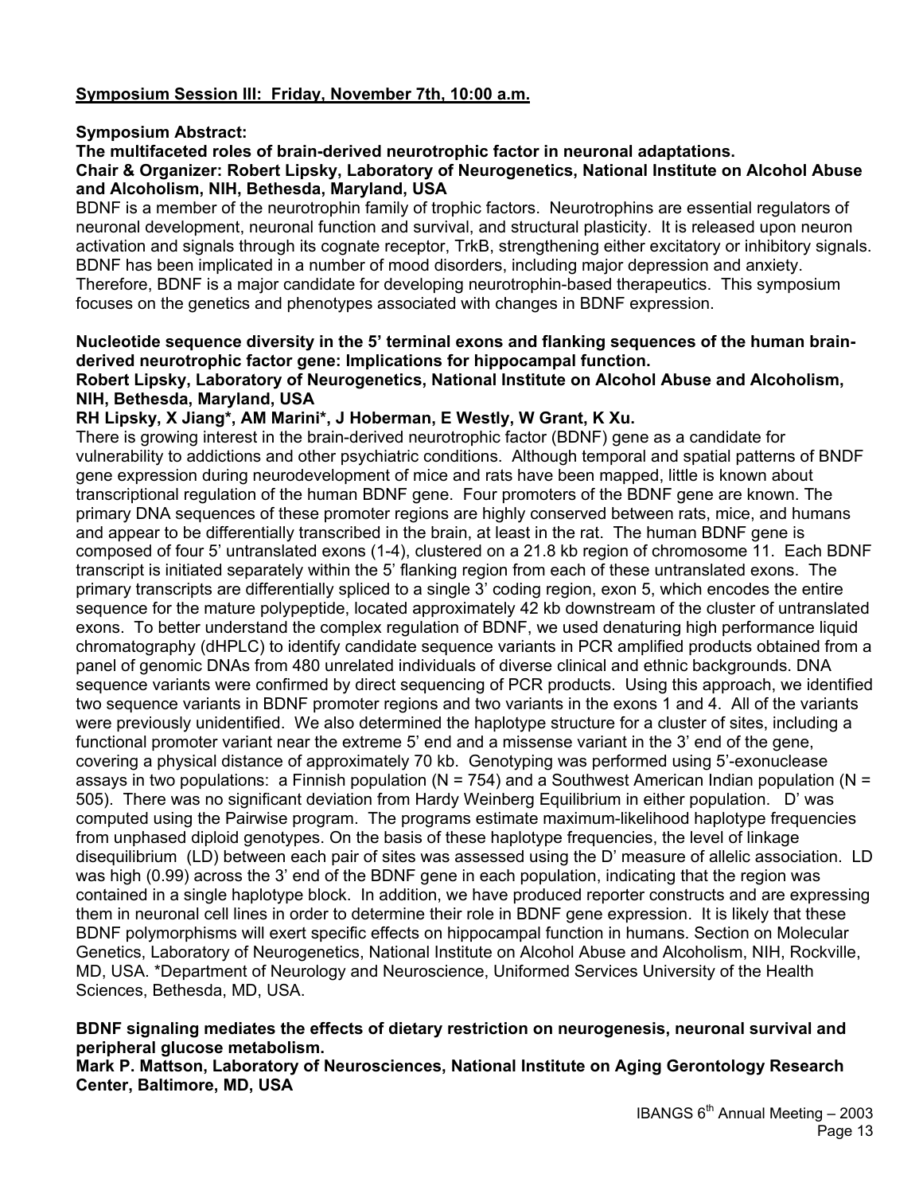**Symposium Session III: Friday, November 7th, 10:00 a.m.**

**Symposium Abstract:**

**The multifaceted roles of brain-derived neurotrophic factor in neuronal adaptations.**

**Chair & Organizer: Robert Lipsky, Laboratory of Neurogenetics, National Institute on Alcohol Abuse and Alcoholism, NIH, Bethesda, Maryland, USA**

BDNF is a member of the neurotrophin family of trophic factors. Neurotrophins are essential regulators of neuronal development, neuronal function and survival, and structural plasticity. It is released upon neuron activation and signals through its cognate receptor, TrkB, strengthening either excitatory or inhibitory signals. BDNF has been implicated in a number of mood disorders, including major depression and anxiety. Therefore, BDNF is a major candidate for developing neurotrophin-based therapeutics. This symposium focuses on the genetics and phenotypes associated with changes in BDNF expression.

**Nucleotide sequence diversity in the 5' terminal exons and flanking sequences of the human brain-derived neurotrophic factor gene: Implications for hippocampal function.**

**Robert Lipsky, Laboratory of Neurogenetics, National Institute on Alcohol Abuse and Alcoholism, NIH, Bethesda, Maryland, USA**

**RH Lipsky, X Jiang\*, AM Marini\*, J Hoberman, E Westly, W Grant, K Xu.**

There is growing interest in the brain-derived neurotrophic factor (BDNF) gene as a candidate for vulnerability to addictions and other psychiatric conditions. Although temporal and spatial patterns of BNDF gene expression during neurodevelopment of mice and rats have been mapped, little is known about transcriptional regulation of the human BDNF gene. Four promoters of the BDNF gene are known. The primary DNA sequences of these promoter regions are highly conserved between rats, mice, and humans and appear to be differentially transcribed in the brain, at least in the rat. The human BDNF gene is composed of four 5' untranslated exons (1-4), clustered on a 21.8 kb region of chromosome 11. Each BDNF transcript is initiated separately within the 5' flanking region from each of these untranslated exons. The primary transcripts are differentially spliced to a single 3' coding region, exon 5, which encodes the entire sequence for the mature polypeptide, located approximately 42 kb downstream of the cluster of untranslated exons. To better understand the complex regulation of BDNF, we used denaturing high performance liquid chromatography (dHPLC) to identify candidate sequence variants in PCR amplified products obtained from a panel of genomic DNAs from 480 unrelated individuals of diverse clinical and ethnic backgrounds. DNA sequence variants were confirmed by direct sequencing of PCR products. Using this approach, we identified two sequence variants in BDNF promoter regions and two variants in the exons 1 and 4. All of the variants were previously unidentified. We also determined the haplotype structure for a cluster of sites, including a functional promoter variant near the extreme 5' end and a missense variant in the 3' end of the gene, covering a physical distance of approximately 70 kb. Genotyping was performed using 5'-exonuclease assays in two populations: a Finnish population (N = 754) and a Southwest American Indian population (N = 505). There was no significant deviation from Hardy Weinberg Equilibrium in either population. D' was computed using the Pairwise program. The programs estimate maximum-likelihood haplotype frequencies from unphased diploid genotypes. On the basis of these haplotype frequencies, the level of linkage disequilibrium (LD) between each pair of sites was assessed using the D' measure of allelic association. LD was high (0.99) across the 3' end of the BDNF gene in each population, indicating that the region was contained in a single haplotype block. In addition, we have produced reporter constructs and are expressing them in neuronal cell lines in order to determine their role in BDNF gene expression. It is likely that these BDNF polymorphisms will exert specific effects on hippocampal function in humans. Section on Molecular Genetics, Laboratory of Neurogenetics, National Institute on Alcohol Abuse and Alcoholism, NIH, Rockville, MD, USA. \*Department of Neurology and Neuroscience, Uniformed Services University of the Health Sciences, Bethesda, MD, USA.

**BDNF signaling mediates the effects of dietary restriction on neurogenesis, neuronal survival and peripheral glucose metabolism.**

**Mark P. Mattson, Laboratory of Neurosciences, National Institute on Aging Gerontology Research Center, Baltimore, MD, USA**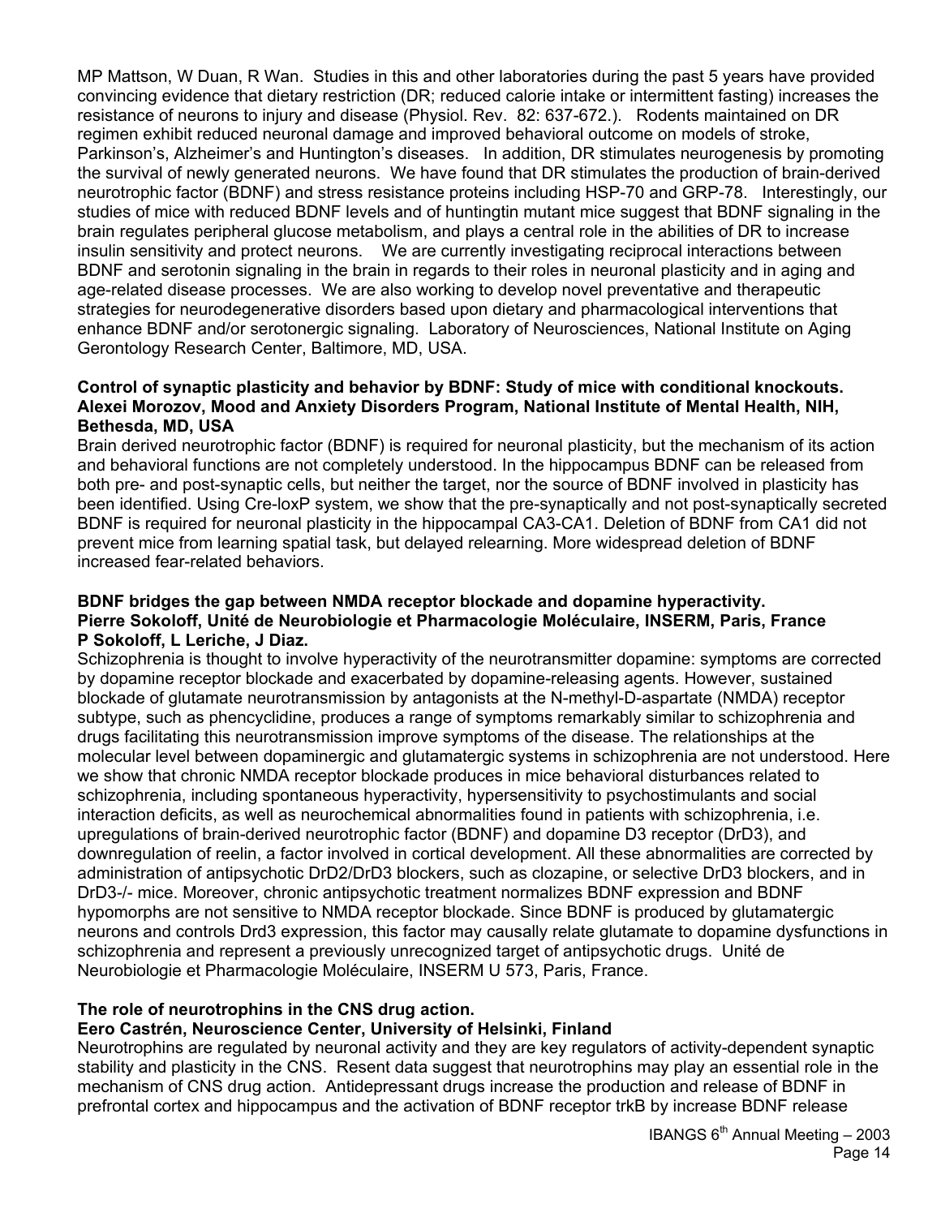MP Mattson, W Duan, R Wan. Studies in this and other laboratories during the past 5 years have provided convincing evidence that dietary restriction (DR; reduced calorie intake or intermittent fasting) increases the resistance of neurons to injury and disease (Physiol. Rev. 82: 637-672.). Rodents maintained on DR regimen exhibit reduced neuronal damage and improved behavioral outcome on models of stroke, Parkinson's, Alzheimer's and Huntington's diseases. In addition, DR stimulates neurogenesis by promoting the survival of newly generated neurons. We have found that DR stimulates the production of brain-derived neurotrophic factor (BDNF) and stress resistance proteins including HSP-70 and GRP-78. Interestingly, our studies of mice with reduced BDNF levels and of huntingtin mutant mice suggest that BDNF signaling in the brain regulates peripheral glucose metabolism, and plays a central role in the abilities of DR to increase insulin sensitivity and protect neurons. We are currently investigating reciprocal interactions between BDNF and serotonin signaling in the brain in regards to their roles in neuronal plasticity and in aging and age-related disease processes. We are also working to develop novel preventative and therapeutic strategies for neurodegenerative disorders based upon dietary and pharmacological interventions that enhance BDNF and/or serotonergic signaling. Laboratory of Neurosciences, National Institute on Aging Gerontology Research Center, Baltimore, MD, USA.

**Control of synaptic plasticity and behavior by BDNF: Study of mice with conditional knockouts.**
**Alexei Morozov, Mood and Anxiety Disorders Program, National Institute of Mental Health, NIH, Bethesda, MD, USA**

Brain derived neurotrophic factor (BDNF) is required for neuronal plasticity, but the mechanism of its action and behavioral functions are not completely understood. In the hippocampus BDNF can be released from both pre- and post-synaptic cells, but neither the target, nor the source of BDNF involved in plasticity has been identified. Using Cre-loxP system, we show that the pre-synaptically and not post-synaptically secreted BDNF is required for neuronal plasticity in the hippocampal CA3-CA1. Deletion of BDNF from CA1 did not prevent mice from learning spatial task, but delayed relearning. More widespread deletion of BDNF increased fear-related behaviors.

**BDNF bridges the gap between NMDA receptor blockade and dopamine hyperactivity.**
**Pierre Sokoloff, Unité de Neurobiologie et Pharmacologie Moléculaire, INSERM, Paris, France**
**P Sokoloff, L Leriche, J Diaz.**

Schizophrenia is thought to involve hyperactivity of the neurotransmitter dopamine: symptoms are corrected by dopamine receptor blockade and exacerbated by dopamine-releasing agents. However, sustained blockade of glutamate neurotransmission by antagonists at the N-methyl-D-aspartate (NMDA) receptor subtype, such as phencyclidine, produces a range of symptoms remarkably similar to schizophrenia and drugs facilitating this neurotransmission improve symptoms of the disease. The relationships at the molecular level between dopaminergic and glutamatergic systems in schizophrenia are not understood. Here we show that chronic NMDA receptor blockade produces in mice behavioral disturbances related to schizophrenia, including spontaneous hyperactivity, hypersensitivity to psychostimulants and social interaction deficits, as well as neurochemical abnormalities found in patients with schizophrenia, i.e. upregulations of brain-derived neurotrophic factor (BDNF) and dopamine D3 receptor (DrD3), and downregulation of reelin, a factor involved in cortical development. All these abnormalities are corrected by administration of antipsychotic DrD2/DrD3 blockers, such as clozapine, or selective DrD3 blockers, and in DrD3-/- mice. Moreover, chronic antipsychotic treatment normalizes BDNF expression and BDNF hypomorphs are not sensitive to NMDA receptor blockade. Since BDNF is produced by glutamatergic neurons and controls Drd3 expression, this factor may causally relate glutamate to dopamine dysfunctions in schizophrenia and represent a previously unrecognized target of antipsychotic drugs. Unité de Neurobiologie et Pharmacologie Moléculaire, INSERM U 573, Paris, France.

**The role of neurotrophins in the CNS drug action.**
**Eero Castrén, Neuroscience Center, University of Helsinki, Finland**

Neurotrophins are regulated by neuronal activity and they are key regulators of activity-dependent synaptic stability and plasticity in the CNS. Resent data suggest that neurotrophins may play an essential role in the mechanism of CNS drug action. Antidepressant drugs increase the production and release of BDNF in prefrontal cortex and hippocampus and the activation of BDNF receptor trkB by increase BDNF release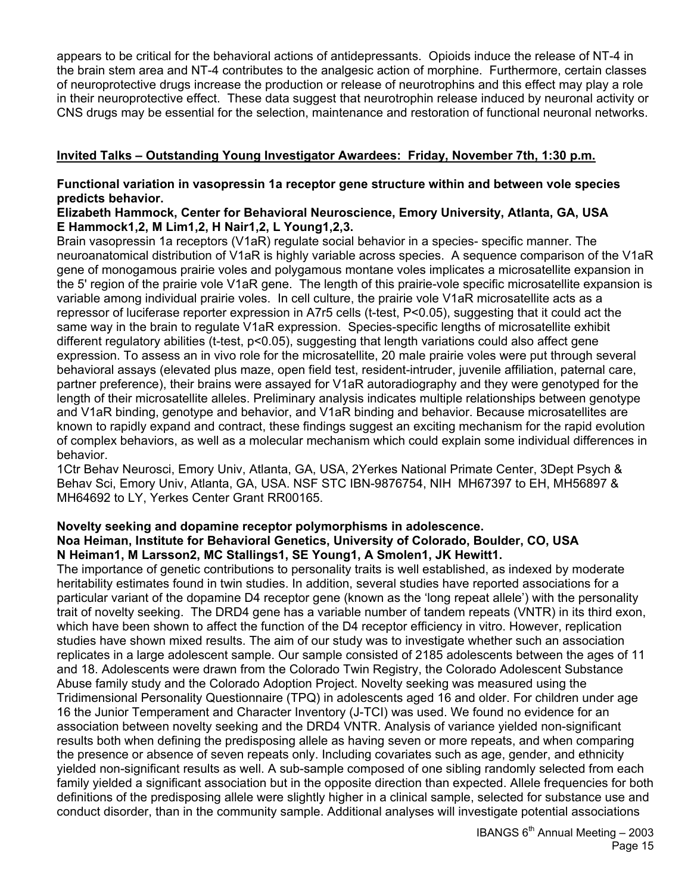appears to be critical for the behavioral actions of antidepressants. Opioids induce the release of NT-4 in the brain stem area and NT-4 contributes to the analgesic action of morphine. Furthermore, certain classes of neuroprotective drugs increase the production or release of neurotrophins and this effect may play a role in their neuroprotective effect. These data suggest that neurotrophin release induced by neuronal activity or CNS drugs may be essential for the selection, maintenance and restoration of functional neuronal networks.

## Invited Talks – Outstanding Young Investigator Awardees: Friday, November 7th, 1:30 p.m.

**Functional variation in vasopressin 1a receptor gene structure within and between vole species predicts behavior.**
**Elizabeth Hammock, Center for Behavioral Neuroscience, Emory University, Atlanta, GA, USA**
**E Hammock1,2, M Lim1,2, H Nair1,2, L Young1,2,3.**

Brain vasopressin 1a receptors (V1aR) regulate social behavior in a species- specific manner. The neuroanatomical distribution of V1aR is highly variable across species. A sequence comparison of the V1aR gene of monogamous prairie voles and polygamous montane voles implicates a microsatellite expansion in the 5' region of the prairie vole V1aR gene. The length of this prairie-vole specific microsatellite expansion is variable among individual prairie voles. In cell culture, the prairie vole V1aR microsatellite acts as a repressor of luciferase reporter expression in A7r5 cells (t-test, $P<0.05$), suggesting that it could act the same way in the brain to regulate V1aR expression. Species-specific lengths of microsatellite exhibit different regulatory abilities (t-test, $p<0.05$), suggesting that length variations could also affect gene expression. To assess an in vivo role for the microsatellite, 20 male prairie voles were put through several behavioral assays (elevated plus maze, open field test, resident-intruder, juvenile affiliation, paternal care, partner preference), their brains were assayed for V1aR autoradiography and they were genotyped for the length of their microsatellite alleles. Preliminary analysis indicates multiple relationships between genotype and V1aR binding, genotype and behavior, and V1aR binding and behavior. Because microsatellites are known to rapidly expand and contract, these findings suggest an exciting mechanism for the rapid evolution of complex behaviors, as well as a molecular mechanism which could explain some individual differences in behavior.

1Ctr Behav Neurosci, Emory Univ, Atlanta, GA, USA, 2Yerkes National Primate Center, 3Dept Psych & Behav Sci, Emory Univ, Atlanta, GA, USA. NSF STC IBN-9876754, NIH MH67397 to EH, MH56897 & MH64692 to LY, Yerkes Center Grant RR00165.

**Novelty seeking and dopamine receptor polymorphisms in adolescence.**
**Noa Heiman, Institute for Behavioral Genetics, University of Colorado, Boulder, CO, USA**
**N Heiman1, M Larsson2, MC Stallings1, SE Young1, A Smolen1, JK Hewitt1.**

The importance of genetic contributions to personality traits is well established, as indexed by moderate heritability estimates found in twin studies. In addition, several studies have reported associations for a particular variant of the dopamine D4 receptor gene (known as the 'long repeat allele') with the personality trait of novelty seeking. The DRD4 gene has a variable number of tandem repeats (VNTR) in its third exon, which have been shown to affect the function of the D4 receptor efficiency in vitro. However, replication studies have shown mixed results. The aim of our study was to investigate whether such an association replicates in a large adolescent sample. Our sample consisted of 2185 adolescents between the ages of 11 and 18. Adolescents were drawn from the Colorado Twin Registry, the Colorado Adolescent Substance Abuse family study and the Colorado Adoption Project. Novelty seeking was measured using the Tridimensional Personality Questionnaire (TPQ) in adolescents aged 16 and older. For children under age 16 the Junior Temperament and Character Inventory (J-TCI) was used. We found no evidence for an association between novelty seeking and the DRD4 VNTR. Analysis of variance yielded non-significant results both when defining the predisposing allele as having seven or more repeats, and when comparing the presence or absence of seven repeats only. Including covariates such as age, gender, and ethnicity yielded non-significant results as well. A sub-sample composed of one sibling randomly selected from each family yielded a significant association but in the opposite direction than expected. Allele frequencies for both definitions of the predisposing allele were slightly higher in a clinical sample, selected for substance use and conduct disorder, than in the community sample. Additional analyses will investigate potential associations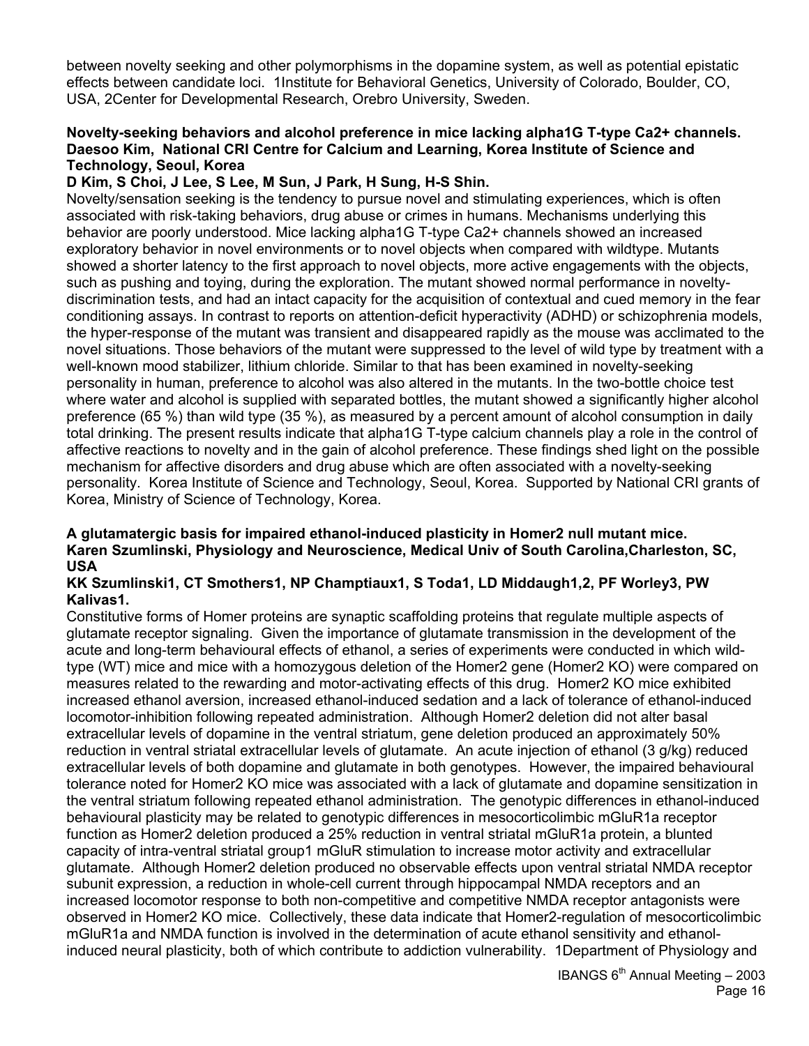between novelty seeking and other polymorphisms in the dopamine system, as well as potential epistatic effects between candidate loci. 1Institute for Behavioral Genetics, University of Colorado, Boulder, CO, USA, 2Center for Developmental Research, Orebro University, Sweden.

**Novelty-seeking behaviors and alcohol preference in mice lacking alpha1G T-type Ca2+ channels. Daesoo Kim, National CRI Centre for Calcium and Learning, Korea Institute of Science and Technology, Seoul, Korea**

**D Kim, S Choi, J Lee, S Lee, M Sun, J Park, H Sung, H-S Shin.**

Novelty/sensation seeking is the tendency to pursue novel and stimulating experiences, which is often associated with risk-taking behaviors, drug abuse or crimes in humans. Mechanisms underlying this behavior are poorly understood. Mice lacking alpha1G T-type Ca2+ channels showed an increased exploratory behavior in novel environments or to novel objects when compared with wildtype. Mutants showed a shorter latency to the first approach to novel objects, more active engagements with the objects, such as pushing and toying, during the exploration. The mutant showed normal performance in novelty-discrimination tests, and had an intact capacity for the acquisition of contextual and cued memory in the fear conditioning assays. In contrast to reports on attention-deficit hyperactivity (ADHD) or schizophrenia models, the hyper-response of the mutant was transient and disappeared rapidly as the mouse was acclimated to the novel situations. Those behaviors of the mutant were suppressed to the level of wild type by treatment with a well-known mood stabilizer, lithium chloride. Similar to that has been examined in novelty-seeking personality in human, preference to alcohol was also altered in the mutants. In the two-bottle choice test where water and alcohol is supplied with separated bottles, the mutant showed a significantly higher alcohol preference (65 %) than wild type (35 %), as measured by a percent amount of alcohol consumption in daily total drinking. The present results indicate that alpha1G T-type calcium channels play a role in the control of affective reactions to novelty and in the gain of alcohol preference. These findings shed light on the possible mechanism for affective disorders and drug abuse which are often associated with a novelty-seeking personality. Korea Institute of Science and Technology, Seoul, Korea. Supported by National CRI grants of Korea, Ministry of Science of Technology, Korea.

**A glutamatergic basis for impaired ethanol-induced plasticity in Homer2 null mutant mice. Karen Szumlinski, Physiology and Neuroscience, Medical Univ of South Carolina,Charleston, SC, USA**

**KK Szumlinski1, CT Smothers1, NP Champtiaux1, S Toda1, LD Middaugh1,2, PF Worley3, PW Kalivas1.**

Constitutive forms of Homer proteins are synaptic scaffolding proteins that regulate multiple aspects of glutamate receptor signaling. Given the importance of glutamate transmission in the development of the acute and long-term behavioural effects of ethanol, a series of experiments were conducted in which wild-type (WT) mice and mice with a homozygous deletion of the Homer2 gene (Homer2 KO) were compared on measures related to the rewarding and motor-activating effects of this drug. Homer2 KO mice exhibited increased ethanol aversion, increased ethanol-induced sedation and a lack of tolerance of ethanol-induced locomotor-inhibition following repeated administration. Although Homer2 deletion did not alter basal extracellular levels of dopamine in the ventral striatum, gene deletion produced an approximately 50% reduction in ventral striatal extracellular levels of glutamate. An acute injection of ethanol (3 g/kg) reduced extracellular levels of both dopamine and glutamate in both genotypes. However, the impaired behavioural tolerance noted for Homer2 KO mice was associated with a lack of glutamate and dopamine sensitization in the ventral striatum following repeated ethanol administration. The genotypic differences in ethanol-induced behavioural plasticity may be related to genotypic differences in mesocorticolimbic mGluR1a receptor function as Homer2 deletion produced a 25% reduction in ventral striatal mGluR1a protein, a blunted capacity of intra-ventral striatal group1 mGluR stimulation to increase motor activity and extracellular glutamate. Although Homer2 deletion produced no observable effects upon ventral striatal NMDA receptor subunit expression, a reduction in whole-cell current through hippocampal NMDA receptors and an increased locomotor response to both non-competitive and competitive NMDA receptor antagonists were observed in Homer2 KO mice. Collectively, these data indicate that Homer2-regulation of mesocorticolimbic mGluR1a and NMDA function is involved in the determination of acute ethanol sensitivity and ethanol-induced neural plasticity, both of which contribute to addiction vulnerability. 1Department of Physiology and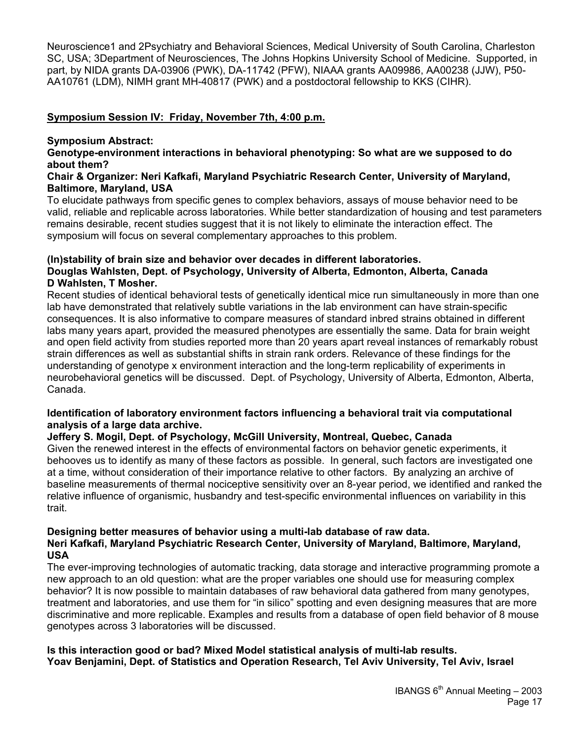Neuroscience1 and 2Psychiatry and Behavioral Sciences, Medical University of South Carolina, Charleston SC, USA; 3Department of Neurosciences, The Johns Hopkins University School of Medicine. Supported, in part, by NIDA grants DA-03906 (PWK), DA-11742 (PFW), NIAAA grants AA09986, AA00238 (JJW), P50-AA10761 (LDM), NIMH grant MH-40817 (PWK) and a postdoctoral fellowship to KKS (CIHR).

## Symposium Session IV: Friday, November 7th, 4:00 p.m.

**Symposium Abstract:**

**Genotype-environment interactions in behavioral phenotyping: So what are we supposed to do about them?**

**Chair & Organizer: Neri Kafkafi, Maryland Psychiatric Research Center, University of Maryland, Baltimore, Maryland, USA**

To elucidate pathways from specific genes to complex behaviors, assays of mouse behavior need to be valid, reliable and replicable across laboratories. While better standardization of housing and test parameters remains desirable, recent studies suggest that it is not likely to eliminate the interaction effect. The symposium will focus on several complementary approaches to this problem.

**(In)stability of brain size and behavior over decades in different laboratories.**

**Douglas Wahlsten, Dept. of Psychology, University of Alberta, Edmonton, Alberta, Canada**

**D Wahlsten, T Mosher.**

Recent studies of identical behavioral tests of genetically identical mice run simultaneously in more than one lab have demonstrated that relatively subtle variations in the lab environment can have strain-specific consequences. It is also informative to compare measures of standard inbred strains obtained in different labs many years apart, provided the measured phenotypes are essentially the same. Data for brain weight and open field activity from studies reported more than 20 years apart reveal instances of remarkably robust strain differences as well as substantial shifts in strain rank orders. Relevance of these findings for the understanding of genotype x environment interaction and the long-term replicability of experiments in neurobehavioral genetics will be discussed. Dept. of Psychology, University of Alberta, Edmonton, Alberta, Canada.

**Identification of laboratory environment factors influencing a behavioral trait via computational analysis of a large data archive.**

**Jeffery S. Mogil, Dept. of Psychology, McGill University, Montreal, Quebec, Canada**

Given the renewed interest in the effects of environmental factors on behavior genetic experiments, it behooves us to identify as many of these factors as possible. In general, such factors are investigated one at a time, without consideration of their importance relative to other factors. By analyzing an archive of baseline measurements of thermal nociceptive sensitivity over an 8-year period, we identified and ranked the relative influence of organismic, husbandry and test-specific environmental influences on variability in this trait.

**Designing better measures of behavior using a multi-lab database of raw data.**

**Neri Kafkafi, Maryland Psychiatric Research Center, University of Maryland, Baltimore, Maryland, USA**

The ever-improving technologies of automatic tracking, data storage and interactive programming promote a new approach to an old question: what are the proper variables one should use for measuring complex behavior? It is now possible to maintain databases of raw behavioral data gathered from many genotypes, treatment and laboratories, and use them for "in silico" spotting and even designing measures that are more discriminative and more replicable. Examples and results from a database of open field behavior of 8 mouse genotypes across 3 laboratories will be discussed.

**Is this interaction good or bad? Mixed Model statistical analysis of multi-lab results.**

**Yoav Benjamini, Dept. of Statistics and Operation Research, Tel Aviv University, Tel Aviv, Israel**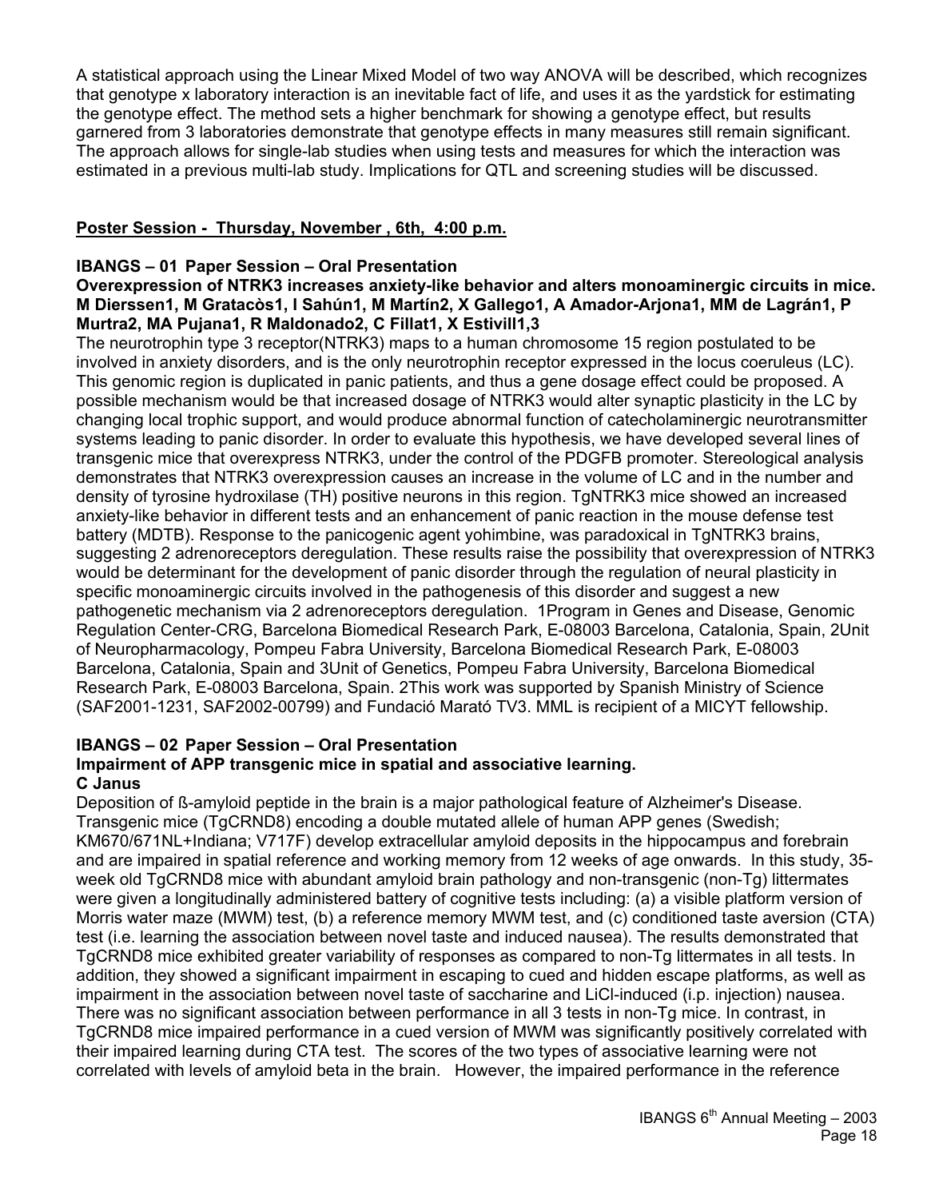A statistical approach using the Linear Mixed Model of two way ANOVA will be described, which recognizes that genotype x laboratory interaction is an inevitable fact of life, and uses it as the yardstick for estimating the genotype effect. The method sets a higher benchmark for showing a genotype effect, but results garnered from 3 laboratories demonstrate that genotype effects in many measures still remain significant. The approach allows for single-lab studies when using tests and measures for which the interaction was estimated in a previous multi-lab study. Implications for QTL and screening studies will be discussed.

**Poster Session - Thursday, November , 6th, 4:00 p.m.**

**IBANGS – 01 Paper Session – Oral Presentation**

**Overexpression of NTRK3 increases anxiety-like behavior and alters monoaminergic circuits in mice.**
**M Dierssen1, M Gratacòs1, I Sahún1, M Martín2, X Gallego1, A Amador-Arjona1, MM de Lagrán1, P Murtra2, MA Pujana1, R Maldonado2, C Fillat1, X Estivill1,3**

The neurotrophin type 3 receptor(NTRK3) maps to a human chromosome 15 region postulated to be involved in anxiety disorders, and is the only neurotrophin receptor expressed in the locus coeruleus (LC). This genomic region is duplicated in panic patients, and thus a gene dosage effect could be proposed. A possible mechanism would be that increased dosage of NTRK3 would alter synaptic plasticity in the LC by changing local trophic support, and would produce abnormal function of catecholaminergic neurotransmitter systems leading to panic disorder. In order to evaluate this hypothesis, we have developed several lines of transgenic mice that overexpress NTRK3, under the control of the PDGFB promoter. Stereological analysis demonstrates that NTRK3 overexpression causes an increase in the volume of LC and in the number and density of tyrosine hydroxilase (TH) positive neurons in this region. TgNTRK3 mice showed an increased anxiety-like behavior in different tests and an enhancement of panic reaction in the mouse defense test battery (MDTB). Response to the panicogenic agent yohimbine, was paradoxical in TgNTRK3 brains, suggesting 2 adrenoreceptors deregulation. These results raise the possibility that overexpression of NTRK3 would be determinant for the development of panic disorder through the regulation of neural plasticity in specific monoaminergic circuits involved in the pathogenesis of this disorder and suggest a new pathogenetic mechanism via 2 adrenoreceptors deregulation. 1Program in Genes and Disease, Genomic Regulation Center-CRG, Barcelona Biomedical Research Park, E-08003 Barcelona, Catalonia, Spain, 2Unit of Neuropharmacology, Pompeu Fabra University, Barcelona Biomedical Research Park, E-08003 Barcelona, Catalonia, Spain and 3Unit of Genetics, Pompeu Fabra University, Barcelona Biomedical Research Park, E-08003 Barcelona, Spain. 2This work was supported by Spanish Ministry of Science (SAF2001-1231, SAF2002-00799) and Fundació Marató TV3. MML is recipient of a MICYT fellowship.

**IBANGS – 02 Paper Session – Oral Presentation**

**Impairment of APP transgenic mice in spatial and associative learning.**
**C Janus**

Deposition of ß-amyloid peptide in the brain is a major pathological feature of Alzheimer's Disease. Transgenic mice (TgCRND8) encoding a double mutated allele of human APP genes (Swedish; KM670/671NL+Indiana; V717F) develop extracellular amyloid deposits in the hippocampus and forebrain and are impaired in spatial reference and working memory from 12 weeks of age onwards. In this study, 35-week old TgCRND8 mice with abundant amyloid brain pathology and non-transgenic (non-Tg) littermates were given a longitudinally administered battery of cognitive tests including: (a) a visible platform version of Morris water maze (MWM) test, (b) a reference memory MWM test, and (c) conditioned taste aversion (CTA) test (i.e. learning the association between novel taste and induced nausea). The results demonstrated that TgCRND8 mice exhibited greater variability of responses as compared to non-Tg littermates in all tests. In addition, they showed a significant impairment in escaping to cued and hidden escape platforms, as well as impairment in the association between novel taste of saccharine and LiCl-induced (i.p. injection) nausea. There was no significant association between performance in all 3 tests in non-Tg mice. In contrast, in TgCRND8 mice impaired performance in a cued version of MWM was significantly positively correlated with their impaired learning during CTA test. The scores of the two types of associative learning were not correlated with levels of amyloid beta in the brain. However, the impaired performance in the reference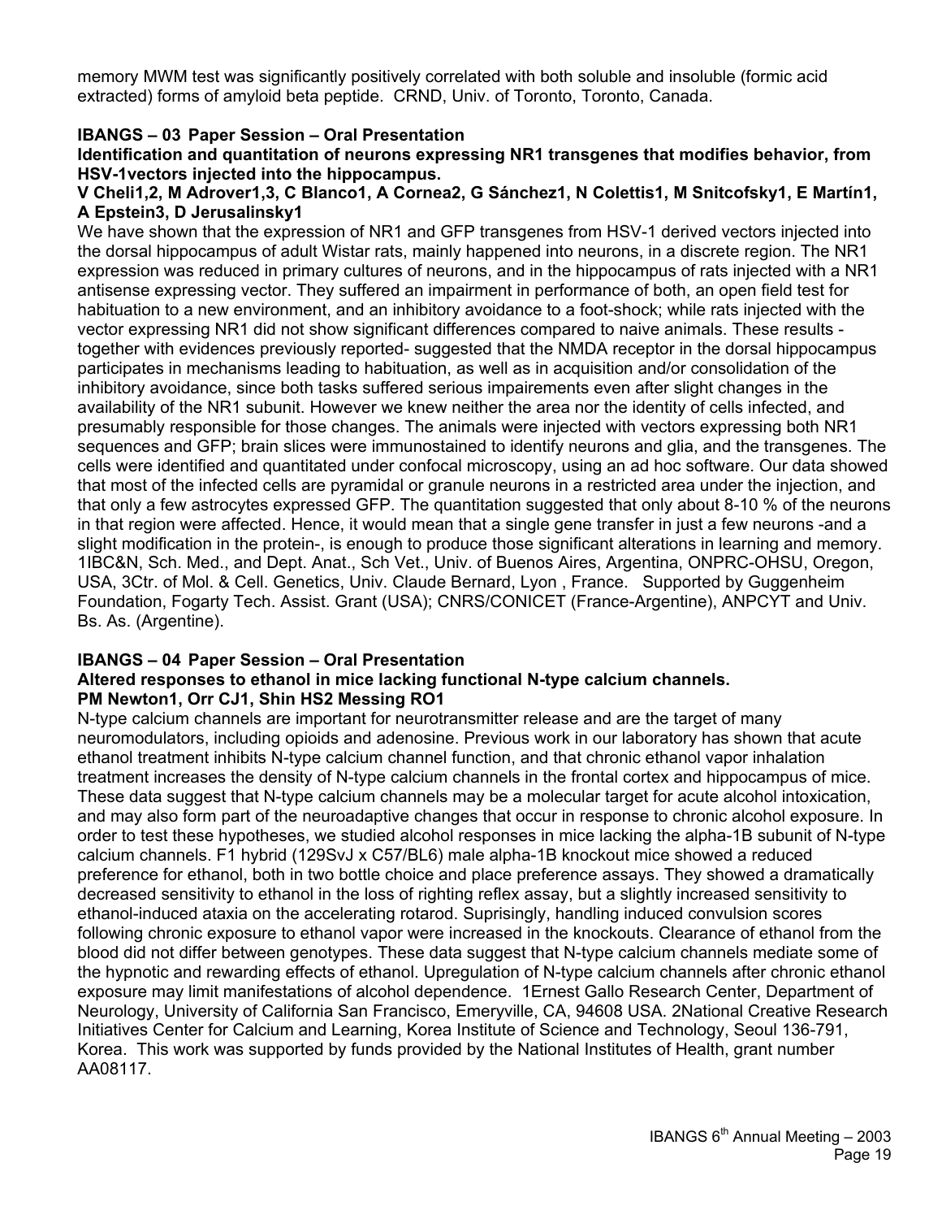memory MWM test was significantly positively correlated with both soluble and insoluble (formic acid extracted) forms of amyloid beta peptide. CRND, Univ. of Toronto, Toronto, Canada.

**IBANGS – 03 Paper Session – Oral Presentation**

**Identification and quantitation of neurons expressing NR1 transgenes that modifies behavior, from HSV-1vectors injected into the hippocampus.**

**V Cheli1,2, M Adrover1,3, C Blanco1, A Cornea2, G Sánchez1, N Colettis1, M Snitcofsky1, E Martín1, A Epstein3, D Jerusalinsky1**

We have shown that the expression of NR1 and GFP transgenes from HSV-1 derived vectors injected into the dorsal hippocampus of adult Wistar rats, mainly happened into neurons, in a discrete region. The NR1 expression was reduced in primary cultures of neurons, and in the hippocampus of rats injected with a NR1 antisense expressing vector. They suffered an impairment in performance of both, an open field test for habituation to a new environment, and an inhibitory avoidance to a foot-shock; while rats injected with the vector expressing NR1 did not show significant differences compared to naive animals. These results - together with evidences previously reported- suggested that the NMDA receptor in the dorsal hippocampus participates in mechanisms leading to habituation, as well as in acquisition and/or consolidation of the inhibitory avoidance, since both tasks suffered serious impairements even after slight changes in the availability of the NR1 subunit. However we knew neither the area nor the identity of cells infected, and presumably responsible for those changes. The animals were injected with vectors expressing both NR1 sequences and GFP; brain slices were immunostained to identify neurons and glia, and the transgenes. The cells were identified and quantitated under confocal microscopy, using an ad hoc software. Our data showed that most of the infected cells are pyramidal or granule neurons in a restricted area under the injection, and that only a few astrocytes expressed GFP. The quantitation suggested that only about 8-10 % of the neurons in that region were affected. Hence, it would mean that a single gene transfer in just a few neurons -and a slight modification in the protein-, is enough to produce those significant alterations in learning and memory. 1IBC&N, Sch. Med., and Dept. Anat., Sch Vet., Univ. of Buenos Aires, Argentina, ONPRC-OHSU, Oregon, USA, 3Ctr. of Mol. & Cell. Genetics, Univ. Claude Bernard, Lyon , France. Supported by Guggenheim Foundation, Fogarty Tech. Assist. Grant (USA); CNRS/CONICET (France-Argentine), ANPCYT and Univ. Bs. As. (Argentine).

**IBANGS – 04 Paper Session – Oral Presentation**

**Altered responses to ethanol in mice lacking functional N-type calcium channels.**

**PM Newton1, Orr CJ1, Shin HS2 Messing RO1**

N-type calcium channels are important for neurotransmitter release and are the target of many neuromodulators, including opioids and adenosine. Previous work in our laboratory has shown that acute ethanol treatment inhibits N-type calcium channel function, and that chronic ethanol vapor inhalation treatment increases the density of N-type calcium channels in the frontal cortex and hippocampus of mice. These data suggest that N-type calcium channels may be a molecular target for acute alcohol intoxication, and may also form part of the neuroadaptive changes that occur in response to chronic alcohol exposure. In order to test these hypotheses, we studied alcohol responses in mice lacking the alpha-1B subunit of N-type calcium channels. F1 hybrid (129SvJ x C57/BL6) male alpha-1B knockout mice showed a reduced preference for ethanol, both in two bottle choice and place preference assays. They showed a dramatically decreased sensitivity to ethanol in the loss of righting reflex assay, but a slightly increased sensitivity to ethanol-induced ataxia on the accelerating rotarod. Suprisingly, handling induced convulsion scores following chronic exposure to ethanol vapor were increased in the knockouts. Clearance of ethanol from the blood did not differ between genotypes. These data suggest that N-type calcium channels mediate some of the hypnotic and rewarding effects of ethanol. Upregulation of N-type calcium channels after chronic ethanol exposure may limit manifestations of alcohol dependence. 1Ernest Gallo Research Center, Department of Neurology, University of California San Francisco, Emeryville, CA, 94608 USA. 2National Creative Research Initiatives Center for Calcium and Learning, Korea Institute of Science and Technology, Seoul 136-791, Korea. This work was supported by funds provided by the National Institutes of Health, grant number AA08117.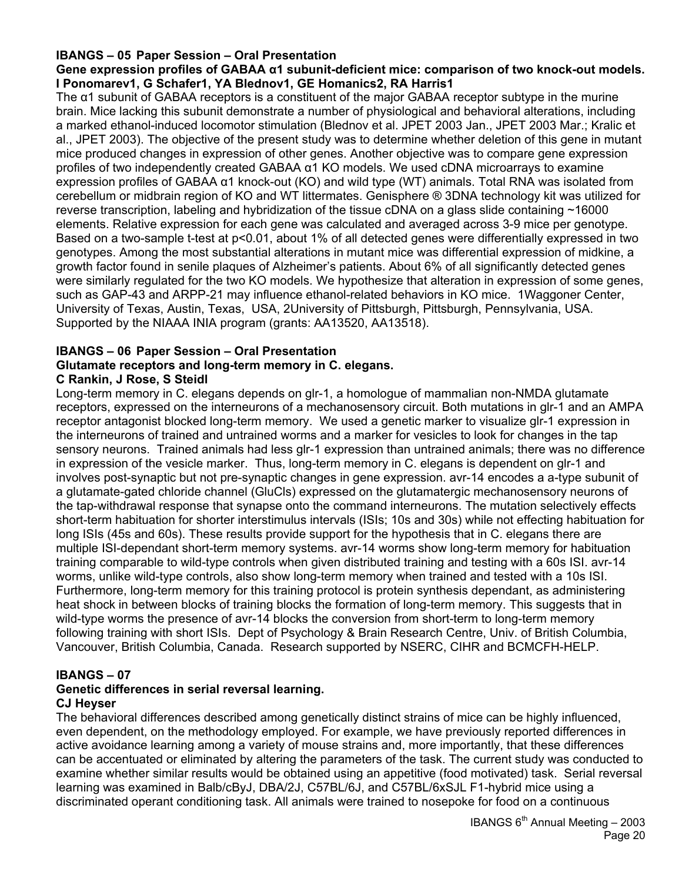**IBANGS – 05 Paper Session – Oral Presentation**

**Gene expression profiles of GABAA α1 subunit-deficient mice: comparison of two knock-out models.**
**I Ponomarev1, G Schafer1, YA Blednov1, GE Homanics2, RA Harris1**

The α1 subunit of GABAA receptors is a constituent of the major GABAA receptor subtype in the murine brain. Mice lacking this subunit demonstrate a number of physiological and behavioral alterations, including a marked ethanol-induced locomotor stimulation (Blednov et al. JPET 2003 Jan., JPET 2003 Mar.; Kralic et al., JPET 2003). The objective of the present study was to determine whether deletion of this gene in mutant mice produced changes in expression of other genes. Another objective was to compare gene expression profiles of two independently created GABAA α1 KO models. We used cDNA microarrays to examine expression profiles of GABAA α1 knock-out (KO) and wild type (WT) animals. Total RNA was isolated from cerebellum or midbrain region of KO and WT littermates. Genisphere ® 3DNA technology kit was utilized for reverse transcription, labeling and hybridization of the tissue cDNA on a glass slide containing ~16000 elements. Relative expression for each gene was calculated and averaged across 3-9 mice per genotype. Based on a two-sample t-test at $p<0.01$, about 1% of all detected genes were differentially expressed in two genotypes. Among the most substantial alterations in mutant mice was differential expression of midkine, a growth factor found in senile plaques of Alzheimer's patients. About 6% of all significantly detected genes were similarly regulated for the two KO models. We hypothesize that alteration in expression of some genes, such as GAP-43 and ARPP-21 may influence ethanol-related behaviors in KO mice. 1Waggoner Center, University of Texas, Austin, Texas, USA, 2University of Pittsburgh, Pittsburgh, Pennsylvania, USA. Supported by the NIAAA INIA program (grants: AA13520, AA13518).

**IBANGS – 06 Paper Session – Oral Presentation**

**Glutamate receptors and long-term memory in C. elegans.**
**C Rankin, J Rose, S Steidl**

Long-term memory in C. elegans depends on glr-1, a homologue of mammalian non-NMDA glutamate receptors, expressed on the interneurons of a mechanosensory circuit. Both mutations in glr-1 and an AMPA receptor antagonist blocked long-term memory. We used a genetic marker to visualize glr-1 expression in the interneurons of trained and untrained worms and a marker for vesicles to look for changes in the tap sensory neurons. Trained animals had less glr-1 expression than untrained animals; there was no difference in expression of the vesicle marker. Thus, long-term memory in C. elegans is dependent on glr-1 and involves post-synaptic but not pre-synaptic changes in gene expression. avr-14 encodes a a-type subunit of a glutamate-gated chloride channel (GluCls) expressed on the glutamatergic mechanosensory neurons of the tap-withdrawal response that synapse onto the command interneurons. The mutation selectively effects short-term habituation for shorter interstimulus intervals (ISIs; 10s and 30s) while not effecting habituation for long ISIs (45s and 60s). These results provide support for the hypothesis that in C. elegans there are multiple ISI-dependant short-term memory systems. avr-14 worms show long-term memory for habituation training comparable to wild-type controls when given distributed training and testing with a 60s ISI. avr-14 worms, unlike wild-type controls, also show long-term memory when trained and tested with a 10s ISI. Furthermore, long-term memory for this training protocol is protein synthesis dependant, as administering heat shock in between blocks of training blocks the formation of long-term memory. This suggests that in wild-type worms the presence of avr-14 blocks the conversion from short-term to long-term memory following training with short ISIs. Dept of Psychology & Brain Research Centre, Univ. of British Columbia, Vancouver, British Columbia, Canada. Research supported by NSERC, CIHR and BCMCFH-HELP.

**IBANGS – 07**

**Genetic differences in serial reversal learning.**
**CJ Heyser**

The behavioral differences described among genetically distinct strains of mice can be highly influenced, even dependent, on the methodology employed. For example, we have previously reported differences in active avoidance learning among a variety of mouse strains and, more importantly, that these differences can be accentuated or eliminated by altering the parameters of the task. The current study was conducted to examine whether similar results would be obtained using an appetitive (food motivated) task. Serial reversal learning was examined in Balb/cByJ, DBA/2J, C57BL/6J, and C57BL/6xSJL F1-hybrid mice using a discriminated operant conditioning task. All animals were trained to nosepoke for food on a continuous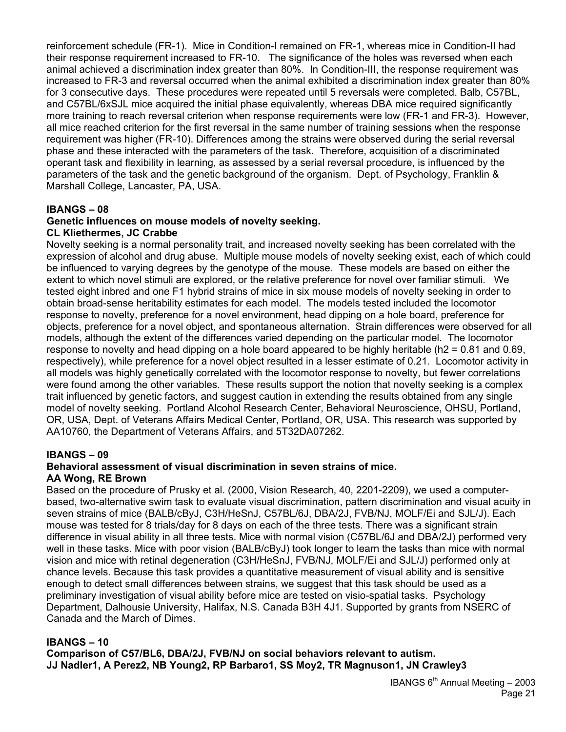reinforcement schedule (FR-1). Mice in Condition-I remained on FR-1, whereas mice in Condition-II had their response requirement increased to FR-10. The significance of the holes was reversed when each animal achieved a discrimination index greater than 80%. In Condition-III, the response requirement was increased to FR-3 and reversal occurred when the animal exhibited a discrimination index greater than 80% for 3 consecutive days. These procedures were repeated until 5 reversals were completed. Balb, C57BL, and C57BL/6xSJL mice acquired the initial phase equivalently, whereas DBA mice required significantly more training to reach reversal criterion when response requirements were low (FR-1 and FR-3). However, all mice reached criterion for the first reversal in the same number of training sessions when the response requirement was higher (FR-10). Differences among the strains were observed during the serial reversal phase and these interacted with the parameters of the task. Therefore, acquisition of a discriminated operant task and flexibility in learning, as assessed by a serial reversal procedure, is influenced by the parameters of the task and the genetic background of the organism. Dept. of Psychology, Franklin & Marshall College, Lancaster, PA, USA.

**IBANGS – 08**

**Genetic influences on mouse models of novelty seeking.**

**CL Kliethermes, JC Crabbe**

Novelty seeking is a normal personality trait, and increased novelty seeking has been correlated with the expression of alcohol and drug abuse. Multiple mouse models of novelty seeking exist, each of which could be influenced to varying degrees by the genotype of the mouse. These models are based on either the extent to which novel stimuli are explored, or the relative preference for novel over familiar stimuli. We tested eight inbred and one F1 hybrid strains of mice in six mouse models of novelty seeking in order to obtain broad-sense heritability estimates for each model. The models tested included the locomotor response to novelty, preference for a novel environment, head dipping on a hole board, preference for objects, preference for a novel object, and spontaneous alternation. Strain differences were observed for all models, although the extent of the differences varied depending on the particular model. The locomotor response to novelty and head dipping on a hole board appeared to be highly heritable ($h2 = 0.81$ and $0.69$, respectively), while preference for a novel object resulted in a lesser estimate of 0.21. Locomotor activity in all models was highly genetically correlated with the locomotor response to novelty, but fewer correlations were found among the other variables. These results support the notion that novelty seeking is a complex trait influenced by genetic factors, and suggest caution in extending the results obtained from any single model of novelty seeking. Portland Alcohol Research Center, Behavioral Neuroscience, OHSU, Portland, OR, USA, Dept. of Veterans Affairs Medical Center, Portland, OR, USA. This research was supported by AA10760, the Department of Veterans Affairs, and 5T32DA07262.

**IBANGS – 09**

**Behavioral assessment of visual discrimination in seven strains of mice.**

**AA Wong, RE Brown**

Based on the procedure of Prusky et al. (2000, Vision Research, 40, 2201-2209), we used a computer-based, two-alternative swim task to evaluate visual discrimination, pattern discrimination and visual acuity in seven strains of mice (BALB/cByJ, C3H/HeSnJ, C57BL/6J, DBA/2J, FVB/NJ, MOLF/Ei and SJL/J). Each mouse was tested for 8 trials/day for 8 days on each of the three tests. There was a significant strain difference in visual ability in all three tests. Mice with normal vision (C57BL/6J and DBA/2J) performed very well in these tasks. Mice with poor vision (BALB/cByJ) took longer to learn the tasks than mice with normal vision and mice with retinal degeneration (C3H/HeSnJ, FVB/NJ, MOLF/Ei and SJL/J) performed only at chance levels. Because this task provides a quantitative measurement of visual ability and is sensitive enough to detect small differences between strains, we suggest that this task should be used as a preliminary investigation of visual ability before mice are tested on visio-spatial tasks. Psychology Department, Dalhousie University, Halifax, N.S. Canada B3H 4J1. Supported by grants from NSERC of Canada and the March of Dimes.

**IBANGS – 10**

**Comparison of C57/BL6, DBA/2J, FVB/NJ on social behaviors relevant to autism.**

**JJ Nadler[1], A Perez[2], NB Young[2], RP Barbaro[1], SS Moy[2], TR Magnuson[1], JN Crawley[3]**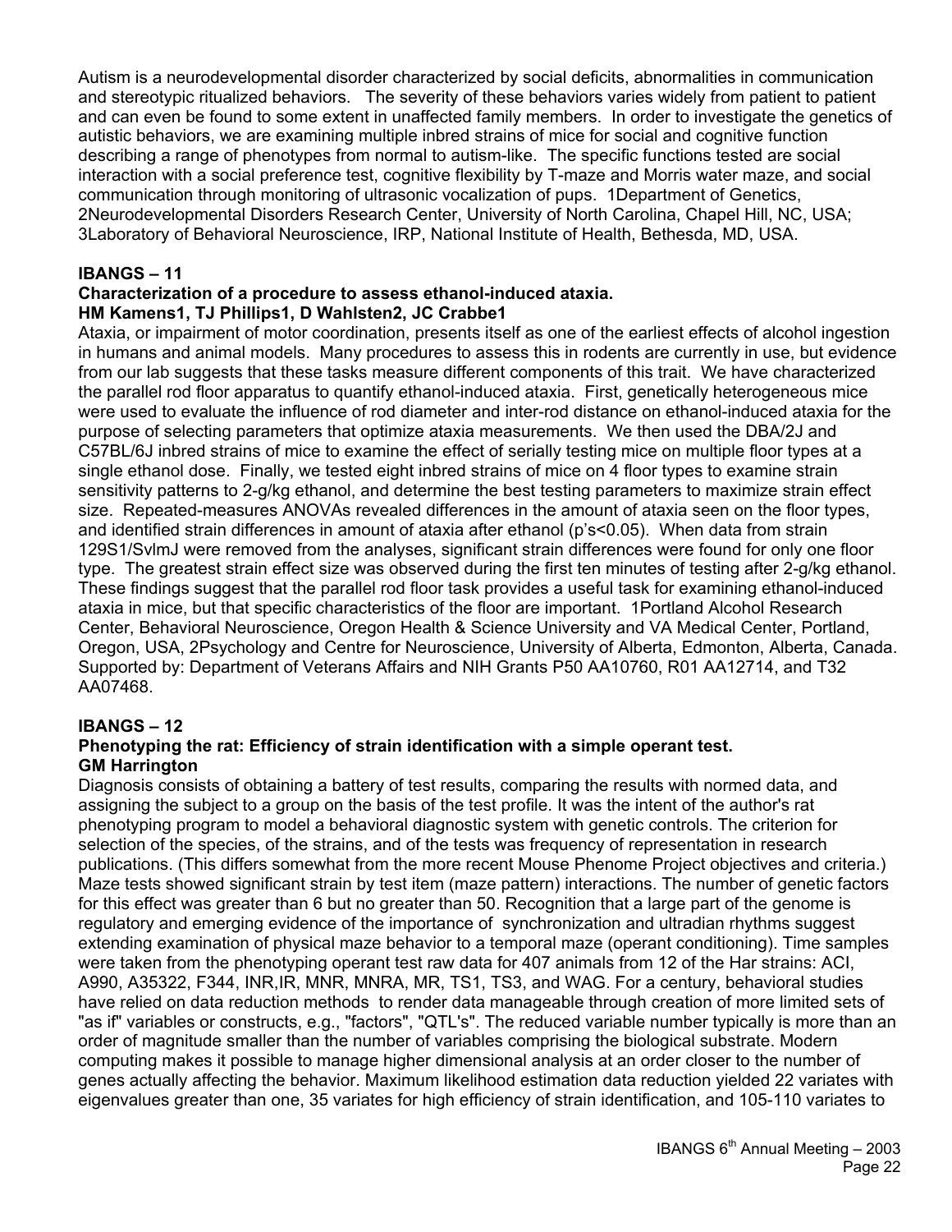Autism is a neurodevelopmental disorder characterized by social deficits, abnormalities in communication and stereotypic ritualized behaviors. The severity of these behaviors varies widely from patient to patient and can even be found to some extent in unaffected family members. In order to investigate the genetics of autistic behaviors, we are examining multiple inbred strains of mice for social and cognitive function describing a range of phenotypes from normal to autism-like. The specific functions tested are social interaction with a social preference test, cognitive flexibility by T-maze and Morris water maze, and social communication through monitoring of ultrasonic vocalization of pups. 1Department of Genetics, 2Neurodevelopmental Disorders Research Center, University of North Carolina, Chapel Hill, NC, USA; 3Laboratory of Behavioral Neuroscience, IRP, National Institute of Health, Bethesda, MD, USA.

## IBANGS – 11

### Characterization of a procedure to assess ethanol-induced ataxia.

**HM Kamens1, TJ Phillips1, D Wahlsten2, JC Crabbe1**

Ataxia, or impairment of motor coordination, presents itself as one of the earliest effects of alcohol ingestion in humans and animal models. Many procedures to assess this in rodents are currently in use, but evidence from our lab suggests that these tasks measure different components of this trait. We have characterized the parallel rod floor apparatus to quantify ethanol-induced ataxia. First, genetically heterogeneous mice were used to evaluate the influence of rod diameter and inter-rod distance on ethanol-induced ataxia for the purpose of selecting parameters that optimize ataxia measurements. We then used the DBA/2J and C57BL/6J inbred strains of mice to examine the effect of serially testing mice on multiple floor types at a single ethanol dose. Finally, we tested eight inbred strains of mice on 4 floor types to examine strain sensitivity patterns to 2-g/kg ethanol, and determine the best testing parameters to maximize strain effect size. Repeated-measures ANOVAs revealed differences in the amount of ataxia seen on the floor types, and identified strain differences in amount of ataxia after ethanol (p's<0.05). When data from strain 129S1/SvImJ were removed from the analyses, significant strain differences were found for only one floor type. The greatest strain effect size was observed during the first ten minutes of testing after 2-g/kg ethanol. These findings suggest that the parallel rod floor task provides a useful task for examining ethanol-induced ataxia in mice, but that specific characteristics of the floor are important. 1Portland Alcohol Research Center, Behavioral Neuroscience, Oregon Health & Science University and VA Medical Center, Portland, Oregon, USA, 2Psychology and Centre for Neuroscience, University of Alberta, Edmonton, Alberta, Canada. Supported by: Department of Veterans Affairs and NIH Grants P50 AA10760, R01 AA12714, and T32 AA07468.

## IBANGS – 12

### Phenotyping the rat: Efficiency of strain identification with a simple operant test.

**GM Harrington**

Diagnosis consists of obtaining a battery of test results, comparing the results with normed data, and assigning the subject to a group on the basis of the test profile. It was the intent of the author's rat phenotyping program to model a behavioral diagnostic system with genetic controls. The criterion for selection of the species, of the strains, and of the tests was frequency of representation in research publications. (This differs somewhat from the more recent Mouse Phenome Project objectives and criteria.) Maze tests showed significant strain by test item (maze pattern) interactions. The number of genetic factors for this effect was greater than 6 but no greater than 50. Recognition that a large part of the genome is regulatory and emerging evidence of the importance of synchronization and ultradian rhythms suggest extending examination of physical maze behavior to a temporal maze (operant conditioning). Time samples were taken from the phenotyping operant test raw data for 407 animals from 12 of the Har strains: ACI, A990, A35322, F344, INR,IR, MNR, MNRA, MR, TS1, TS3, and WAG. For a century, behavioral studies have relied on data reduction methods to render data manageable through creation of more limited sets of "as if" variables or constructs, e.g., "factors", "QTL's". The reduced variable number typically is more than an order of magnitude smaller than the number of variables comprising the biological substrate. Modern computing makes it possible to manage higher dimensional analysis at an order closer to the number of genes actually affecting the behavior. Maximum likelihood estimation data reduction yielded 22 variates with eigenvalues greater than one, 35 variates for high efficiency of strain identification, and 105-110 variates to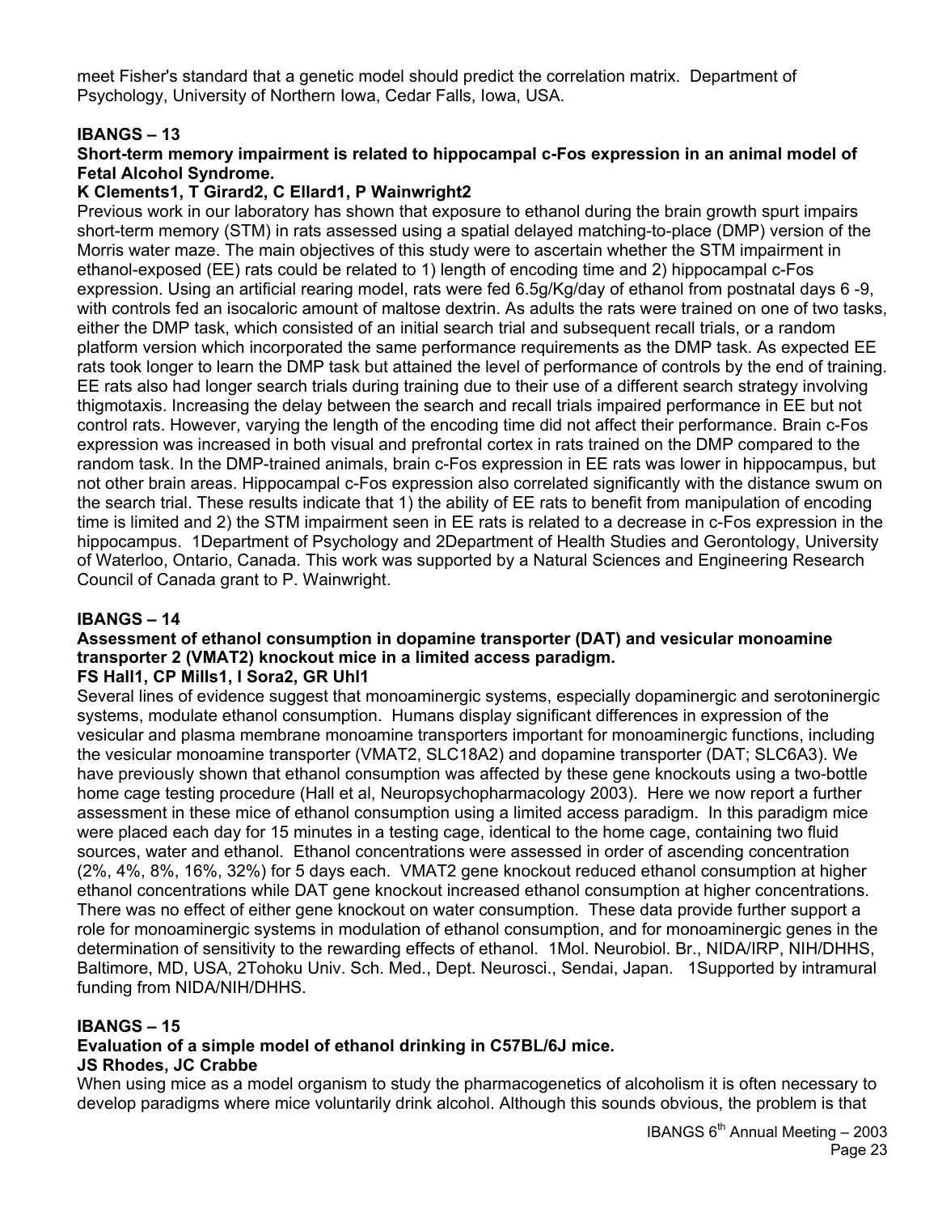meet Fisher's standard that a genetic model should predict the correlation matrix. Department of Psychology, University of Northern Iowa, Cedar Falls, Iowa, USA.

### IBANGS – 13

**Short-term memory impairment is related to hippocampal c-Fos expression in an animal model of Fetal Alcohol Syndrome.**

**K Clements[1], T Girard[2], C Ellard[1], P Wainwright[2]**

Previous work in our laboratory has shown that exposure to ethanol during the brain growth spurt impairs short-term memory (STM) in rats assessed using a spatial delayed matching-to-place (DMP) version of the Morris water maze. The main objectives of this study were to ascertain whether the STM impairment in ethanol-exposed (EE) rats could be related to 1) length of encoding time and 2) hippocampal c-Fos expression. Using an artificial rearing model, rats were fed 6.5g/Kg/day of ethanol from postnatal days 6 -9, with controls fed an isocaloric amount of maltose dextrin. As adults the rats were trained on one of two tasks, either the DMP task, which consisted of an initial search trial and subsequent recall trials, or a random platform version which incorporated the same performance requirements as the DMP task. As expected EE rats took longer to learn the DMP task but attained the level of performance of controls by the end of training. EE rats also had longer search trials during training due to their use of a different search strategy involving thigmotaxis. Increasing the delay between the search and recall trials impaired performance in EE but not control rats. However, varying the length of the encoding time did not affect their performance. Brain c-Fos expression was increased in both visual and prefrontal cortex in rats trained on the DMP compared to the random task. In the DMP-trained animals, brain c-Fos expression in EE rats was lower in hippocampus, but not other brain areas. Hippocampal c-Fos expression also correlated significantly with the distance swum on the search trial. These results indicate that 1) the ability of EE rats to benefit from manipulation of encoding time is limited and 2) the STM impairment seen in EE rats is related to a decrease in c-Fos expression in the hippocampus. [1]Department of Psychology and [2]Department of Health Studies and Gerontology, University of Waterloo, Ontario, Canada. This work was supported by a Natural Sciences and Engineering Research Council of Canada grant to P. Wainwright.

### IBANGS – 14

**Assessment of ethanol consumption in dopamine transporter (DAT) and vesicular monoamine transporter 2 (VMAT2) knockout mice in a limited access paradigm.**

**FS Hall[1], CP Mills[1], I Sora[2], GR Uhl[1]**

Several lines of evidence suggest that monoaminergic systems, especially dopaminergic and serotoninergic systems, modulate ethanol consumption. Humans display significant differences in expression of the vesicular and plasma membrane monoamine transporters important for monoaminergic functions, including the vesicular monoamine transporter (VMAT2, SLC18A2) and dopamine transporter (DAT; SLC6A3). We have previously shown that ethanol consumption was affected by these gene knockouts using a two-bottle home cage testing procedure (Hall et al, Neuropsychopharmacology 2003). Here we now report a further assessment in these mice of ethanol consumption using a limited access paradigm. In this paradigm mice were placed each day for 15 minutes in a testing cage, identical to the home cage, containing two fluid sources, water and ethanol. Ethanol concentrations were assessed in order of ascending concentration (2%, 4%, 8%, 16%, 32%) for 5 days each. VMAT2 gene knockout reduced ethanol consumption at higher ethanol concentrations while DAT gene knockout increased ethanol consumption at higher concentrations. There was no effect of either gene knockout on water consumption. These data provide further support a role for monoaminergic systems in modulation of ethanol consumption, and for monoaminergic genes in the determination of sensitivity to the rewarding effects of ethanol. [1]Mol. Neurobiol. Br., NIDA/IRP, NIH/DHHS, Baltimore, MD, USA, [2]Tohoku Univ. Sch. Med., Dept. Neurosci., Sendai, Japan. [1]Supported by intramural funding from NIDA/NIH/DHHS.

### IBANGS – 15

**Evaluation of a simple model of ethanol drinking in C57BL/6J mice.**

**JS Rhodes, JC Crabbe**

When using mice as a model organism to study the pharmacogenetics of alcoholism it is often necessary to develop paradigms where mice voluntarily drink alcohol. Although this sounds obvious, the problem is that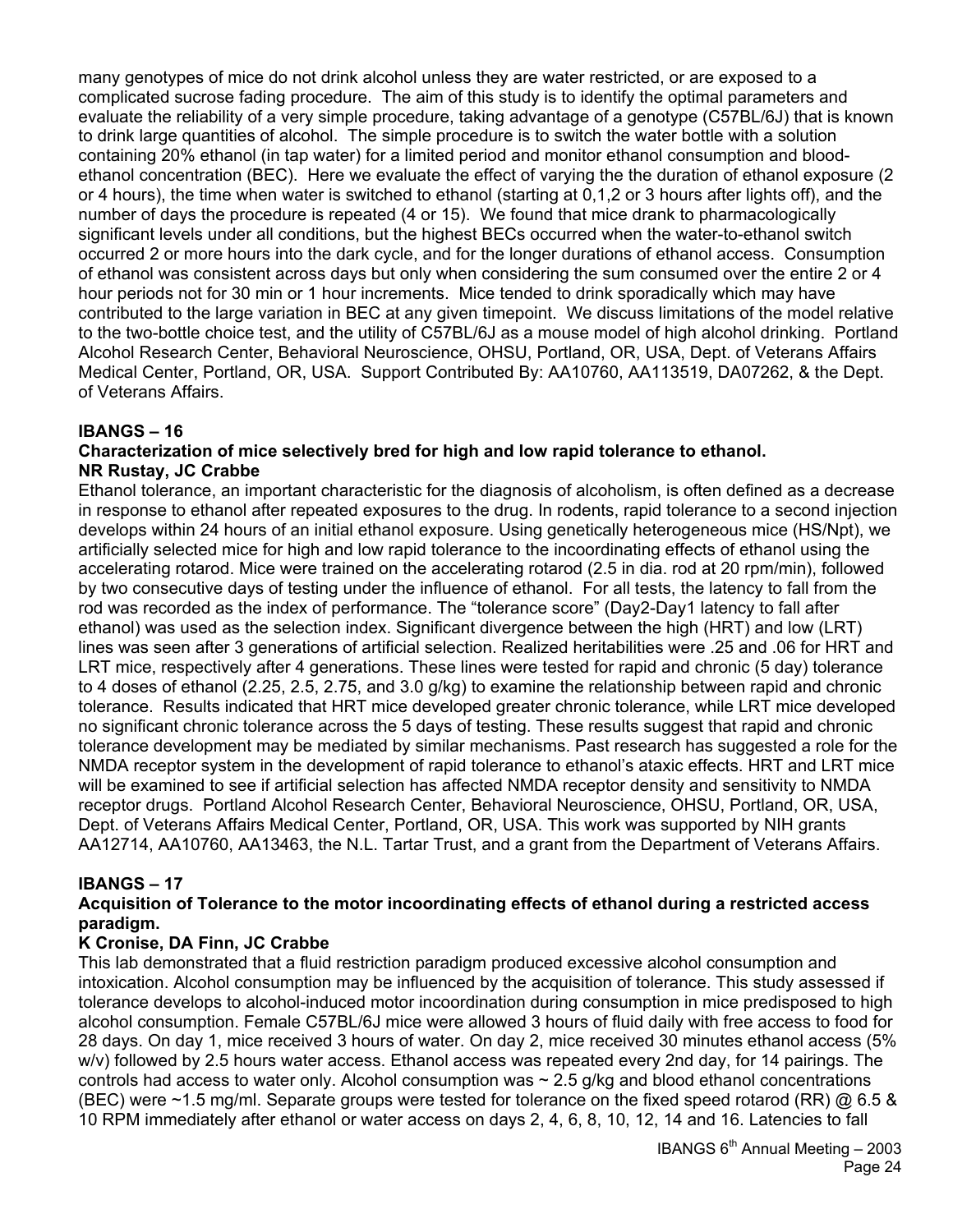many genotypes of mice do not drink alcohol unless they are water restricted, or are exposed to a complicated sucrose fading procedure. The aim of this study is to identify the optimal parameters and evaluate the reliability of a very simple procedure, taking advantage of a genotype (C57BL/6J) that is known to drink large quantities of alcohol. The simple procedure is to switch the water bottle with a solution containing 20% ethanol (in tap water) for a limited period and monitor ethanol consumption and blood-ethanol concentration (BEC). Here we evaluate the effect of varying the the duration of ethanol exposure (2 or 4 hours), the time when water is switched to ethanol (starting at 0,1,2 or 3 hours after lights off), and the number of days the procedure is repeated (4 or 15). We found that mice drank to pharmacologically significant levels under all conditions, but the highest BECs occurred when the water-to-ethanol switch occurred 2 or more hours into the dark cycle, and for the longer durations of ethanol access. Consumption of ethanol was consistent across days but only when considering the sum consumed over the entire 2 or 4 hour periods not for 30 min or 1 hour increments. Mice tended to drink sporadically which may have contributed to the large variation in BEC at any given timepoint. We discuss limitations of the model relative to the two-bottle choice test, and the utility of C57BL/6J as a mouse model of high alcohol drinking. Portland Alcohol Research Center, Behavioral Neuroscience, OHSU, Portland, OR, USA, Dept. of Veterans Affairs Medical Center, Portland, OR, USA. Support Contributed By: AA10760, AA113519, DA07262, & the Dept. of Veterans Affairs.

## IBANGS – 16

**Characterization of mice selectively bred for high and low rapid tolerance to ethanol.**
**NR Rustay, JC Crabbe**

Ethanol tolerance, an important characteristic for the diagnosis of alcoholism, is often defined as a decrease in response to ethanol after repeated exposures to the drug. In rodents, rapid tolerance to a second injection develops within 24 hours of an initial ethanol exposure. Using genetically heterogeneous mice (HS/Npt), we artificially selected mice for high and low rapid tolerance to the incoordinating effects of ethanol using the accelerating rotarod. Mice were trained on the accelerating rotarod (2.5 in dia. rod at 20 rpm/min), followed by two consecutive days of testing under the influence of ethanol. For all tests, the latency to fall from the rod was recorded as the index of performance. The "tolerance score" (Day2-Day1 latency to fall after ethanol) was used as the selection index. Significant divergence between the high (HRT) and low (LRT) lines was seen after 3 generations of artificial selection. Realized heritabilities were .25 and .06 for HRT and LRT mice, respectively after 4 generations. These lines were tested for rapid and chronic (5 day) tolerance to 4 doses of ethanol (2.25, 2.5, 2.75, and 3.0 g/kg) to examine the relationship between rapid and chronic tolerance. Results indicated that HRT mice developed greater chronic tolerance, while LRT mice developed no significant chronic tolerance across the 5 days of testing. These results suggest that rapid and chronic tolerance development may be mediated by similar mechanisms. Past research has suggested a role for the NMDA receptor system in the development of rapid tolerance to ethanol's ataxic effects. HRT and LRT mice will be examined to see if artificial selection has affected NMDA receptor density and sensitivity to NMDA receptor drugs. Portland Alcohol Research Center, Behavioral Neuroscience, OHSU, Portland, OR, USA, Dept. of Veterans Affairs Medical Center, Portland, OR, USA. This work was supported by NIH grants AA12714, AA10760, AA13463, the N.L. Tartar Trust, and a grant from the Department of Veterans Affairs.

## IBANGS – 17

**Acquisition of Tolerance to the motor incoordinating effects of ethanol during a restricted access paradigm.**
**K Cronise, DA Finn, JC Crabbe**

This lab demonstrated that a fluid restriction paradigm produced excessive alcohol consumption and intoxication. Alcohol consumption may be influenced by the acquisition of tolerance. This study assessed if tolerance develops to alcohol-induced motor incoordination during consumption in mice predisposed to high alcohol consumption. Female C57BL/6J mice were allowed 3 hours of fluid daily with free access to food for 28 days. On day 1, mice received 3 hours of water. On day 2, mice received 30 minutes ethanol access (5% w/v) followed by 2.5 hours water access. Ethanol access was repeated every 2nd day, for 14 pairings. The controls had access to water only. Alcohol consumption was ~ 2.5 g/kg and blood ethanol concentrations (BEC) were ~1.5 mg/ml. Separate groups were tested for tolerance on the fixed speed rotarod (RR) @ 6.5 & 10 RPM immediately after ethanol or water access on days 2, 4, 6, 8, 10, 12, 14 and 16. Latencies to fall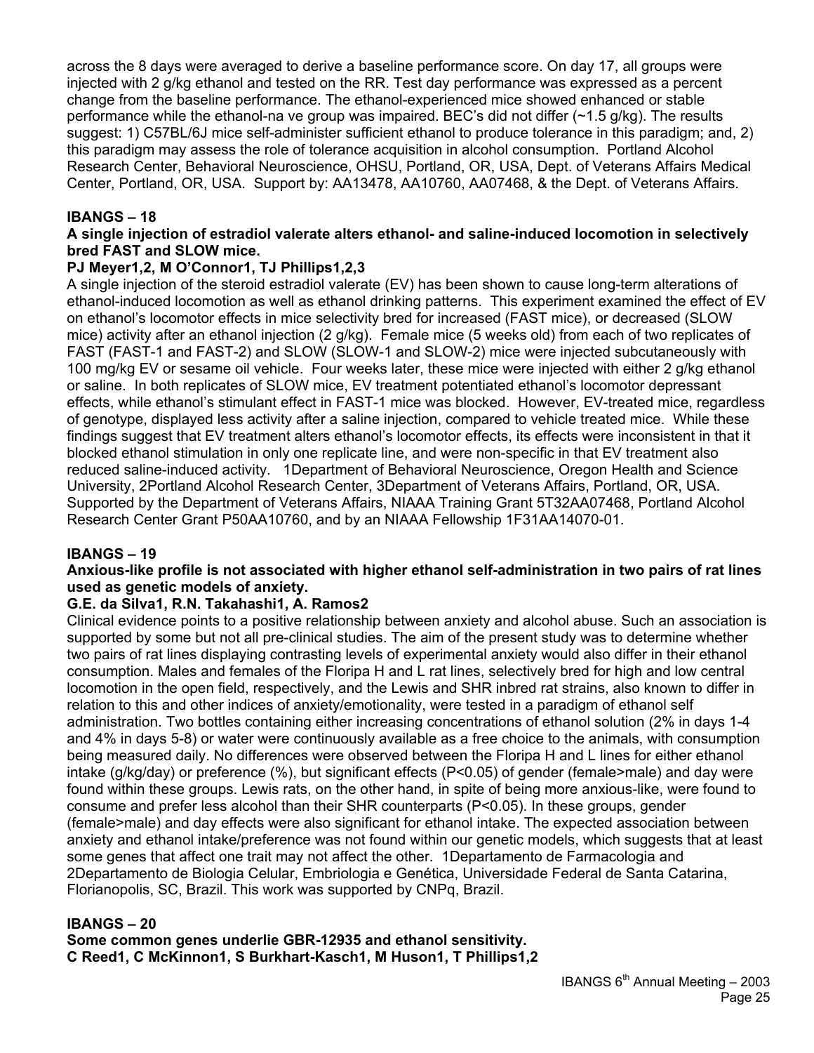across the 8 days were averaged to derive a baseline performance score. On day 17, all groups were injected with 2 g/kg ethanol and tested on the RR. Test day performance was expressed as a percent change from the baseline performance. The ethanol-experienced mice showed enhanced or stable performance while the ethanol-na ve group was impaired. BEC's did not differ (~1.5 g/kg). The results suggest: 1) C57BL/6J mice self-administer sufficient ethanol to produce tolerance in this paradigm; and, 2) this paradigm may assess the role of tolerance acquisition in alcohol consumption. Portland Alcohol Research Center, Behavioral Neuroscience, OHSU, Portland, OR, USA, Dept. of Veterans Affairs Medical Center, Portland, OR, USA. Support by: AA13478, AA10760, AA07468, & the Dept. of Veterans Affairs.

**IBANGS – 18**

**A single injection of estradiol valerate alters ethanol- and saline-induced locomotion in selectively bred FAST and SLOW mice.**

**PJ Meyer1,2, M O'Connor1, TJ Phillips1,2,3**

A single injection of the steroid estradiol valerate (EV) has been shown to cause long-term alterations of ethanol-induced locomotion as well as ethanol drinking patterns. This experiment examined the effect of EV on ethanol's locomotor effects in mice selectivity bred for increased (FAST mice), or decreased (SLOW mice) activity after an ethanol injection (2 g/kg). Female mice (5 weeks old) from each of two replicates of FAST (FAST-1 and FAST-2) and SLOW (SLOW-1 and SLOW-2) mice were injected subcutaneously with 100 mg/kg EV or sesame oil vehicle. Four weeks later, these mice were injected with either 2 g/kg ethanol or saline. In both replicates of SLOW mice, EV treatment potentiated ethanol's locomotor depressant effects, while ethanol's stimulant effect in FAST-1 mice was blocked. However, EV-treated mice, regardless of genotype, displayed less activity after a saline injection, compared to vehicle treated mice. While these findings suggest that EV treatment alters ethanol's locomotor effects, its effects were inconsistent in that it blocked ethanol stimulation in only one replicate line, and were non-specific in that EV treatment also reduced saline-induced activity. 1Department of Behavioral Neuroscience, Oregon Health and Science University, 2Portland Alcohol Research Center, 3Department of Veterans Affairs, Portland, OR, USA. Supported by the Department of Veterans Affairs, NIAAA Training Grant 5T32AA07468, Portland Alcohol Research Center Grant P50AA10760, and by an NIAAA Fellowship 1F31AA14070-01.

**IBANGS – 19**

**Anxious-like profile is not associated with higher ethanol self-administration in two pairs of rat lines used as genetic models of anxiety.**

**G.E. da Silva1, R.N. Takahashi1, A. Ramos2**

Clinical evidence points to a positive relationship between anxiety and alcohol abuse. Such an association is supported by some but not all pre-clinical studies. The aim of the present study was to determine whether two pairs of rat lines displaying contrasting levels of experimental anxiety would also differ in their ethanol consumption. Males and females of the Floripa H and L rat lines, selectively bred for high and low central locomotion in the open field, respectively, and the Lewis and SHR inbred rat strains, also known to differ in relation to this and other indices of anxiety/emotionality, were tested in a paradigm of ethanol self administration. Two bottles containing either increasing concentrations of ethanol solution (2% in days 1-4 and 4% in days 5-8) or water were continuously available as a free choice to the animals, with consumption being measured daily. No differences were observed between the Floripa H and L lines for either ethanol intake (g/kg/day) or preference (%), but significant effects ($P<0.05$) of gender (female>male) and day were found within these groups. Lewis rats, on the other hand, in spite of being more anxious-like, were found to consume and prefer less alcohol than their SHR counterparts ($P<0.05$). In these groups, gender (female>male) and day effects were also significant for ethanol intake. The expected association between anxiety and ethanol intake/preference was not found within our genetic models, which suggests that at least some genes that affect one trait may not affect the other. 1Departamento de Farmacologia and 2Departamento de Biologia Celular, Embriologia e Genética, Universidade Federal de Santa Catarina, Florianopolis, SC, Brazil. This work was supported by CNPq, Brazil.

**IBANGS – 20**

**Some common genes underlie GBR-12935 and ethanol sensitivity.**

**C Reed1, C McKinnon1, S Burkhart-Kasch1, M Huson1, T Phillips1,2**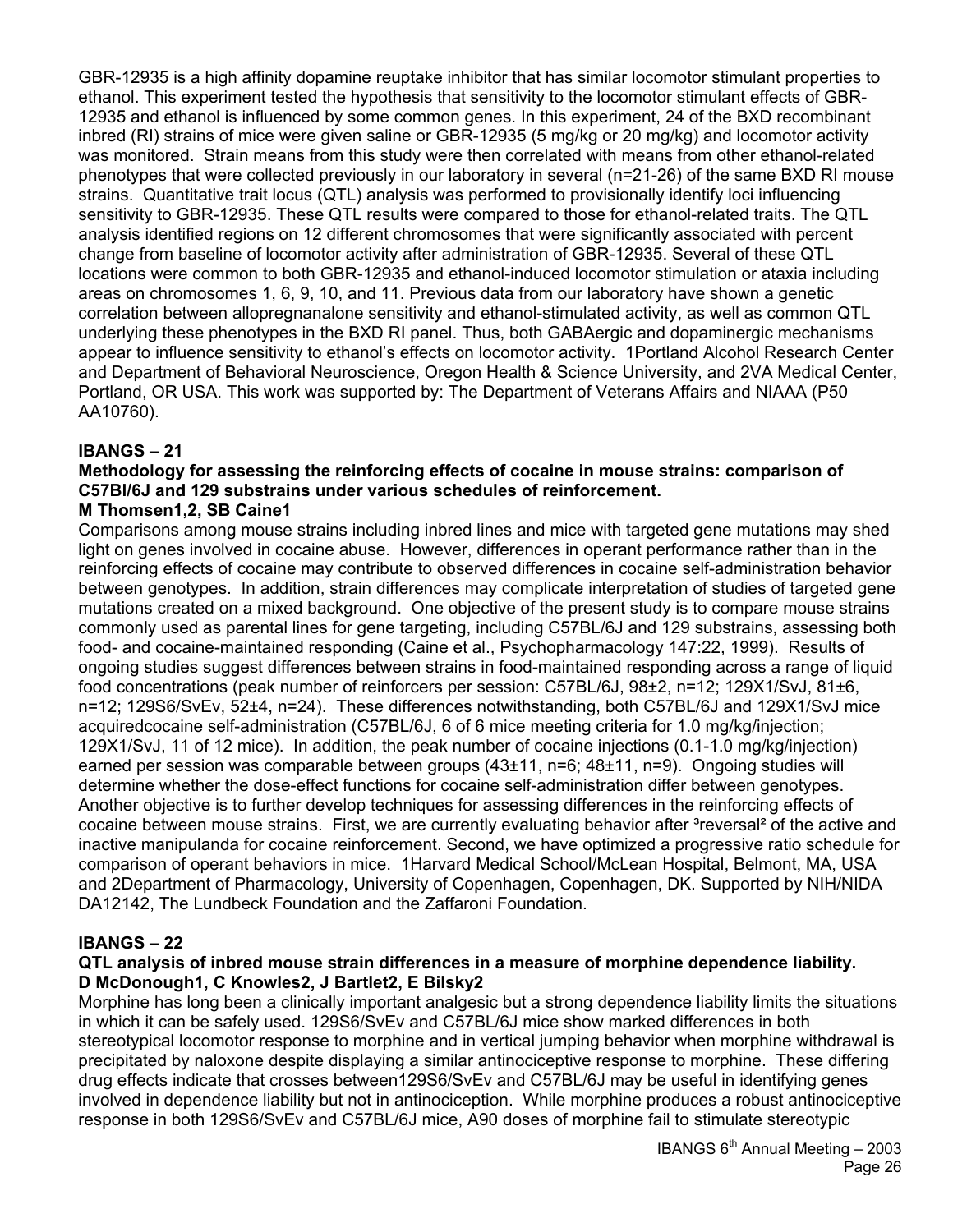GBR-12935 is a high affinity dopamine reuptake inhibitor that has similar locomotor stimulant properties to ethanol. This experiment tested the hypothesis that sensitivity to the locomotor stimulant effects of GBR-12935 and ethanol is influenced by some common genes. In this experiment, 24 of the BXD recombinant inbred (RI) strains of mice were given saline or GBR-12935 (5 mg/kg or 20 mg/kg) and locomotor activity was monitored. Strain means from this study were then correlated with means from other ethanol-related phenotypes that were collected previously in our laboratory in several (n=21-26) of the same BXD RI mouse strains. Quantitative trait locus (QTL) analysis was performed to provisionally identify loci influencing sensitivity to GBR-12935. These QTL results were compared to those for ethanol-related traits. The QTL analysis identified regions on 12 different chromosomes that were significantly associated with percent change from baseline of locomotor activity after administration of GBR-12935. Several of these QTL locations were common to both GBR-12935 and ethanol-induced locomotor stimulation or ataxia including areas on chromosomes 1, 6, 9, 10, and 11. Previous data from our laboratory have shown a genetic correlation between allopregnanalone sensitivity and ethanol-stimulated activity, as well as common QTL underlying these phenotypes in the BXD RI panel. Thus, both GABAergic and dopaminergic mechanisms appear to influence sensitivity to ethanol's effects on locomotor activity. 1Portland Alcohol Research Center and Department of Behavioral Neuroscience, Oregon Health & Science University, and 2VA Medical Center, Portland, OR USA. This work was supported by: The Department of Veterans Affairs and NIAAA (P50 AA10760).

**IBANGS – 21**

**Methodology for assessing the reinforcing effects of cocaine in mouse strains: comparison of C57Bl/6J and 129 substrains under various schedules of reinforcement.**

**M Thomsen1,2, SB Caine1**

Comparisons among mouse strains including inbred lines and mice with targeted gene mutations may shed light on genes involved in cocaine abuse. However, differences in operant performance rather than in the reinforcing effects of cocaine may contribute to observed differences in cocaine self-administration behavior between genotypes. In addition, strain differences may complicate interpretation of studies of targeted gene mutations created on a mixed background. One objective of the present study is to compare mouse strains commonly used as parental lines for gene targeting, including C57BL/6J and 129 substrains, assessing both food- and cocaine-maintained responding (Caine et al., Psychopharmacology 147:22, 1999). Results of ongoing studies suggest differences between strains in food-maintained responding across a range of liquid food concentrations (peak number of reinforcers per session: C57BL/6J, 98±2, n=12; 129X1/SvJ, 81±6, n=12; 129S6/SvEv, 52±4, n=24). These differences notwithstanding, both C57BL/6J and 129X1/SvJ mice acquiredcocaine self-administration (C57BL/6J, 6 of 6 mice meeting criteria for 1.0 mg/kg/injection; 129X1/SvJ, 11 of 12 mice). In addition, the peak number of cocaine injections (0.1-1.0 mg/kg/injection) earned per session was comparable between groups (43±11, n=6; 48±11, n=9). Ongoing studies will determine whether the dose-effect functions for cocaine self-administration differ between genotypes. Another objective is to further develop techniques for assessing differences in the reinforcing effects of cocaine between mouse strains. First, we are currently evaluating behavior after ³reversal² of the active and inactive manipulanda for cocaine reinforcement. Second, we have optimized a progressive ratio schedule for comparison of operant behaviors in mice. 1Harvard Medical School/McLean Hospital, Belmont, MA, USA and 2Department of Pharmacology, University of Copenhagen, Copenhagen, DK. Supported by NIH/NIDA DA12142, The Lundbeck Foundation and the Zaffaroni Foundation.

**IBANGS – 22**

**QTL analysis of inbred mouse strain differences in a measure of morphine dependence liability.**

**D McDonough1, C Knowles2, J Bartlet2, E Bilsky2**

Morphine has long been a clinically important analgesic but a strong dependence liability limits the situations in which it can be safely used. 129S6/SvEv and C57BL/6J mice show marked differences in both stereotypical locomotor response to morphine and in vertical jumping behavior when morphine withdrawal is precipitated by naloxone despite displaying a similar antinociceptive response to morphine. These differing drug effects indicate that crosses between129S6/SvEv and C57BL/6J may be useful in identifying genes involved in dependence liability but not in antinociception. While morphine produces a robust antinociceptive response in both 129S6/SvEv and C57BL/6J mice, A90 doses of morphine fail to stimulate stereotypic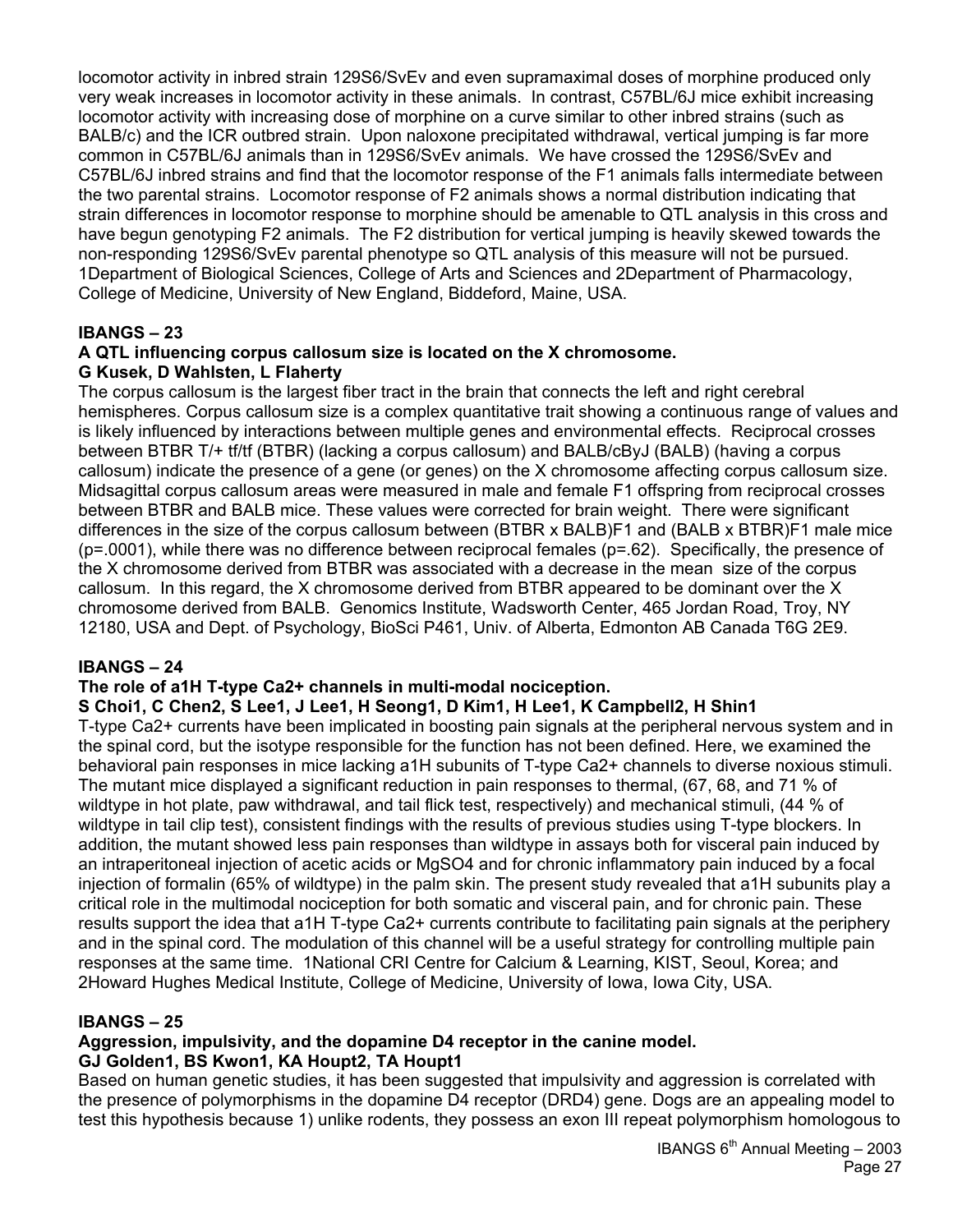locomotor activity in inbred strain 129S6/SvEv and even supramaximal doses of morphine produced only very weak increases in locomotor activity in these animals. In contrast, C57BL/6J mice exhibit increasing locomotor activity with increasing dose of morphine on a curve similar to other inbred strains (such as BALB/c) and the ICR outbred strain. Upon naloxone precipitated withdrawal, vertical jumping is far more common in C57BL/6J animals than in 129S6/SvEv animals. We have crossed the 129S6/SvEv and C57BL/6J inbred strains and find that the locomotor response of the F1 animals falls intermediate between the two parental strains. Locomotor response of F2 animals shows a normal distribution indicating that strain differences in locomotor response to morphine should be amenable to QTL analysis in this cross and have begun genotyping F2 animals. The F2 distribution for vertical jumping is heavily skewed towards the non-responding 129S6/SvEv parental phenotype so QTL analysis of this measure will not be pursued. 1Department of Biological Sciences, College of Arts and Sciences and 2Department of Pharmacology, College of Medicine, University of New England, Biddeford, Maine, USA.

## IBANGS – 23

**A QTL influencing corpus callosum size is located on the X chromosome.**
**G Kusek, D Wahlsten, L Flaherty**

The corpus callosum is the largest fiber tract in the brain that connects the left and right cerebral hemispheres. Corpus callosum size is a complex quantitative trait showing a continuous range of values and is likely influenced by interactions between multiple genes and environmental effects. Reciprocal crosses between BTBR T/+ tf/tf (BTBR) (lacking a corpus callosum) and BALB/cByJ (BALB) (having a corpus callosum) indicate the presence of a gene (or genes) on the X chromosome affecting corpus callosum size. Midsagittal corpus callosum areas were measured in male and female F1 offspring from reciprocal crosses between BTBR and BALB mice. These values were corrected for brain weight. There were significant differences in the size of the corpus callosum between (BTBR x BALB)F1 and (BALB x BTBR)F1 male mice (p=.0001), while there was no difference between reciprocal females (p=.62). Specifically, the presence of the X chromosome derived from BTBR was associated with a decrease in the mean size of the corpus callosum. In this regard, the X chromosome derived from BTBR appeared to be dominant over the X chromosome derived from BALB. Genomics Institute, Wadsworth Center, 465 Jordan Road, Troy, NY 12180, USA and Dept. of Psychology, BioSci P461, Univ. of Alberta, Edmonton AB Canada T6G 2E9.

## IBANGS – 24

**The role of a1H T-type Ca2+ channels in multi-modal nociception.**
**S Choi1, C Chen2, S Lee1, J Lee1, H Seong1, D Kim1, H Lee1, K Campbell2, H Shin1**

T-type Ca2+ currents have been implicated in boosting pain signals at the peripheral nervous system and in the spinal cord, but the isotype responsible for the function has not been defined. Here, we examined the behavioral pain responses in mice lacking a1H subunits of T-type Ca2+ channels to diverse noxious stimuli. The mutant mice displayed a significant reduction in pain responses to thermal, (67, 68, and 71 % of wildtype in hot plate, paw withdrawal, and tail flick test, respectively) and mechanical stimuli, (44 % of wildtype in tail clip test), consistent findings with the results of previous studies using T-type blockers. In addition, the mutant showed less pain responses than wildtype in assays both for visceral pain induced by an intraperitoneal injection of acetic acids or MgSO4 and for chronic inflammatory pain induced by a focal injection of formalin (65% of wildtype) in the palm skin. The present study revealed that a1H subunits play a critical role in the multimodal nociception for both somatic and visceral pain, and for chronic pain. These results support the idea that a1H T-type Ca2+ currents contribute to facilitating pain signals at the periphery and in the spinal cord. The modulation of this channel will be a useful strategy for controlling multiple pain responses at the same time. 1National CRI Centre for Calcium & Learning, KIST, Seoul, Korea; and 2Howard Hughes Medical Institute, College of Medicine, University of Iowa, Iowa City, USA.

## IBANGS – 25

**Aggression, impulsivity, and the dopamine D4 receptor in the canine model.**
**GJ Golden1, BS Kwon1, KA Houpt2, TA Houpt1**

Based on human genetic studies, it has been suggested that impulsivity and aggression is correlated with the presence of polymorphisms in the dopamine D4 receptor (DRD4) gene. Dogs are an appealing model to test this hypothesis because 1) unlike rodents, they possess an exon III repeat polymorphism homologous to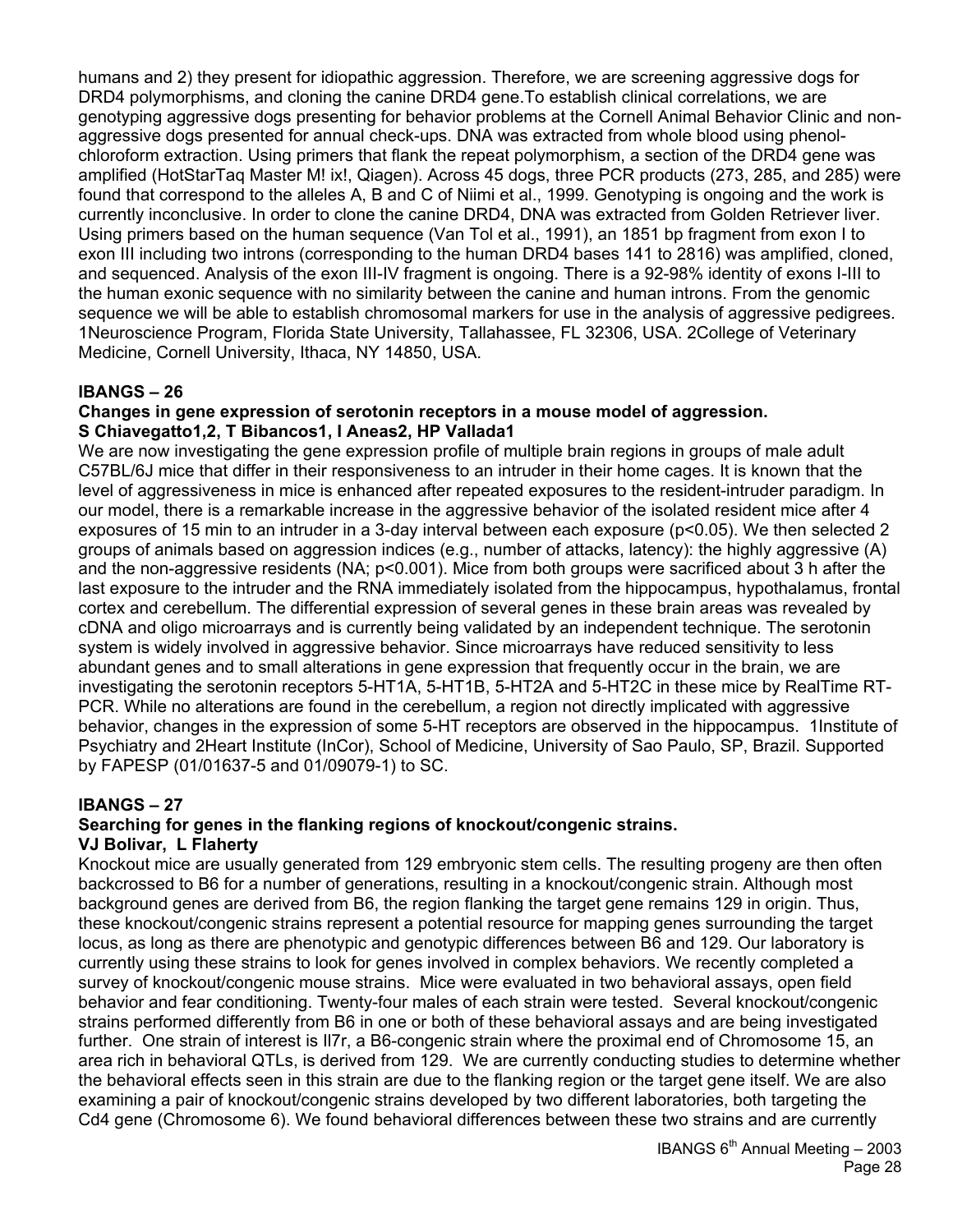humans and 2) they present for idiopathic aggression. Therefore, we are screening aggressive dogs for DRD4 polymorphisms, and cloning the canine DRD4 gene.To establish clinical correlations, we are genotyping aggressive dogs presenting for behavior problems at the Cornell Animal Behavior Clinic and non-aggressive dogs presented for annual check-ups. DNA was extracted from whole blood using phenol-chloroform extraction. Using primers that flank the repeat polymorphism, a section of the DRD4 gene was amplified (HotStarTaq Master M! ix!, Qiagen). Across 45 dogs, three PCR products (273, 285, and 285) were found that correspond to the alleles A, B and C of Niimi et al., 1999. Genotyping is ongoing and the work is currently inconclusive. In order to clone the canine DRD4, DNA was extracted from Golden Retriever liver. Using primers based on the human sequence (Van Tol et al., 1991), an 1851 bp fragment from exon I to exon III including two introns (corresponding to the human DRD4 bases 141 to 2816) was amplified, cloned, and sequenced. Analysis of the exon III-IV fragment is ongoing. There is a 92-98% identity of exons I-III to the human exonic sequence with no similarity between the canine and human introns. From the genomic sequence we will be able to establish chromosomal markers for use in the analysis of aggressive pedigrees. 1Neuroscience Program, Florida State University, Tallahassee, FL 32306, USA. 2College of Veterinary Medicine, Cornell University, Ithaca, NY 14850, USA.

## IBANGS – 26

**Changes in gene expression of serotonin receptors in a mouse model of aggression.**
**S Chiavegatto1,2, T Bibancos1, I Aneas2, HP Vallada1**

We are now investigating the gene expression profile of multiple brain regions in groups of male adult C57BL/6J mice that differ in their responsiveness to an intruder in their home cages. It is known that the level of aggressiveness in mice is enhanced after repeated exposures to the resident-intruder paradigm. In our model, there is a remarkable increase in the aggressive behavior of the isolated resident mice after 4 exposures of 15 min to an intruder in a 3-day interval between each exposure ($p<0.05$). We then selected 2 groups of animals based on aggression indices (e.g., number of attacks, latency): the highly aggressive (A) and the non-aggressive residents (NA; $p<0.001$). Mice from both groups were sacrificed about 3 h after the last exposure to the intruder and the RNA immediately isolated from the hippocampus, hypothalamus, frontal cortex and cerebellum. The differential expression of several genes in these brain areas was revealed by cDNA and oligo microarrays and is currently being validated by an independent technique. The serotonin system is widely involved in aggressive behavior. Since microarrays have reduced sensitivity to less abundant genes and to small alterations in gene expression that frequently occur in the brain, we are investigating the serotonin receptors 5-HT1A, 5-HT1B, 5-HT2A and 5-HT2C in these mice by RealTime RT-PCR. While no alterations are found in the cerebellum, a region not directly implicated with aggressive behavior, changes in the expression of some 5-HT receptors are observed in the hippocampus. 1Institute of Psychiatry and 2Heart Institute (InCor), School of Medicine, University of Sao Paulo, SP, Brazil. Supported by FAPESP (01/01637-5 and 01/09079-1) to SC.

## IBANGS – 27

**Searching for genes in the flanking regions of knockout/congenic strains.**
**VJ Bolivar, L Flaherty**

Knockout mice are usually generated from 129 embryonic stem cells. The resulting progeny are then often backcrossed to B6 for a number of generations, resulting in a knockout/congenic strain. Although most background genes are derived from B6, the region flanking the target gene remains 129 in origin. Thus, these knockout/congenic strains represent a potential resource for mapping genes surrounding the target locus, as long as there are phenotypic and genotypic differences between B6 and 129. Our laboratory is currently using these strains to look for genes involved in complex behaviors. We recently completed a survey of knockout/congenic mouse strains. Mice were evaluated in two behavioral assays, open field behavior and fear conditioning. Twenty-four males of each strain were tested. Several knockout/congenic strains performed differently from B6 in one or both of these behavioral assays and are being investigated further. One strain of interest is Il7r, a B6-congenic strain where the proximal end of Chromosome 15, an area rich in behavioral QTLs, is derived from 129. We are currently conducting studies to determine whether the behavioral effects seen in this strain are due to the flanking region or the target gene itself. We are also examining a pair of knockout/congenic strains developed by two different laboratories, both targeting the Cd4 gene (Chromosome 6). We found behavioral differences between these two strains and are currently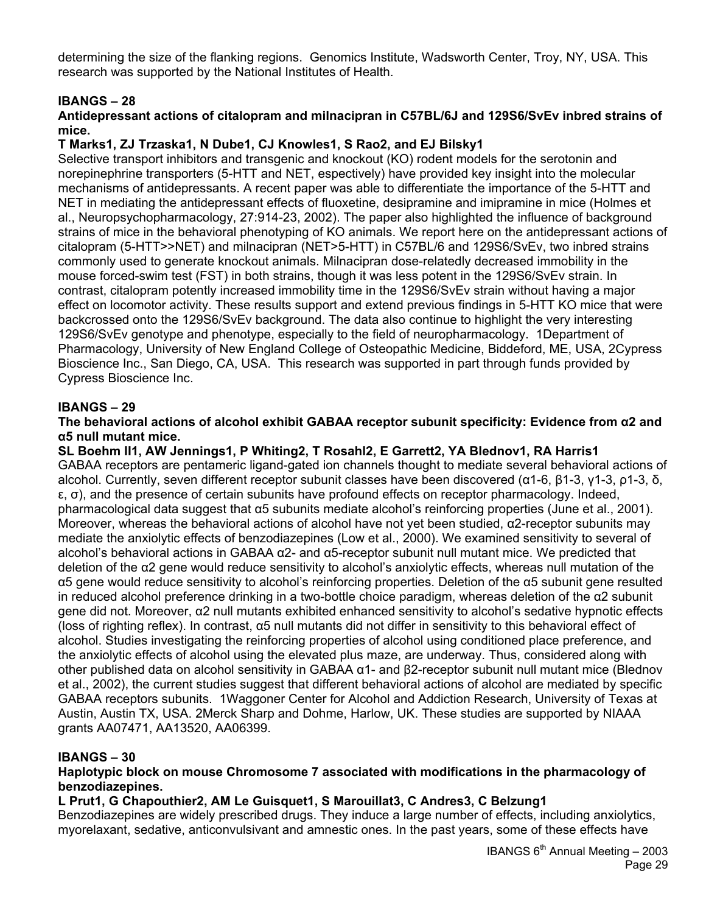determining the size of the flanking regions. Genomics Institute, Wadsworth Center, Troy, NY, USA. This research was supported by the National Institutes of Health.

## IBANGS – 28

**Antidepressant actions of citalopram and milnacipran in C57BL/6J and 129S6/SvEv inbred strains of mice.**

**T Marks1, ZJ Trzaska1, N Dube1, CJ Knowles1, S Rao2, and EJ Bilsky1**

Selective transport inhibitors and transgenic and knockout (KO) rodent models for the serotonin and norepinephrine transporters (5-HTT and NET, espectively) have provided key insight into the molecular mechanisms of antidepressants. A recent paper was able to differentiate the importance of the 5-HTT and NET in mediating the antidepressant effects of fluoxetine, desipramine and imipramine in mice (Holmes et al., Neuropsychopharmacology, 27:914-23, 2002). The paper also highlighted the influence of background strains of mice in the behavioral phenotyping of KO animals. We report here on the antidepressant actions of citalopram (5-HTT>>NET) and milnacipran (NET>5-HTT) in C57BL/6 and 129S6/SvEv, two inbred strains commonly used to generate knockout animals. Milnacipran dose-relatedly decreased immobility in the mouse forced-swim test (FST) in both strains, though it was less potent in the 129S6/SvEv strain. In contrast, citalopram potently increased immobility time in the 129S6/SvEv strain without having a major effect on locomotor activity. These results support and extend previous findings in 5-HTT KO mice that were backcrossed onto the 129S6/SvEv background. The data also continue to highlight the very interesting 129S6/SvEv genotype and phenotype, especially to the field of neuropharmacology. 1Department of Pharmacology, University of New England College of Osteopathic Medicine, Biddeford, ME, USA, 2Cypress Bioscience Inc., San Diego, CA, USA. This research was supported in part through funds provided by Cypress Bioscience Inc.

## IBANGS – 29

**The behavioral actions of alcohol exhibit GABAA receptor subunit specificity: Evidence from α2 and α5 null mutant mice.**

**SL Boehm II1, AW Jennings1, P Whiting2, T Rosahl2, E Garrett2, YA Blednov1, RA Harris1**

GABAA receptors are pentameric ligand-gated ion channels thought to mediate several behavioral actions of alcohol. Currently, seven different receptor subunit classes have been discovered (α1-6, β1-3, γ1-3, ρ1-3, δ, ε, σ), and the presence of certain subunits have profound effects on receptor pharmacology. Indeed, pharmacological data suggest that α5 subunits mediate alcohol's reinforcing properties (June et al., 2001). Moreover, whereas the behavioral actions of alcohol have not yet been studied, α2-receptor subunits may mediate the anxiolytic effects of benzodiazepines (Low et al., 2000). We examined sensitivity to several of alcohol's behavioral actions in GABAA α2- and α5-receptor subunit null mutant mice. We predicted that deletion of the α2 gene would reduce sensitivity to alcohol's anxiolytic effects, whereas null mutation of the α5 gene would reduce sensitivity to alcohol's reinforcing properties. Deletion of the α5 subunit gene resulted in reduced alcohol preference drinking in a two-bottle choice paradigm, whereas deletion of the α2 subunit gene did not. Moreover, α2 null mutants exhibited enhanced sensitivity to alcohol's sedative hypnotic effects (loss of righting reflex). In contrast, α5 null mutants did not differ in sensitivity to this behavioral effect of alcohol. Studies investigating the reinforcing properties of alcohol using conditioned place preference, and the anxiolytic effects of alcohol using the elevated plus maze, are underway. Thus, considered along with other published data on alcohol sensitivity in GABAA α1- and β2-receptor subunit null mutant mice (Blednov et al., 2002), the current studies suggest that different behavioral actions of alcohol are mediated by specific GABAA receptors subunits. 1Waggoner Center for Alcohol and Addiction Research, University of Texas at Austin, Austin TX, USA. 2Merck Sharp and Dohme, Harlow, UK. These studies are supported by NIAAA grants AA07471, AA13520, AA06399.

## IBANGS – 30

**Haplotypic block on mouse Chromosome 7 associated with modifications in the pharmacology of benzodiazepines.**

**L Prut1, G Chapouthier2, AM Le Guisquet1, S Marouillat3, C Andres3, C Belzung1**

Benzodiazepines are widely prescribed drugs. They induce a large number of effects, including anxiolytics, myorelaxant, sedative, anticonvulsivant and amnestic ones. In the past years, some of these effects have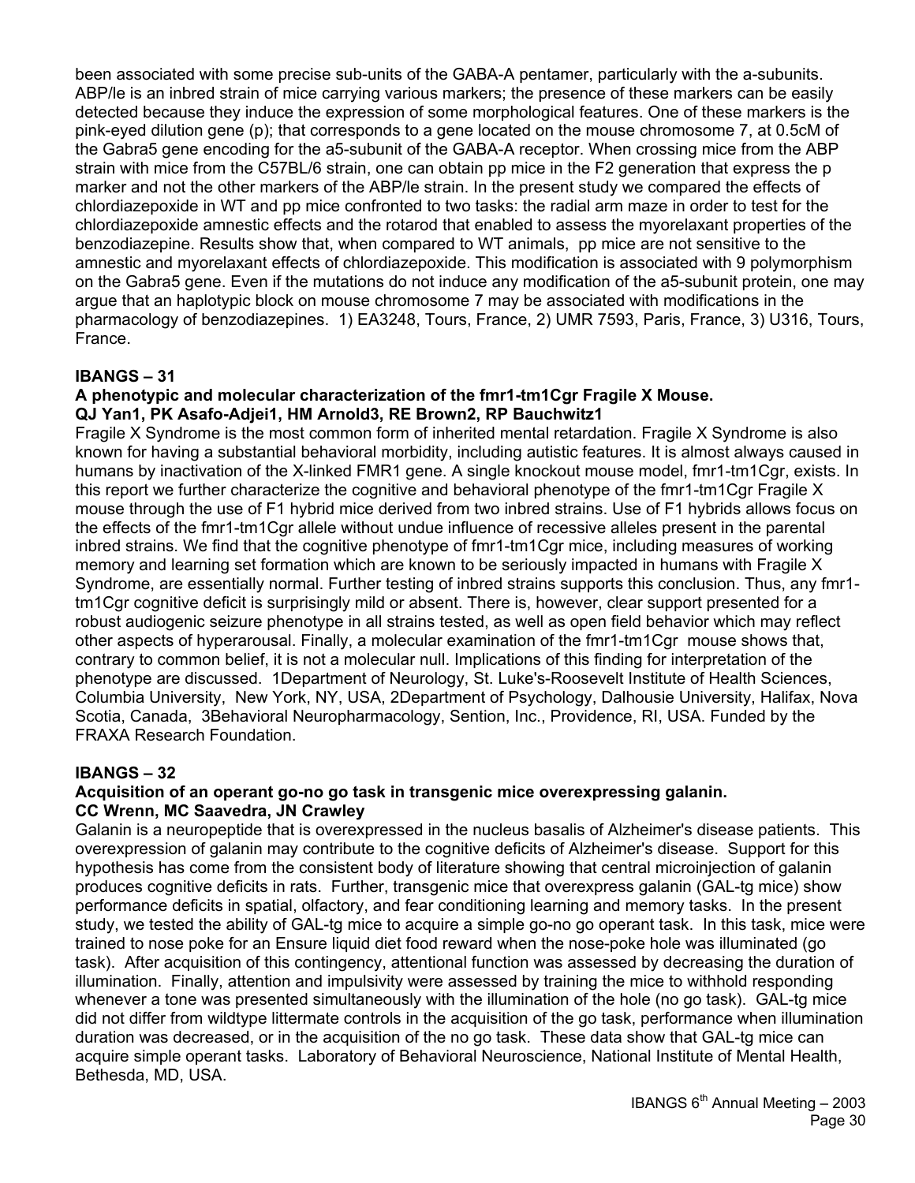been associated with some precise sub-units of the GABA-A pentamer, particularly with the a-subunits. ABP/le is an inbred strain of mice carrying various markers; the presence of these markers can be easily detected because they induce the expression of some morphological features. One of these markers is the pink-eyed dilution gene (p); that corresponds to a gene located on the mouse chromosome 7, at 0.5cM of the Gabra5 gene encoding for the a5-subunit of the GABA-A receptor. When crossing mice from the ABP strain with mice from the C57BL/6 strain, one can obtain pp mice in the F2 generation that express the p marker and not the other markers of the ABP/le strain. In the present study we compared the effects of chlordiazepoxide in WT and pp mice confronted to two tasks: the radial arm maze in order to test for the chlordiazepoxide amnestic effects and the rotarod that enabled to assess the myorelaxant properties of the benzodiazepine. Results show that, when compared to WT animals, pp mice are not sensitive to the amnestic and myorelaxant effects of chlordiazepoxide. This modification is associated with 9 polymorphism on the Gabra5 gene. Even if the mutations do not induce any modification of the a5-subunit protein, one may argue that an haplotypic block on mouse chromosome 7 may be associated with modifications in the pharmacology of benzodiazepines. 1) EA3248, Tours, France, 2) UMR 7593, Paris, France, 3) U316, Tours, France.

## IBANGS – 31

**A phenotypic and molecular characterization of the fmr1-tm1Cgr Fragile X Mouse.**
**QJ Yan1, PK Asafo-Adjei1, HM Arnold3, RE Brown2, RP Bauchwitz1**

Fragile X Syndrome is the most common form of inherited mental retardation. Fragile X Syndrome is also known for having a substantial behavioral morbidity, including autistic features. It is almost always caused in humans by inactivation of the X-linked FMR1 gene. A single knockout mouse model, fmr1-tm1Cgr, exists. In this report we further characterize the cognitive and behavioral phenotype of the fmr1-tm1Cgr Fragile X mouse through the use of F1 hybrid mice derived from two inbred strains. Use of F1 hybrids allows focus on the effects of the fmr1-tm1Cgr allele without undue influence of recessive alleles present in the parental inbred strains. We find that the cognitive phenotype of fmr1-tm1Cgr mice, including measures of working memory and learning set formation which are known to be seriously impacted in humans with Fragile X Syndrome, are essentially normal. Further testing of inbred strains supports this conclusion. Thus, any fmr1-tm1Cgr cognitive deficit is surprisingly mild or absent. There is, however, clear support presented for a robust audiogenic seizure phenotype in all strains tested, as well as open field behavior which may reflect other aspects of hyperarousal. Finally, a molecular examination of the fmr1-tm1Cgr mouse shows that, contrary to common belief, it is not a molecular null. Implications of this finding for interpretation of the phenotype are discussed. 1Department of Neurology, St. Luke's-Roosevelt Institute of Health Sciences, Columbia University, New York, NY, USA, 2Department of Psychology, Dalhousie University, Halifax, Nova Scotia, Canada, 3Behavioral Neuropharmacology, Sention, Inc., Providence, RI, USA. Funded by the FRAXA Research Foundation.

## IBANGS – 32

**Acquisition of an operant go-no go task in transgenic mice overexpressing galanin.**
**CC Wrenn, MC Saavedra, JN Crawley**

Galanin is a neuropeptide that is overexpressed in the nucleus basalis of Alzheimer's disease patients. This overexpression of galanin may contribute to the cognitive deficits of Alzheimer's disease. Support for this hypothesis has come from the consistent body of literature showing that central microinjection of galanin produces cognitive deficits in rats. Further, transgenic mice that overexpress galanin (GAL-tg mice) show performance deficits in spatial, olfactory, and fear conditioning learning and memory tasks. In the present study, we tested the ability of GAL-tg mice to acquire a simple go-no go operant task. In this task, mice were trained to nose poke for an Ensure liquid diet food reward when the nose-poke hole was illuminated (go task). After acquisition of this contingency, attentional function was assessed by decreasing the duration of illumination. Finally, attention and impulsivity were assessed by training the mice to withhold responding whenever a tone was presented simultaneously with the illumination of the hole (no go task). GAL-tg mice did not differ from wildtype littermate controls in the acquisition of the go task, performance when illumination duration was decreased, or in the acquisition of the no go task. These data show that GAL-tg mice can acquire simple operant tasks. Laboratory of Behavioral Neuroscience, National Institute of Mental Health, Bethesda, MD, USA.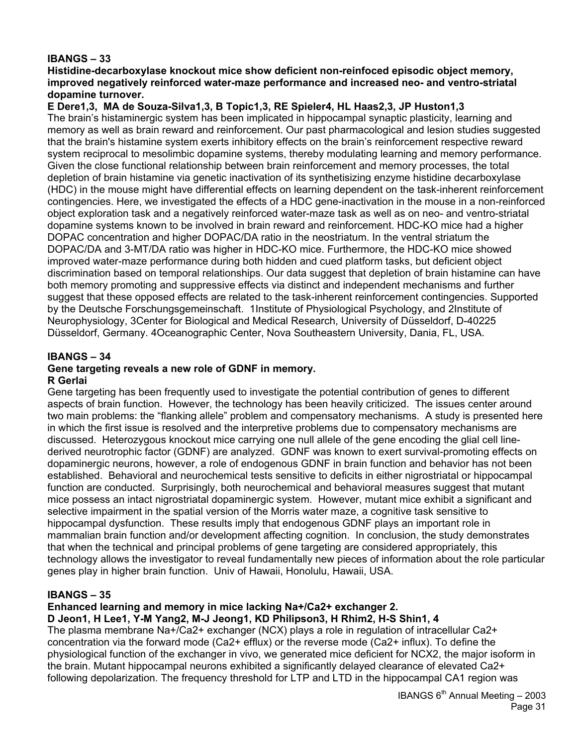**IBANGS – 33**

**Histidine-decarboxylase knockout mice show deficient non-reinfoced episodic object memory, improved negatively reinforced water-maze performance and increased neo- and ventro-striatal dopamine turnover.**

**E Dere1,3, MA de Souza-Silva1,3, B Topic1,3, RE Spieler4, HL Haas2,3, JP Huston1,3**

The brain's histaminergic system has been implicated in hippocampal synaptic plasticity, learning and memory as well as brain reward and reinforcement. Our past pharmacological and lesion studies suggested that the brain's histamine system exerts inhibitory effects on the brain's reinforcement respective reward system reciprocal to mesolimbic dopamine systems, thereby modulating learning and memory performance. Given the close functional relationship between brain reinforcement and memory processes, the total depletion of brain histamine via genetic inactivation of its synthetisizing enzyme histidine decarboxylase (HDC) in the mouse might have differential effects on learning dependent on the task-inherent reinforcement contingencies. Here, we investigated the effects of a HDC gene-inactivation in the mouse in a non-reinforced object exploration task and a negatively reinforced water-maze task as well as on neo- and ventro-striatal dopamine systems known to be involved in brain reward and reinforcement. HDC-KO mice had a higher DOPAC concentration and higher DOPAC/DA ratio in the neostriatum. In the ventral striatum the DOPAC/DA and 3-MT/DA ratio was higher in HDC-KO mice. Furthermore, the HDC-KO mice showed improved water-maze performance during both hidden and cued platform tasks, but deficient object discrimination based on temporal relationships. Our data suggest that depletion of brain histamine can have both memory promoting and suppressive effects via distinct and independent mechanisms and further suggest that these opposed effects are related to the task-inherent reinforcement contingencies. Supported by the Deutsche Forschungsgemeinschaft. 1Institute of Physiological Psychology, and 2Institute of Neurophysiology, 3Center for Biological and Medical Research, University of Düsseldorf, D-40225 Düsseldorf, Germany. 4Oceanographic Center, Nova Southeastern University, Dania, FL, USA.

**IBANGS – 34**

**Gene targeting reveals a new role of GDNF in memory.**

**R Gerlai**

Gene targeting has been frequently used to investigate the potential contribution of genes to different aspects of brain function. However, the technology has been heavily criticized. The issues center around two main problems: the "flanking allele" problem and compensatory mechanisms. A study is presented here in which the first issue is resolved and the interpretive problems due to compensatory mechanisms are discussed. Heterozygous knockout mice carrying one null allele of the gene encoding the glial cell line-derived neurotrophic factor (GDNF) are analyzed. GDNF was known to exert survival-promoting effects on dopaminergic neurons, however, a role of endogenous GDNF in brain function and behavior has not been established. Behavioral and neurochemical tests sensitive to deficits in either nigrostriatal or hippocampal function are conducted. Surprisingly, both neurochemical and behavioral measures suggest that mutant mice possess an intact nigrostriatal dopaminergic system. However, mutant mice exhibit a significant and selective impairment in the spatial version of the Morris water maze, a cognitive task sensitive to hippocampal dysfunction. These results imply that endogenous GDNF plays an important role in mammalian brain function and/or development affecting cognition. In conclusion, the study demonstrates that when the technical and principal problems of gene targeting are considered appropriately, this technology allows the investigator to reveal fundamentally new pieces of information about the role particular genes play in higher brain function. Univ of Hawaii, Honolulu, Hawaii, USA.

**IBANGS – 35**

**Enhanced learning and memory in mice lacking Na+/Ca2+ exchanger 2.**

**D Jeon1, H Lee1, Y-M Yang2, M-J Jeong1, KD Philipson3, H Rhim2, H-S Shin1, 4**

The plasma membrane $Na^+/Ca^{2+}$ exchanger (NCX) plays a role in regulation of intracellular $Ca^{2+}$ concentration via the forward mode ($Ca^{2+}$ efflux) or the reverse mode ($Ca^{2+}$ influx). To define the physiological function of the exchanger in vivo, we generated mice deficient for NCX2, the major isoform in the brain. Mutant hippocampal neurons exhibited a significantly delayed clearance of elevated $Ca^{2+}$ following depolarization. The frequency threshold for LTP and LTD in the hippocampal CA1 region was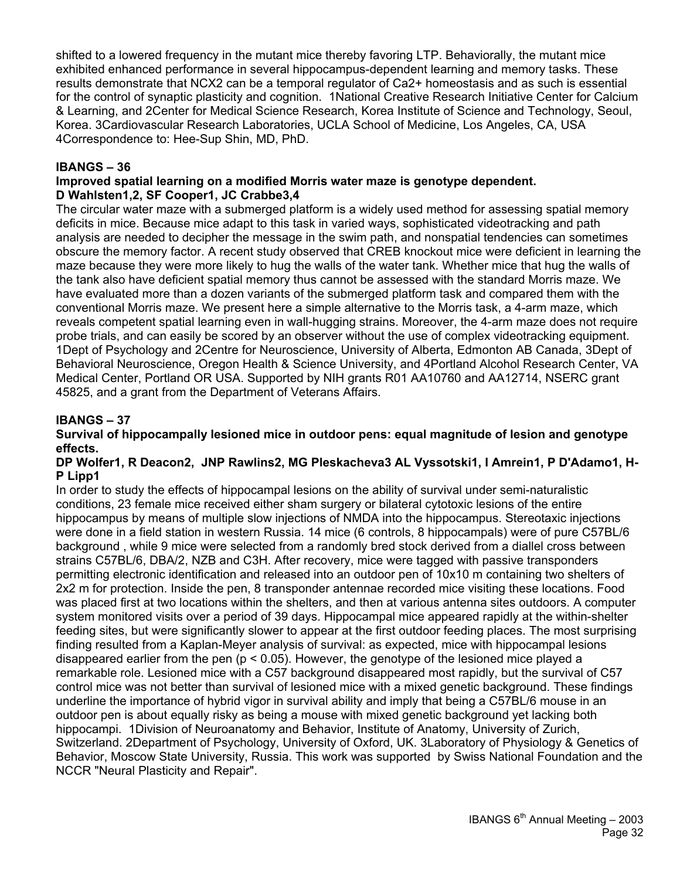shifted to a lowered frequency in the mutant mice thereby favoring LTP. Behaviorally, the mutant mice exhibited enhanced performance in several hippocampus-dependent learning and memory tasks. These results demonstrate that NCX2 can be a temporal regulator of $Ca^{2+}$ homeostasis and as such is essential for the control of synaptic plasticity and cognition. [1]National Creative Research Initiative Center for Calcium & Learning, and [2]Center for Medical Science Research, Korea Institute of Science and Technology, Seoul, Korea. [3]Cardiovascular Research Laboratories, UCLA School of Medicine, Los Angeles, CA, USA [4]Correspondence to: Hee-Sup Shin, MD, PhD.

## IBANGS – 36

**Improved spatial learning on a modified Morris water maze is genotype dependent.**

**D Wahlsten[1,2], SF Cooper[1], JC Crabbe[3,4]**

The circular water maze with a submerged platform is a widely used method for assessing spatial memory deficits in mice. Because mice adapt to this task in varied ways, sophisticated videotracking and path analysis are needed to decipher the message in the swim path, and nonspatial tendencies can sometimes obscure the memory factor. A recent study observed that CREB knockout mice were deficient in learning the maze because they were more likely to hug the walls of the water tank. Whether mice that hug the walls of the tank also have deficient spatial memory thus cannot be assessed with the standard Morris maze. We have evaluated more than a dozen variants of the submerged platform task and compared them with the conventional Morris maze. We present here a simple alternative to the Morris task, a 4-arm maze, which reveals competent spatial learning even in wall-hugging strains. Moreover, the 4-arm maze does not require probe trials, and can easily be scored by an observer without the use of complex videotracking equipment. [1]Dept of Psychology and [2]Centre for Neuroscience, University of Alberta, Edmonton AB Canada, [3]Dept of Behavioral Neuroscience, Oregon Health & Science University, and [4]Portland Alcohol Research Center, VA Medical Center, Portland OR USA. Supported by NIH grants R01 AA10760 and AA12714, NSERC grant 45825, and a grant from the Department of Veterans Affairs.

## IBANGS – 37

**Survival of hippocampally lesioned mice in outdoor pens: equal magnitude of lesion and genotype effects.**

**DP Wolfer[1], R Deacon[2], JNP Rawlins[2], MG Pleskacheva[3] AL Vyssotski[1], I Amrein[1], P D'Adamo[1], H-P Lipp[1]**

In order to study the effects of hippocampal lesions on the ability of survival under semi-naturalistic conditions, 23 female mice received either sham surgery or bilateral cytotoxic lesions of the entire hippocampus by means of multiple slow injections of NMDA into the hippocampus. Stereotaxic injections were done in a field station in western Russia. 14 mice (6 controls, 8 hippocampals) were of pure C57BL/6 background , while 9 mice were selected from a randomly bred stock derived from a diallel cross between strains C57BL/6, DBA/2, NZB and C3H. After recovery, mice were tagged with passive transponders permitting electronic identification and released into an outdoor pen of 10x10 m containing two shelters of 2x2 m for protection. Inside the pen, 8 transponder antennae recorded mice visiting these locations. Food was placed first at two locations within the shelters, and then at various antenna sites outdoors. A computer system monitored visits over a period of 39 days. Hippocampal mice appeared rapidly at the within-shelter feeding sites, but were significantly slower to appear at the first outdoor feeding places. The most surprising finding resulted from a Kaplan-Meyer analysis of survival: as expected, mice with hippocampal lesions disappeared earlier from the pen ($p < 0.05$). However, the genotype of the lesioned mice played a remarkable role. Lesioned mice with a C57 background disappeared most rapidly, but the survival of C57 control mice was not better than survival of lesioned mice with a mixed genetic background. These findings underline the importance of hybrid vigor in survival ability and imply that being a C57BL/6 mouse in an outdoor pen is about equally risky as being a mouse with mixed genetic background yet lacking both hippocampi. [1]Division of Neuroanatomy and Behavior, Institute of Anatomy, University of Zurich, Switzerland. [2]Department of Psychology, University of Oxford, UK. [3]Laboratory of Physiology & Genetics of Behavior, Moscow State University, Russia. This work was supported by Swiss National Foundation and the NCCR "Neural Plasticity and Repair".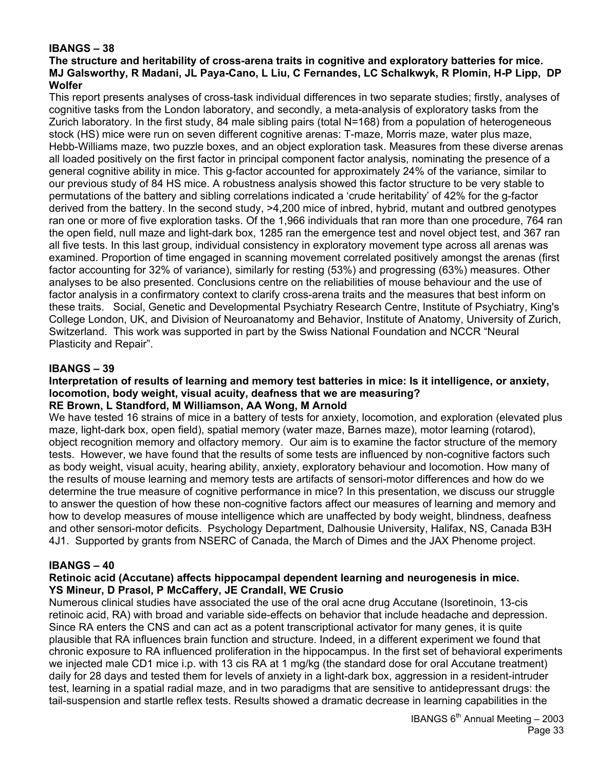**IBANGS – 38**

**The structure and heritability of cross-arena traits in cognitive and exploratory batteries for mice.**
**MJ Galsworthy, R Madani, JL Paya-Cano, L Liu, C Fernandes, LC Schalkwyk, R Plomin, H-P Lipp, DP Wolfer**

This report presents analyses of cross-task individual differences in two separate studies; firstly, analyses of cognitive tasks from the London laboratory, and secondly, a meta-analysis of exploratory tasks from the Zurich laboratory. In the first study, 84 male sibling pairs (total N=168) from a population of heterogeneous stock (HS) mice were run on seven different cognitive arenas: T-maze, Morris maze, water plus maze, Hebb-Williams maze, two puzzle boxes, and an object exploration task. Measures from these diverse arenas all loaded positively on the first factor in principal component factor analysis, nominating the presence of a general cognitive ability in mice. This g-factor accounted for approximately 24% of the variance, similar to our previous study of 84 HS mice. A robustness analysis showed this factor structure to be very stable to permutations of the battery and sibling correlations indicated a 'crude heritability' of 42% for the g-factor derived from the battery. In the second study, >4,200 mice of inbred, hybrid, mutant and outbred genotypes ran one or more of five exploration tasks. Of the 1,966 individuals that ran more than one procedure, 764 ran the open field, null maze and light-dark box, 1285 ran the emergence test and novel object test, and 367 ran all five tests. In this last group, individual consistency in exploratory movement type across all arenas was examined. Proportion of time engaged in scanning movement correlated positively amongst the arenas (first factor accounting for 32% of variance), similarly for resting (53%) and progressing (63%) measures. Other analyses to be also presented. Conclusions centre on the reliabilities of mouse behaviour and the use of factor analysis in a confirmatory context to clarify cross-arena traits and the measures that best inform on these traits. Social, Genetic and Developmental Psychiatry Research Centre, Institute of Psychiatry, King's College London, UK, and Division of Neuroanatomy and Behavior, Institute of Anatomy, University of Zurich, Switzerland. This work was supported in part by the Swiss National Foundation and NCCR "Neural Plasticity and Repair".

**IBANGS – 39**

**Interpretation of results of learning and memory test batteries in mice: Is it intelligence, or anxiety, locomotion, body weight, visual acuity, deafness that we are measuring?**
**RE Brown, L Standford, M Williamson, AA Wong, M Arnold**

We have tested 16 strains of mice in a battery of tests for anxiety, locomotion, and exploration (elevated plus maze, light-dark box, open field), spatial memory (water maze, Barnes maze), motor learning (rotarod), object recognition memory and olfactory memory. Our aim is to examine the factor structure of the memory tests. However, we have found that the results of some tests are influenced by non-cognitive factors such as body weight, visual acuity, hearing ability, anxiety, exploratory behaviour and locomotion. How many of the results of mouse learning and memory tests are artifacts of sensori-motor differences and how do we determine the true measure of cognitive performance in mice? In this presentation, we discuss our struggle to answer the question of how these non-cognitive factors affect our measures of learning and memory and how to develop measures of mouse intelligence which are unaffected by body weight, blindness, deafness and other sensori-motor deficits. Psychology Department, Dalhousie University, Halifax, NS, Canada B3H 4J1. Supported by grants from NSERC of Canada, the March of Dimes and the JAX Phenome project.

**IBANGS – 40**

**Retinoic acid (Accutane) affects hippocampal dependent learning and neurogenesis in mice.**
**YS Mineur, D Prasol, P McCaffery, JE Crandall, WE Crusio**

Numerous clinical studies have associated the use of the oral acne drug Accutane (Isoretinoin, 13-cis retinoic acid, RA) with broad and variable side-effects on behavior that include headache and depression. Since RA enters the CNS and can act as a potent transcriptional activator for many genes, it is quite plausible that RA influences brain function and structure. Indeed, in a different experiment we found that chronic exposure to RA influenced proliferation in the hippocampus. In the first set of behavioral experiments we injected male CD1 mice i.p. with 13 cis RA at 1 mg/kg (the standard dose for oral Accutane treatment) daily for 28 days and tested them for levels of anxiety in a light-dark box, aggression in a resident-intruder test, learning in a spatial radial maze, and in two paradigms that are sensitive to antidepressant drugs: the tail-suspension and startle reflex tests. Results showed a dramatic decrease in learning capabilities in the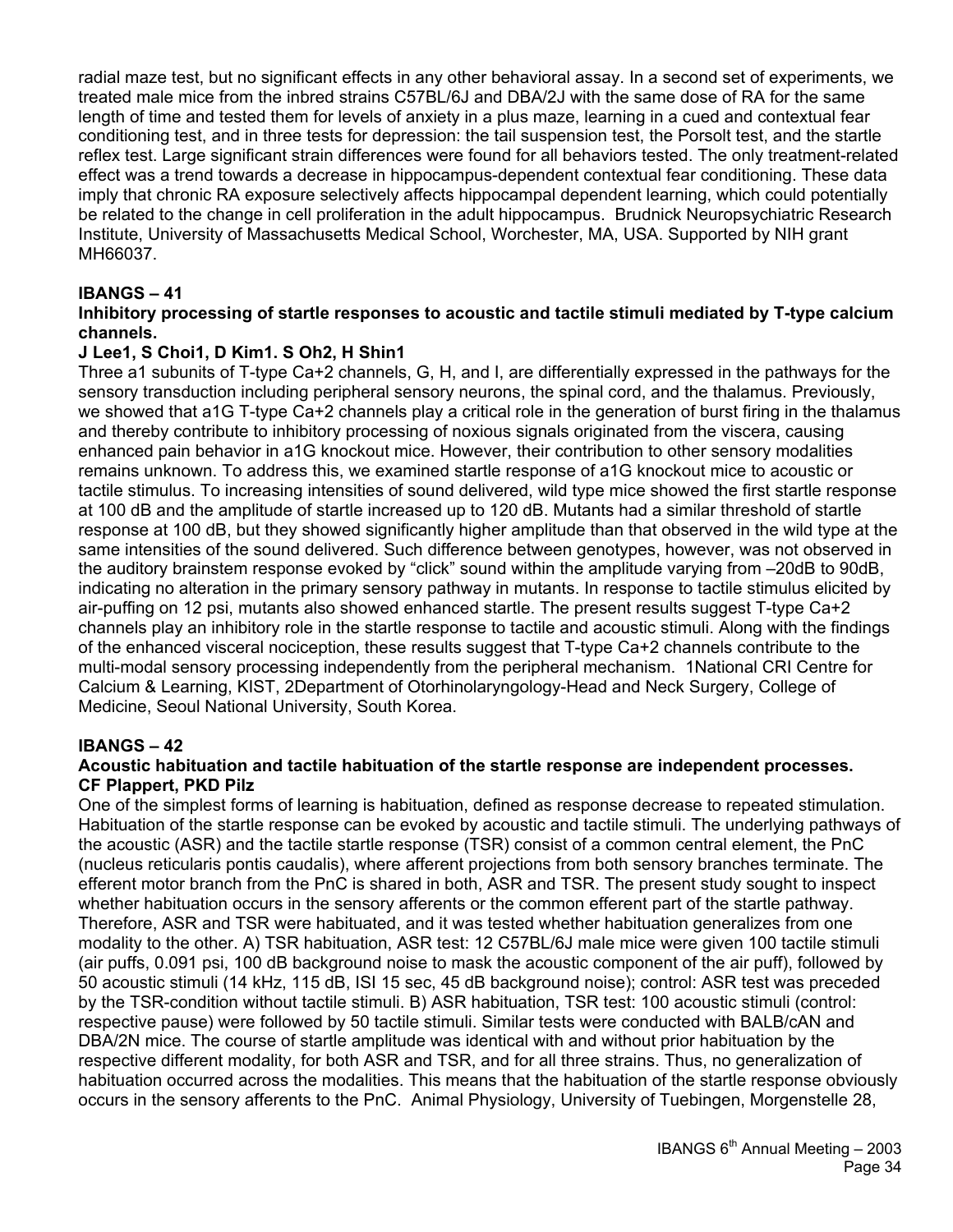radial maze test, but no significant effects in any other behavioral assay. In a second set of experiments, we treated male mice from the inbred strains C57BL/6J and DBA/2J with the same dose of RA for the same length of time and tested them for levels of anxiety in a plus maze, learning in a cued and contextual fear conditioning test, and in three tests for depression: the tail suspension test, the Porsolt test, and the startle reflex test. Large significant strain differences were found for all behaviors tested. The only treatment-related effect was a trend towards a decrease in hippocampus-dependent contextual fear conditioning. These data imply that chronic RA exposure selectively affects hippocampal dependent learning, which could potentially be related to the change in cell proliferation in the adult hippocampus. Brudnick Neuropsychiatric Research Institute, University of Massachusetts Medical School, Worchester, MA, USA. Supported by NIH grant MH66037.

### IBANGS – 41

**Inhibitory processing of startle responses to acoustic and tactile stimuli mediated by T-type calcium channels.**

**J Lee1, S Choi1, D Kim1. S Oh2, H Shin1**

Three a1 subunits of T-type Ca+2 channels, G, H, and I, are differentially expressed in the pathways for the sensory transduction including peripheral sensory neurons, the spinal cord, and the thalamus. Previously, we showed that a1G T-type Ca+2 channels play a critical role in the generation of burst firing in the thalamus and thereby contribute to inhibitory processing of noxious signals originated from the viscera, causing enhanced pain behavior in a1G knockout mice. However, their contribution to other sensory modalities remains unknown. To address this, we examined startle response of a1G knockout mice to acoustic or tactile stimulus. To increasing intensities of sound delivered, wild type mice showed the first startle response at 100 dB and the amplitude of startle increased up to 120 dB. Mutants had a similar threshold of startle response at 100 dB, but they showed significantly higher amplitude than that observed in the wild type at the same intensities of the sound delivered. Such difference between genotypes, however, was not observed in the auditory brainstem response evoked by "click" sound within the amplitude varying from –20dB to 90dB, indicating no alteration in the primary sensory pathway in mutants. In response to tactile stimulus elicited by air-puffing on 12 psi, mutants also showed enhanced startle. The present results suggest T-type Ca+2 channels play an inhibitory role in the startle response to tactile and acoustic stimuli. Along with the findings of the enhanced visceral nociception, these results suggest that T-type Ca+2 channels contribute to the multi-modal sensory processing independently from the peripheral mechanism. 1National CRI Centre for Calcium & Learning, KIST, 2Department of Otorhinolaryngology-Head and Neck Surgery, College of Medicine, Seoul National University, South Korea.

### IBANGS – 42

**Acoustic habituation and tactile habituation of the startle response are independent processes.**

**CF Plappert, PKD Pilz**

One of the simplest forms of learning is habituation, defined as response decrease to repeated stimulation. Habituation of the startle response can be evoked by acoustic and tactile stimuli. The underlying pathways of the acoustic (ASR) and the tactile startle response (TSR) consist of a common central element, the PnC (nucleus reticularis pontis caudalis), where afferent projections from both sensory branches terminate. The efferent motor branch from the PnC is shared in both, ASR and TSR. The present study sought to inspect whether habituation occurs in the sensory afferents or the common efferent part of the startle pathway. Therefore, ASR and TSR were habituated, and it was tested whether habituation generalizes from one modality to the other. A) TSR habituation, ASR test: 12 C57BL/6J male mice were given 100 tactile stimuli (air puffs, 0.091 psi, 100 dB background noise to mask the acoustic component of the air puff), followed by 50 acoustic stimuli (14 kHz, 115 dB, ISI 15 sec, 45 dB background noise); control: ASR test was preceded by the TSR-condition without tactile stimuli. B) ASR habituation, TSR test: 100 acoustic stimuli (control: respective pause) were followed by 50 tactile stimuli. Similar tests were conducted with BALB/cAN and DBA/2N mice. The course of startle amplitude was identical with and without prior habituation by the respective different modality, for both ASR and TSR, and for all three strains. Thus, no generalization of habituation occurred across the modalities. This means that the habituation of the startle response obviously occurs in the sensory afferents to the PnC. Animal Physiology, University of Tuebingen, Morgenstelle 28,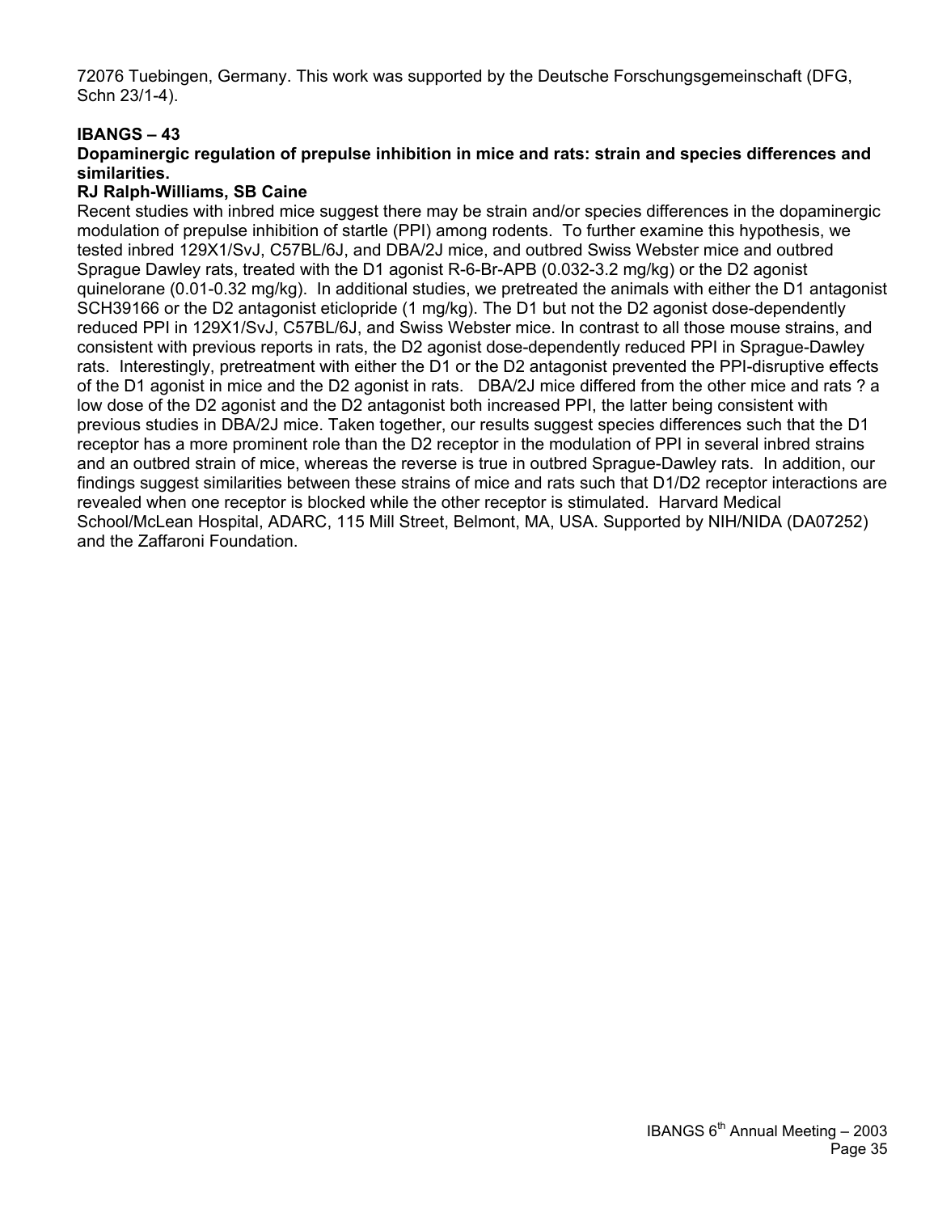72076 Tuebingen, Germany. This work was supported by the Deutsche Forschungsgemeinschaft (DFG, Schn 23/1-4).

**IBANGS – 43**

**Dopaminergic regulation of prepulse inhibition in mice and rats: strain and species differences and similarities.**

**RJ Ralph-Williams, SB Caine**

Recent studies with inbred mice suggest there may be strain and/or species differences in the dopaminergic modulation of prepulse inhibition of startle (PPI) among rodents. To further examine this hypothesis, we tested inbred 129X1/SvJ, C57BL/6J, and DBA/2J mice, and outbred Swiss Webster mice and outbred Sprague Dawley rats, treated with the D1 agonist R-6-Br-APB (0.032-3.2 mg/kg) or the D2 agonist quinelorane (0.01-0.32 mg/kg). In additional studies, we pretreated the animals with either the D1 antagonist SCH39166 or the D2 antagonist eticlopride (1 mg/kg). The D1 but not the D2 agonist dose-dependently reduced PPI in 129X1/SvJ, C57BL/6J, and Swiss Webster mice. In contrast to all those mouse strains, and consistent with previous reports in rats, the D2 agonist dose-dependently reduced PPI in Sprague-Dawley rats. Interestingly, pretreatment with either the D1 or the D2 antagonist prevented the PPI-disruptive effects of the D1 agonist in mice and the D2 agonist in rats. DBA/2J mice differed from the other mice and rats ? a low dose of the D2 agonist and the D2 antagonist both increased PPI, the latter being consistent with previous studies in DBA/2J mice. Taken together, our results suggest species differences such that the D1 receptor has a more prominent role than the D2 receptor in the modulation of PPI in several inbred strains and an outbred strain of mice, whereas the reverse is true in outbred Sprague-Dawley rats. In addition, our findings suggest similarities between these strains of mice and rats such that D1/D2 receptor interactions are revealed when one receptor is blocked while the other receptor is stimulated. Harvard Medical School/McLean Hospital, ADARC, 115 Mill Street, Belmont, MA, USA. Supported by NIH/NIDA (DA07252) and the Zaffaroni Foundation.